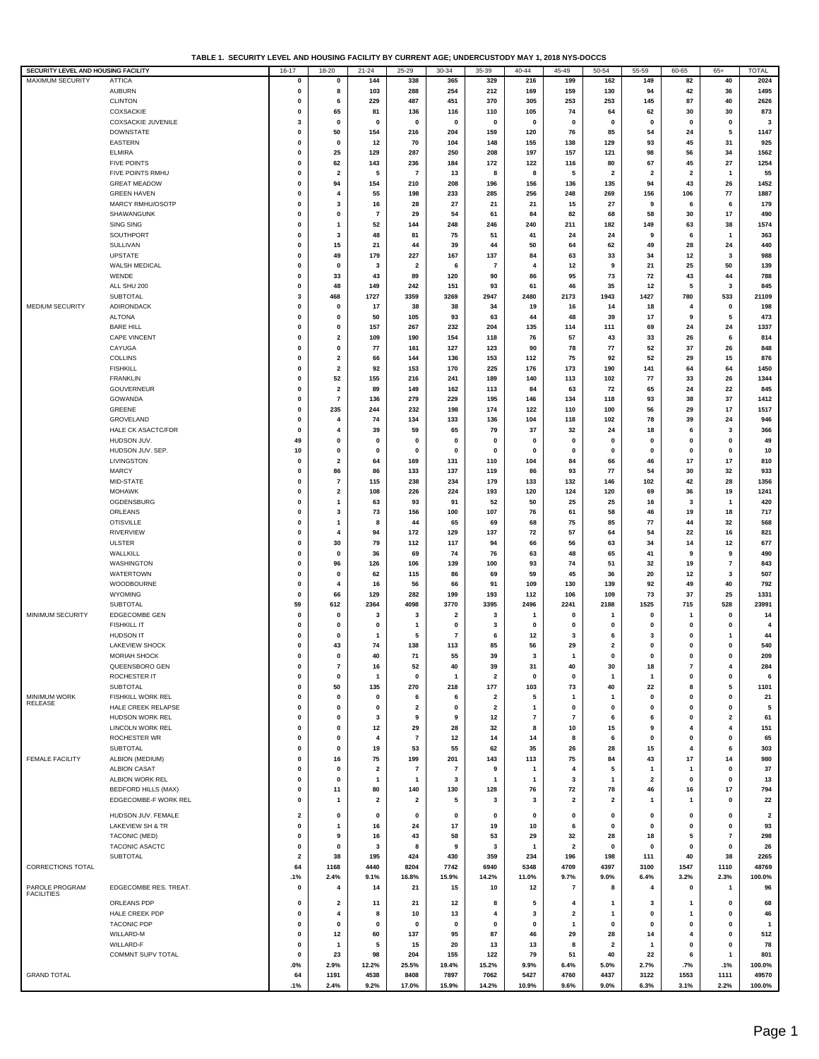**TABLE 1. SECURITY LEVEL AND HOUSING FACILITY BY CURRENT AGE; UNDERCUSTODY MAY 1, 2018 NYS-DOCCS**

| SECURITY LEVEL AND HOUSING FACILITY | | 16-17 | 18-20 | 21-24 | 25-29 | 30-34 | 35-39 | 40-44 | 45-49 | 50-54 | 55-59 | 60-65 | 65+ | TOTAL |
|---|---|---|---|---|---|---|---|---|---|---|---|---|---|---|
| MAXIMUM SECURITY | ATTICA | 0 | 0 | 144 | 338 | 365 | 329 | 216 | 199 | 162 | 149 | 82 | 40 | 2024 |
| | AUBURN | 0 | 8 | 103 | 288 | 254 | 212 | 169 | 159 | 130 | 94 | 42 | 36 | 1495 |
| | CLINTON | 0 | 6 | 229 | 487 | 451 | 370 | 305 | 253 | 253 | 145 | 87 | 40 | 2626 |
| | COXSACKIE | 0 | 65 | 81 | 136 | 116 | 110 | 105 | 74 | 64 | 62 | 30 | 30 | 873 |
| | COXSACKIE JUVENILE | 3 | 0 | 0 | 0 | 0 | 0 | 0 | 0 | 0 | 0 | 0 | 0 | 3 |
| | DOWNSTATE | 0 | 50 | 154 | 216 | 204 | 159 | 120 | 76 | 85 | 54 | 24 | 5 | 1147 |
| | EASTERN | 0 | 0 | 12 | 70 | 104 | 148 | 155 | 138 | 129 | 93 | 45 | 31 | 925 |
| | ELMIRA | 0 | 25 | 129 | 287 | 250 | 208 | 197 | 157 | 121 | 98 | 56 | 34 | 1562 |
| | FIVE POINTS | 0 | 62 | 143 | 236 | 184 | 172 | 122 | 116 | 80 | 67 | 45 | 27 | 1254 |
| | FIVE POINTS RMHU | 0 | 2 | 5 | 7 | 13 | 8 | 8 | 5 | 2 | 2 | 2 | 1 | 55 |
| | GREAT MEADOW | 0 | 94 | 154 | 210 | 208 | 196 | 156 | 136 | 135 | 94 | 43 | 26 | 1452 |
| | GREEN HAVEN | 0 | 4 | 55 | 198 | 233 | 285 | 256 | 248 | 269 | 156 | 106 | 77 | 1887 |
| | MARCY RMHU/OSOTP | 0 | 3 | 16 | 28 | 27 | 21 | 21 | 15 | 27 | 9 | 6 | 6 | 179 |
| | SHAWANGUNK | 0 | 0 | 7 | 29 | 54 | 61 | 84 | 82 | 68 | 58 | 30 | 17 | 490 |
| | SING SING | 0 | 1 | 52 | 144 | 248 | 246 | 240 | 211 | 182 | 149 | 63 | 38 | 1574 |
| | SOUTHPORT | 0 | 3 | 48 | 81 | 75 | 51 | 41 | 24 | 24 | 9 | 6 | 1 | 363 |
| | SULLIVAN | 0 | 15 | 21 | 44 | 39 | 44 | 50 | 64 | 62 | 49 | 28 | 24 | 440 |
| | UPSTATE | 0 | 49 | 179 | 227 | 167 | 137 | 84 | 63 | 33 | 34 | 12 | 3 | 988 |
| | WALSH MEDICAL | 0 | 0 | 3 | 2 | 6 | 7 | 4 | 12 | 9 | 21 | 25 | 50 | 139 |
| | WENDE | 0 | 33 | 43 | 89 | 120 | 90 | 86 | 95 | 73 | 72 | 43 | 44 | 788 |
| | ALL SHU 200 | 0 | 48 | 149 | 242 | 151 | 93 | 61 | 46 | 35 | 12 | 5 | 3 | 845 |
| | SUBTOTAL | 3 | 468 | 1727 | 3359 | 3269 | 2947 | 2480 | 2173 | 1943 | 1427 | 780 | 533 | 21109 |
| MEDIUM SECURITY | ADIRONDACK | 0 | 0 | 17 | 38 | 38 | 34 | 19 | 16 | 14 | 18 | 4 | 0 | 198 |
| | ALTONA | 0 | 0 | 50 | 105 | 93 | 63 | 44 | 48 | 39 | 17 | 9 | 5 | 473 |
| | BARE HILL | 0 | 0 | 157 | 267 | 232 | 204 | 135 | 114 | 111 | 69 | 24 | 24 | 1337 |
| | CAPE VINCENT | 0 | 2 | 109 | 190 | 154 | 118 | 76 | 57 | 43 | 33 | 26 | 6 | 814 |
| | CAYUGA | 0 | 0 | 77 | 161 | 127 | 123 | 90 | 78 | 77 | 52 | 37 | 26 | 848 |
| | COLLINS | 0 | 2 | 66 | 144 | 136 | 153 | 112 | 75 | 92 | 52 | 29 | 15 | 876 |
| | FISHKILL | 0 | 2 | 92 | 153 | 170 | 225 | 176 | 173 | 190 | 141 | 64 | 64 | 1450 |
| | FRANKLIN | 0 | 52 | 155 | 216 | 241 | 189 | 140 | 113 | 102 | 77 | 33 | 26 | 1344 |
| | GOUVERNEUR | 0 | 2 | 89 | 149 | 162 | 113 | 84 | 63 | 72 | 65 | 24 | 22 | 845 |
| | GOWANDA | 0 | 7 | 136 | 279 | 229 | 195 | 146 | 134 | 118 | 93 | 38 | 37 | 1412 |
| | GREENE | 0 | 235 | 244 | 232 | 198 | 174 | 122 | 110 | 100 | 56 | 29 | 17 | 1517 |
| | GROVELAND | 0 | 4 | 74 | 134 | 133 | 136 | 104 | 118 | 102 | 78 | 39 | 24 | 946 |
| | HALE CK ASACTC/FDR | 0 | 4 | 39 | 59 | 65 | 79 | 37 | 32 | 24 | 18 | 6 | 3 | 366 |
| | HUDSON JUV. | 49 | 0 | 0 | 0 | 0 | 0 | 0 | 0 | 0 | 0 | 0 | 0 | 49 |
| | HUDSON JUV. SEP. | 10 | 0 | 0 | 0 | 0 | 0 | 0 | 0 | 0 | 0 | 0 | 0 | 10 |
| | LIVINGSTON | 0 | 2 | 64 | 169 | 131 | 110 | 104 | 84 | 66 | 46 | 17 | 17 | 810 |
| | MARCY | 0 | 86 | 86 | 133 | 137 | 119 | 86 | 93 | 77 | 54 | 30 | 32 | 933 |
| | MID-STATE | 0 | 7 | 115 | 238 | 234 | 179 | 133 | 132 | 146 | 102 | 42 | 28 | 1356 |
| | MOHAWK | 0 | 2 | 108 | 226 | 224 | 193 | 120 | 124 | 120 | 69 | 36 | 19 | 1241 |
| | OGDENSBURG | 0 | 1 | 63 | 93 | 91 | 52 | 50 | 25 | 25 | 16 | 3 | 1 | 420 |
| | ORLEANS | 0 | 3 | 73 | 156 | 100 | 107 | 76 | 61 | 58 | 46 | 19 | 18 | 717 |
| | OTISVILLE | 0 | 1 | 8 | 44 | 65 | 69 | 68 | 75 | 85 | 77 | 44 | 32 | 568 |
| | RIVERVIEW | 0 | 4 | 94 | 172 | 129 | 137 | 72 | 57 | 64 | 54 | 22 | 16 | 821 |
| | ULSTER | 0 | 30 | 79 | 112 | 117 | 94 | 66 | 56 | 63 | 34 | 14 | 12 | 677 |
| | WALLKILL | 0 | 0 | 36 | 69 | 74 | 76 | 63 | 48 | 65 | 41 | 9 | 9 | 490 |
| | WASHINGTON | 0 | 96 | 126 | 106 | 139 | 100 | 93 | 74 | 51 | 32 | 19 | 7 | 843 |
| | WATERTOWN | 0 | 0 | 62 | 115 | 86 | 69 | 59 | 45 | 36 | 20 | 12 | 3 | 507 |
| | WOODBOURNE | 0 | 4 | 16 | 56 | 66 | 91 | 109 | 130 | 139 | 92 | 49 | 40 | 792 |
| | WYOMING | 0 | 66 | 129 | 282 | 199 | 193 | 112 | 106 | 109 | 73 | 37 | 25 | 1331 |
| | SUBTOTAL | 59 | 612 | 2364 | 4098 | 3770 | 3395 | 2496 | 2241 | 2188 | 1525 | 715 | 528 | 23991 |
| MINIMUM SECURITY | EDGECOMBE GEN | 0 | 0 | 3 | 3 | 2 | 3 | 1 | 0 | 1 | 0 | 1 | 0 | 14 |
| | FISHKILL IT | 0 | 0 | 0 | 1 | 0 | 3 | 0 | 0 | 0 | 0 | 0 | 0 | 4 |
| | HUDSON IT | 0 | 0 | 1 | 5 | 7 | 6 | 12 | 3 | 6 | 3 | 0 | 1 | 44 |
| | LAKEVIEW SHOCK | 0 | 43 | 74 | 138 | 113 | 85 | 56 | 29 | 2 | 0 | 0 | 0 | 540 |
| | MORIAH SHOCK | 0 | 0 | 40 | 71 | 55 | 39 | 3 | 1 | 0 | 0 | 0 | 0 | 209 |
| | QUEENSBORO GEN | 0 | 7 | 16 | 52 | 40 | 39 | 31 | 40 | 30 | 18 | 7 | 4 | 284 |
| | ROCHESTER IT | 0 | 0 | 1 | 0 | 1 | 2 | 0 | 0 | 1 | 1 | 0 | 0 | 6 |
| | SUBTOTAL | 0 | 50 | 135 | 270 | 218 | 177 | 103 | 73 | 40 | 22 | 8 | 5 | 1101 |
| MINIMUM WORK RELEASE | FISHKILL WORK REL | 0 | 0 | 0 | 6 | 6 | 2 | 5 | 1 | 1 | 0 | 0 | 0 | 21 |
| | HALE CREEK RELAPSE | 0 | 0 | 0 | 2 | 0 | 2 | 1 | 0 | 0 | 0 | 0 | 0 | 5 |
| | HUDSON WORK REL | 0 | 0 | 3 | 9 | 9 | 12 | 7 | 7 | 6 | 6 | 0 | 2 | 61 |
| | LINCOLN WORK REL | 0 | 0 | 12 | 29 | 28 | 32 | 8 | 10 | 15 | 9 | 4 | 4 | 151 |
| | ROCHESTER WR | 0 | 0 | 4 | 7 | 12 | 14 | 14 | 8 | 6 | 0 | 0 | 0 | 65 |
| | SUBTOTAL | 0 | 0 | 19 | 53 | 55 | 62 | 35 | 26 | 28 | 15 | 4 | 6 | 303 |
| FEMALE FACILITY | ALBION (MEDIUM) | 0 | 16 | 75 | 199 | 201 | 143 | 113 | 75 | 84 | 43 | 17 | 14 | 980 |
| | ALBION CASAT | 0 | 0 | 2 | 7 | 7 | 9 | 1 | 4 | 5 | 1 | 1 | 0 | 37 |
| | ALBION WORK REL | 0 | 0 | 1 | 1 | 3 | 1 | 1 | 3 | 1 | 2 | 0 | 0 | 13 |
| | BEDFORD HILLS (MAX) | 0 | 11 | 80 | 140 | 130 | 128 | 76 | 72 | 78 | 46 | 16 | 17 | 794 |
| | EDGECOMBE-F WORK REL | 0 | 1 | 2 | 2 | 5 | 3 | 3 | 2 | 2 | 1 | 1 | 0 | 22 |
| | HUDSON JUV. FEMALE | 2 | 0 | 0 | 0 | 0 | 0 | 0 | 0 | 0 | 0 | 0 | 0 | 2 |
| | LAKEVIEW SH & TR | 0 | 1 | 16 | 24 | 17 | 19 | 10 | 6 | 0 | 0 | 0 | 0 | 93 |
| | TACONIC (MED) | 0 | 9 | 16 | 43 | 58 | 53 | 29 | 32 | 28 | 18 | 5 | 7 | 298 |
| | TACONIC ASACTC | 0 | 0 | 3 | 8 | 9 | 3 | 1 | 2 | 0 | 0 | 0 | 0 | 26 |
| | SUBTOTAL | 2 | 38 | 195 | 424 | 430 | 359 | 234 | 196 | 198 | 111 | 40 | 38 | 2265 |
| CORRECTIONS TOTAL | | 64 | 1168 | 4440 | 8204 | 7742 | 6940 | 5348 | 4709 | 4397 | 3100 | 1547 | 1110 | 48769 |
| | | .1% | 2.4% | 9.1% | 16.8% | 15.9% | 14.2% | 11.0% | 9.7% | 9.0% | 6.4% | 3.2% | 2.3% | 100.0% |
| PAROLE PROGRAM FACILITIES | EDGECOMBE RES. TREAT. | 0 | 4 | 14 | 21 | 15 | 10 | 12 | 7 | 8 | 4 | 0 | 1 | 96 |
| | ORLEANS PDP | 0 | 2 | 11 | 21 | 12 | 8 | 5 | 4 | 1 | 3 | 1 | 0 | 68 |
| | HALE CREEK PDP | 0 | 4 | 8 | 10 | 13 | 4 | 3 | 2 | 1 | 0 | 1 | 0 | 46 |
| | TACONIC PDP | 0 | 0 | 0 | 0 | 0 | 0 | 0 | 1 | 0 | 0 | 0 | 0 | 1 |
| | WILLARD-M | 0 | 12 | 60 | 137 | 95 | 87 | 46 | 29 | 28 | 14 | 4 | 0 | 512 |
| | WILLARD-F | 0 | 1 | 5 | 15 | 20 | 13 | 13 | 8 | 2 | 1 | 0 | 0 | 78 |
| | COMMNT SUPV TOTAL | 0 | 23 | 98 | 204 | 155 | 122 | 79 | 51 | 40 | 22 | 6 | 1 | 801 |
| | | .0% | 2.9% | 12.2% | 25.5% | 19.4% | 15.2% | 9.9% | 6.4% | 5.0% | 2.7% | .7% | .1% | 100.0% |
| GRAND TOTAL | | 64 | 1191 | 4538 | 8408 | 7897 | 7062 | 5427 | 4760 | 4437 | 3122 | 1553 | 1111 | 49570 |
| | | .1% | 2.4% | 9.2% | 17.0% | 15.9% | 14.2% | 10.9% | 9.6% | 9.0% | 6.3% | 3.1% | 2.2% | 100.0% |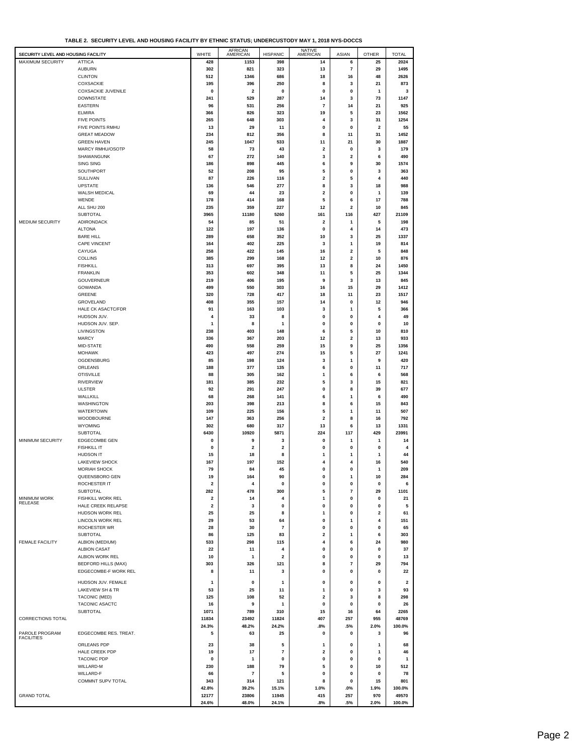**TABLE 2. SECURITY LEVEL AND HOUSING FACILITY BY ETHNIC STATUS; UNDERCUSTODY MAY 1, 2018 NYS-DOCCS**

| SECURITY LEVEL AND HOUSING FACILITY | | WHITE | AFRICAN AMERICAN | HISPANIC | NATIVE AMERICAN | ASIAN | OTHER | TOTAL |
|---|---|---|---|---|---|---|---|---|
| MAXIMUM SECURITY | ATTICA | 428 | 1153 | 398 | 14 | 6 | 25 | 2024 |
| | AUBURN | 302 | 821 | 323 | 13 | 7 | 29 | 1495 |
| | CLINTON | 512 | 1346 | 686 | 18 | 16 | 48 | 2626 |
| | COXSACKIE | 195 | 396 | 250 | 8 | 3 | 21 | 873 |
| | COXSACKIE JUVENILE | 0 | 2 | 0 | 0 | 0 | 1 | 3 |
| | DOWNSTATE | 241 | 529 | 287 | 14 | 3 | 73 | 1147 |
| | EASTERN | 96 | 531 | 256 | 7 | 14 | 21 | 925 |
| | ELMIRA | 366 | 826 | 323 | 19 | 5 | 23 | 1562 |
| | FIVE POINTS | 265 | 648 | 303 | 4 | 3 | 31 | 1254 |
| | FIVE POINTS RMHU | 13 | 29 | 11 | 0 | 0 | 2 | 55 |
| | GREAT MEADOW | 234 | 812 | 356 | 8 | 11 | 31 | 1452 |
| | GREEN HAVEN | 245 | 1047 | 533 | 11 | 21 | 30 | 1887 |
| | MARCY RMHU/OSOTP | 58 | 73 | 43 | 2 | 0 | 3 | 179 |
| | SHAWANGUNK | 67 | 272 | 140 | 3 | 2 | 6 | 490 |
| | SING SING | 186 | 898 | 445 | 6 | 9 | 30 | 1574 |
| | SOUTHPORT | 52 | 208 | 95 | 5 | 0 | 3 | 363 |
| | SULLIVAN | 87 | 226 | 116 | 2 | 5 | 4 | 440 |
| | UPSTATE | 136 | 546 | 277 | 8 | 3 | 18 | 988 |
| | WALSH MEDICAL | 69 | 44 | 23 | 2 | 0 | 1 | 139 |
| | WENDE | 178 | 414 | 168 | 5 | 6 | 17 | 788 |
| | ALL SHU 200 | 235 | 359 | 227 | 12 | 2 | 10 | 845 |
| | SUBTOTAL | 3965 | 11180 | 5260 | 161 | 116 | 427 | 21109 |
| MEDIUM SECURITY | ADIRONDACK | 54 | 85 | 51 | 2 | 1 | 5 | 198 |
| | ALTONA | 122 | 197 | 136 | 0 | 4 | 14 | 473 |
| | BARE HILL | 289 | 658 | 352 | 10 | 3 | 25 | 1337 |
| | CAPE VINCENT | 164 | 402 | 225 | 3 | 1 | 19 | 814 |
| | CAYUGA | 258 | 422 | 145 | 16 | 2 | 5 | 848 |
| | COLLINS | 385 | 299 | 168 | 12 | 2 | 10 | 876 |
| | FISHKILL | 313 | 697 | 395 | 13 | 8 | 24 | 1450 |
| | FRANKLIN | 353 | 602 | 348 | 11 | 5 | 25 | 1344 |
| | GOUVERNEUR | 219 | 406 | 195 | 9 | 3 | 13 | 845 |
| | GOWANDA | 499 | 550 | 303 | 16 | 15 | 29 | 1412 |
| | GREENE | 320 | 728 | 417 | 18 | 11 | 23 | 1517 |
| | GROVELAND | 408 | 355 | 157 | 14 | 0 | 12 | 946 |
| | HALE CK ASACTC/FDR | 91 | 163 | 103 | 3 | 1 | 5 | 366 |
| | HUDSON JUV. | 4 | 33 | 8 | 0 | 0 | 4 | 49 |
| | HUDSON JUV. SEP. | 1 | 8 | 1 | 0 | 0 | 0 | 10 |
| | LIVINGSTON | 238 | 403 | 148 | 6 | 5 | 10 | 810 |
| | MARCY | 336 | 367 | 203 | 12 | 2 | 13 | 933 |
| | MID-STATE | 490 | 558 | 259 | 15 | 9 | 25 | 1356 |
| | MOHAWK | 423 | 497 | 274 | 15 | 5 | 27 | 1241 |
| | OGDENSBURG | 85 | 198 | 124 | 3 | 1 | 9 | 420 |
| | ORLEANS | 188 | 377 | 135 | 6 | 0 | 11 | 717 |
| | OTISVILLE | 88 | 305 | 162 | 1 | 6 | 6 | 568 |
| | RIVERVIEW | 181 | 385 | 232 | 5 | 3 | 15 | 821 |
| | ULSTER | 92 | 291 | 247 | 0 | 8 | 39 | 677 |
| | WALLKILL | 68 | 268 | 141 | 6 | 1 | 6 | 490 |
| | WASHINGTON | 203 | 398 | 213 | 8 | 6 | 15 | 843 |
| | WATERTOWN | 109 | 225 | 156 | 5 | 1 | 11 | 507 |
| | WOODBOURNE | 147 | 363 | 256 | 2 | 8 | 16 | 792 |
| | WYOMING | 302 | 680 | 317 | 13 | 6 | 13 | 1331 |
| | SUBTOTAL | 6430 | 10920 | 5871 | 224 | 117 | 429 | 23991 |
| MINIMUM SECURITY | EDGECOMBE GEN | 0 | 9 | 3 | 0 | 1 | 1 | 14 |
| | FISHKILL IT | 0 | 2 | 2 | 0 | 0 | 0 | 4 |
| | HUDSON IT | 15 | 18 | 8 | 1 | 1 | 1 | 44 |
| | LAKEVIEW SHOCK | 167 | 197 | 152 | 4 | 4 | 16 | 540 |
| | MORIAH SHOCK | 79 | 84 | 45 | 0 | 0 | 1 | 209 |
| | QUEENSBORO GEN | 19 | 164 | 90 | 0 | 1 | 10 | 284 |
| | ROCHESTER IT | 2 | 4 | 0 | 0 | 0 | 0 | 6 |
| | SUBTOTAL | 282 | 478 | 300 | 5 | 7 | 29 | 1101 |
| MINIMUM WORK RELEASE | FISHKILL WORK REL | 2 | 14 | 4 | 1 | 0 | 0 | 21 |
| | HALE CREEK RELAPSE | 2 | 3 | 0 | 0 | 0 | 0 | 5 |
| | HUDSON WORK REL | 25 | 25 | 8 | 1 | 0 | 2 | 61 |
| | LINCOLN WORK REL | 29 | 53 | 64 | 0 | 1 | 4 | 151 |
| | ROCHESTER WR | 28 | 30 | 7 | 0 | 0 | 0 | 65 |
| | SUBTOTAL | 86 | 125 | 83 | 2 | 1 | 6 | 303 |
| FEMALE FACILITY | ALBION (MEDIUM) | 533 | 298 | 115 | 4 | 6 | 24 | 980 |
| | ALBION CASAT | 22 | 11 | 4 | 0 | 0 | 0 | 37 |
| | ALBION WORK REL | 10 | 1 | 2 | 0 | 0 | 0 | 13 |
| | BEDFORD HILLS (MAX) | 303 | 326 | 121 | 8 | 7 | 29 | 794 |
| | EDGECOMBE-F WORK REL | 8 | 11 | 3 | 0 | 0 | 0 | 22 |
| | HUDSON JUV. FEMALE | 1 | 0 | 1 | 0 | 0 | 0 | 2 |
| | LAKEVIEW SH & TR | 53 | 25 | 11 | 1 | 0 | 3 | 93 |
| | TACONIC (MED) | 125 | 108 | 52 | 2 | 3 | 8 | 298 |
| | TACONIC ASACTC | 16 | 9 | 1 | 0 | 0 | 0 | 26 |
| | SUBTOTAL | 1071 | 789 | 310 | 15 | 16 | 64 | 2265 |
| CORRECTIONS TOTAL | | 11834 | 23492 | 11824 | 407 | 257 | 955 | 48769 |
| | | 24.3% | 48.2% | 24.2% | .8% | .5% | 2.0% | 100.0% |
| PAROLE PROGRAM FACILITIES | EDGECOMBE RES. TREAT. | 5 | 63 | 25 | 0 | 0 | 3 | 96 |
| | ORLEANS PDP | 23 | 38 | 5 | 1 | 0 | 1 | 68 |
| | HALE CREEK PDP | 19 | 17 | 7 | 2 | 0 | 1 | 46 |
| | TACONIC PDP | 0 | 1 | 0 | 0 | 0 | 0 | 1 |
| | WILLARD-M | 230 | 188 | 79 | 5 | 0 | 10 | 512 |
| | WILLARD-F | 66 | 7 | 5 | 0 | 0 | 0 | 78 |
| | COMMNT SUPV TOTAL | 343 | 314 | 121 | 8 | 0 | 15 | 801 |
| | | 42.8% | 39.2% | 15.1% | 1.0% | .0% | 1.9% | 100.0% |
| GRAND TOTAL | | 12177 | 23806 | 11945 | 415 | 257 | 970 | 49570 |
| | | 24.6% | 48.0% | 24.1% | .8% | .5% | 2.0% | 100.0% |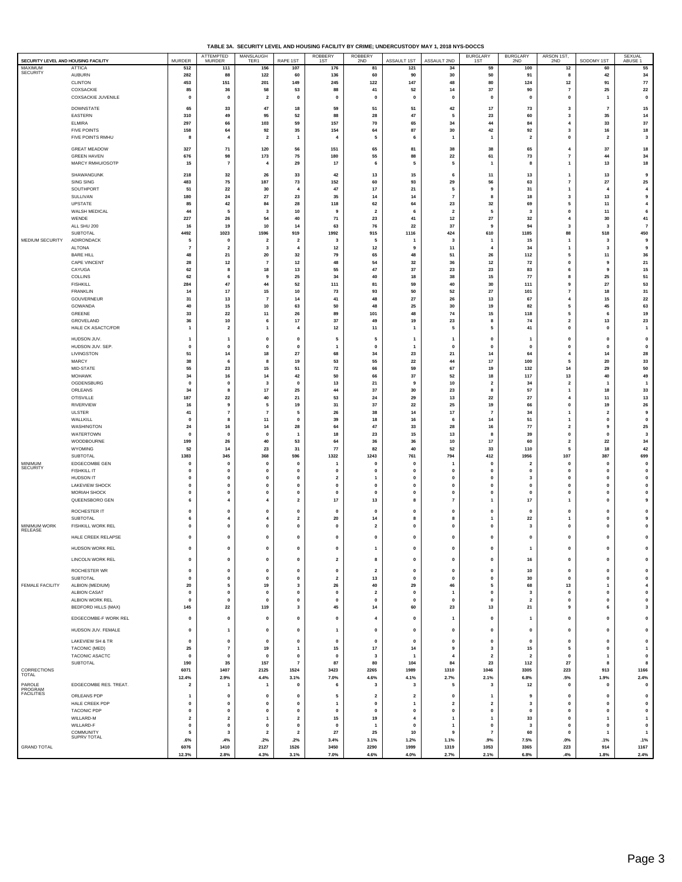**TABLE 3A. SECURITY LEVEL AND HOUSING FACILITY BY CRIME; UNDERCUSTODY MAY 1, 2018 NYS-DOCCS**

| SECURITY LEVEL AND HOUSING FACILITY | | MURDER | ATTEMPTED MURDER | MANSLAUGH TER1 | RAPE 1ST | ROBBERY 1ST | ROBBERY 2ND | ASSAULT 1ST | ASSAULT 2ND | BURGLARY 1ST | BURGLARY 2ND | ARSON 1ST, 2ND | SODOMY 1ST | SEXUAL ABUSE 1 |
|---|---|---|---|---|---|---|---|---|---|---|---|---|---|---|
| MAXIMUM SECURITY | ATTICA | 512 | 111 | 156 | 107 | 176 | 81 | 121 | 34 | 59 | 100 | 12 | 60 | 55 |
| | AUBURN | 282 | 88 | 122 | 60 | 136 | 60 | 90 | 30 | 50 | 91 | 8 | 42 | 34 |
| | CLINTON | 453 | 151 | 201 | 149 | 245 | 122 | 147 | 48 | 80 | 124 | 12 | 91 | 77 |
| | COXSACKIE | 85 | 36 | 58 | 53 | 88 | 41 | 52 | 14 | 37 | 90 | 7 | 25 | 22 |
| | COXSACKIE JUVENILE | 0 | 0 | 2 | 0 | 0 | 0 | 0 | 0 | 0 | 0 | 0 | 1 | 0 |
| | DOWNSTATE | 65 | 33 | 47 | 18 | 59 | 51 | 51 | 42 | 17 | 73 | 3 | 7 | 15 |
| | EASTERN | 310 | 49 | 95 | 52 | 88 | 28 | 47 | 5 | 23 | 60 | 3 | 35 | 14 |
| | ELMIRA | 297 | 66 | 103 | 59 | 157 | 70 | 65 | 34 | 44 | 84 | 4 | 33 | 37 |
| | FIVE POINTS | 158 | 64 | 92 | 35 | 154 | 64 | 87 | 30 | 42 | 92 | 3 | 16 | 18 |
| | FIVE POINTS RMHU | 8 | 4 | 2 | 1 | 4 | 5 | 6 | 1 | 1 | 2 | 0 | 2 | 3 |
| | GREAT MEADOW | 327 | 71 | 120 | 56 | 151 | 65 | 81 | 38 | 38 | 65 | 4 | 37 | 18 |
| | GREEN HAVEN | 676 | 98 | 173 | 75 | 180 | 55 | 88 | 22 | 61 | 73 | 7 | 44 | 34 |
| | MARCY RMHU/OSOTP | 15 | 7 | 4 | 29 | 17 | 6 | 5 | 5 | 1 | 8 | 1 | 13 | 18 |
| | SHAWANGUNK | 218 | 32 | 26 | 33 | 42 | 13 | 15 | 6 | 11 | 13 | 1 | 13 | 9 |
| | SING SING | 483 | 75 | 187 | 73 | 152 | 60 | 93 | 29 | 56 | 63 | 7 | 27 | 25 |
| | SOUTHPORT | 51 | 22 | 30 | 4 | 47 | 17 | 21 | 5 | 9 | 31 | 1 | 4 | 4 |
| | SULLIVAN | 180 | 24 | 27 | 23 | 35 | 14 | 14 | 7 | 8 | 18 | 3 | 13 | 9 |
| | UPSTATE | 85 | 42 | 84 | 28 | 118 | 62 | 64 | 23 | 32 | 69 | 5 | 11 | 4 |
| | WALSH MEDICAL | 44 | 5 | 3 | 10 | 9 | 2 | 6 | 2 | 5 | 3 | 0 | 11 | 6 |
| | WENDE | 227 | 26 | 54 | 40 | 71 | 23 | 41 | 12 | 27 | 32 | 4 | 30 | 41 |
| | ALL SHU 200 | 16 | 19 | 10 | 14 | 63 | 76 | 22 | 37 | 9 | 94 | 3 | 3 | 7 |
| | SUBTOTAL | 4492 | 1023 | 1596 | 919 | 1992 | 915 | 1116 | 424 | 610 | 1185 | 88 | 518 | 450 |
| MEDIUM SECURITY | ADIRONDACK | 5 | 0 | 2 | 2 | 3 | 5 | 1 | 3 | 1 | 15 | 1 | 3 | 9 |
| | ALTONA | 7 | 2 | 3 | 4 | 12 | 12 | 9 | 11 | 4 | 34 | 1 | 3 | 9 |
| | BARE HILL | 48 | 21 | 20 | 32 | 79 | 65 | 48 | 51 | 26 | 112 | 5 | 11 | 36 |
| | CAPE VINCENT | 28 | 12 | 7 | 12 | 48 | 54 | 32 | 36 | 12 | 72 | 0 | 9 | 21 |
| | CAYUGA | 62 | 8 | 18 | 13 | 55 | 47 | 37 | 23 | 23 | 83 | 6 | 9 | 15 |
| | COLLINS | 62 | 6 | 9 | 25 | 34 | 40 | 18 | 38 | 15 | 77 | 8 | 25 | 51 |
| | FISHKILL | 284 | 47 | 44 | 52 | 111 | 81 | 59 | 40 | 30 | 111 | 9 | 27 | 53 |
| | FRANKLIN | 14 | 17 | 15 | 10 | 73 | 93 | 50 | 52 | 27 | 101 | 7 | 18 | 31 |
| | GOUVERNEUR | 31 | 13 | 7 | 14 | 41 | 48 | 27 | 26 | 13 | 67 | 4 | 15 | 22 |
| | GOWANDA | 40 | 15 | 10 | 63 | 50 | 48 | 25 | 30 | 19 | 82 | 5 | 45 | 63 |
| | GREENE | 33 | 22 | 11 | 26 | 89 | 101 | 48 | 74 | 15 | 118 | 5 | 6 | 19 |
| | GROVELAND | 36 | 10 | 6 | 17 | 37 | 49 | 19 | 23 | 8 | 74 | 2 | 13 | 23 |
| | HALE CK ASACTC/FDR | 1 | 2 | 1 | 4 | 12 | 11 | 1 | 5 | 5 | 41 | 0 | 0 | 1 |
| | HUDSON JUV. | 1 | 1 | 0 | 0 | 5 | 5 | 1 | 1 | 0 | 1 | 0 | 0 | 0 |
| | HUDSON JUV. SEP. | 0 | 0 | 0 | 0 | 1 | 0 | 1 | 0 | 0 | 0 | 0 | 0 | 0 |
| | LIVINGSTON | 51 | 14 | 18 | 27 | 68 | 34 | 23 | 21 | 14 | 64 | 4 | 14 | 28 |
| | MARCY | 38 | 6 | 8 | 19 | 53 | 55 | 22 | 44 | 17 | 100 | 5 | 20 | 33 |
| | MID-STATE | 55 | 23 | 15 | 51 | 72 | 66 | 59 | 67 | 19 | 132 | 14 | 29 | 50 |
| | MOHAWK | 34 | 16 | 14 | 42 | 50 | 66 | 37 | 52 | 18 | 117 | 13 | 40 | 49 |
| | OGDENSBURG | 0 | 0 | 3 | 0 | 13 | 21 | 9 | 10 | 2 | 34 | 2 | 1 | 1 |
| | ORLEANS | 34 | 8 | 17 | 25 | 44 | 37 | 30 | 23 | 8 | 57 | 1 | 18 | 33 |
| | OTISVILLE | 187 | 22 | 40 | 21 | 53 | 24 | 29 | 13 | 22 | 27 | 4 | 11 | 13 |
| | RIVERVIEW | 16 | 9 | 5 | 19 | 31 | 37 | 22 | 25 | 19 | 66 | 0 | 19 | 26 |
| | ULSTER | 41 | 7 | 7 | 5 | 26 | 38 | 14 | 17 | 7 | 34 | 1 | 2 | 9 |
| | WALLKILL | 0 | 8 | 11 | 0 | 39 | 18 | 16 | 6 | 14 | 51 | 1 | 0 | 0 |
| | WASHINGTON | 24 | 16 | 14 | 28 | 64 | 47 | 33 | 28 | 16 | 77 | 2 | 9 | 25 |
| | WATERTOWN | 0 | 0 | 0 | 1 | 18 | 23 | 15 | 13 | 8 | 39 | 0 | 0 | 3 |
| | WOODBOURNE | 199 | 26 | 40 | 53 | 64 | 36 | 36 | 10 | 17 | 60 | 2 | 22 | 34 |
| | WYOMING | 52 | 14 | 23 | 31 | 77 | 82 | 40 | 52 | 33 | 110 | 5 | 18 | 42 |
| | SUBTOTAL | 1383 | 345 | 368 | 596 | 1322 | 1243 | 761 | 794 | 412 | 1956 | 107 | 387 | 699 |
| MINIMUM SECURITY | EDGECOMBE GEN | 0 | 0 | 0 | 0 | 1 | 0 | 0 | 1 | 0 | 2 | 0 | 0 | 0 |
| | FISHKILL IT | 0 | 0 | 0 | 0 | 0 | 0 | 0 | 0 | 0 | 0 | 0 | 0 | 0 |
| | HUDSON IT | 0 | 0 | 0 | 0 | 2 | 1 | 0 | 0 | 0 | 3 | 0 | 0 | 0 |
| | LAKEVIEW SHOCK | 0 | 0 | 0 | 0 | 0 | 0 | 0 | 0 | 0 | 0 | 0 | 0 | 0 |
| | MORIAH SHOCK | 0 | 0 | 0 | 0 | 0 | 0 | 0 | 0 | 0 | 0 | 0 | 0 | 0 |
| | QUEENSBORO GEN | 6 | 4 | 4 | 2 | 17 | 13 | 8 | 7 | 1 | 17 | 1 | 0 | 9 |
| | ROCHESTER IT | 0 | 0 | 0 | 0 | 0 | 0 | 0 | 0 | 0 | 0 | 0 | 0 | 0 |
| | SUBTOTAL | 6 | 4 | 4 | 2 | 20 | 14 | 8 | 8 | 1 | 22 | 1 | 0 | 9 |
| MINIMUM WORK RELEASE | FISHKILL WORK REL | 0 | 0 | 0 | 0 | 0 | 2 | 0 | 0 | 0 | 3 | 0 | 0 | 0 |
| | HALE CREEK RELAPSE | 0 | 0 | 0 | 0 | 0 | 0 | 0 | 0 | 0 | 0 | 0 | 0 | 0 |
| | HUDSON WORK REL | 0 | 0 | 0 | 0 | 0 | 1 | 0 | 0 | 0 | 1 | 0 | 0 | 0 |
| | LINCOLN WORK REL | 0 | 0 | 0 | 0 | 2 | 8 | 0 | 0 | 0 | 16 | 0 | 0 | 0 |
| | ROCHESTER WR | 0 | 0 | 0 | 0 | 0 | 2 | 0 | 0 | 0 | 10 | 0 | 0 | 0 |
| | SUBTOTAL | 0 | 0 | 0 | 0 | 2 | 13 | 0 | 0 | 0 | 30 | 0 | 0 | 0 |
| FEMALE FACILITY | ALBION (MEDIUM) | 20 | 5 | 19 | 3 | 26 | 40 | 29 | 46 | 5 | 68 | 13 | 1 | 4 |
| | ALBION CASAT | 0 | 0 | 0 | 0 | 0 | 2 | 0 | 1 | 0 | 3 | 0 | 0 | 0 |
| | ALBION WORK REL | 0 | 0 | 0 | 0 | 0 | 0 | 0 | 0 | 0 | 2 | 0 | 0 | 0 |
| | BEDFORD HILLS (MAX) | 145 | 22 | 119 | 3 | 45 | 14 | 60 | 23 | 13 | 21 | 9 | 6 | 3 |
| | EDGECOMBE-F WORK REL | 0 | 0 | 0 | 0 | 0 | 4 | 0 | 1 | 0 | 1 | 0 | 0 | 0 |
| | HUDSON JUV. FEMALE | 0 | 1 | 0 | 0 | 1 | 0 | 0 | 0 | 0 | 0 | 0 | 0 | 0 |
| | LAKEVIEW SH & TR | 0 | 0 | 0 | 0 | 0 | 0 | 0 | 0 | 0 | 0 | 0 | 0 | 0 |
| | TACONIC (MED) | 25 | 7 | 19 | 1 | 15 | 17 | 14 | 9 | 3 | 15 | 5 | 0 | 1 |
| | TACONIC ASACTC | 0 | 0 | 0 | 0 | 0 | 3 | 1 | 4 | 2 | 2 | 0 | 1 | 0 |
| | SUBTOTAL | 190 | 35 | 157 | 7 | 87 | 80 | 104 | 84 | 23 | 112 | 27 | 8 | 8 |
| CORRECTIONS TOTAL | | 6071 | 1407 | 2125 | 1524 | 3423 | 2265 | 1989 | 1310 | 1046 | 3305 | 223 | 913 | 1166 |
| | | 12.4% | 2.9% | 4.4% | 3.1% | 7.0% | 4.6% | 4.1% | 2.7% | 2.1% | 6.8% | .5% | 1.9% | 2.4% |
| PAROLE PROGRAM FACILITIES | EDGECOMBE RES. TREAT. | 2 | 1 | 1 | 0 | 6 | 3 | 3 | 5 | 3 | 12 | 0 | 0 | 0 |
| | ORLEANS PDP | 1 | 0 | 0 | 0 | 5 | 2 | 2 | 0 | 1 | 9 | 0 | 0 | 0 |
| | HALE CREEK PDP | 0 | 0 | 0 | 0 | 1 | 0 | 1 | 2 | 2 | 3 | 0 | 0 | 0 |
| | TACONIC PDP | 0 | 0 | 0 | 0 | 0 | 0 | 0 | 0 | 0 | 0 | 0 | 0 | 0 |
| | WILLARD-M | 2 | 2 | 1 | 2 | 15 | 19 | 4 | 1 | 1 | 33 | 0 | 1 | 1 |
| | WILLARD-F | 0 | 0 | 0 | 0 | 0 | 1 | 0 | 1 | 0 | 3 | 0 | 0 | 0 |
| | COMMUNITY SUPRV TOTAL | 5 | 3 | 2 | 2 | 27 | 25 | 10 | 9 | 7 | 60 | 0 | 1 | 1 |
| | | .6% | .4% | .2% | .2% | 3.4% | 3.1% | 1.2% | 1.1% | .9% | 7.5% | .0% | .1% | .1% |
| GRAND TOTAL | | 6076 | 1410 | 2127 | 1526 | 3450 | 2290 | 1999 | 1319 | 1053 | 3365 | 223 | 914 | 1167 |
| | | 12.3% | 2.8% | 4.3% | 3.1% | 7.0% | 4.6% | 4.0% | 2.7% | 2.1% | 6.8% | .4% | 1.8% | 2.4% |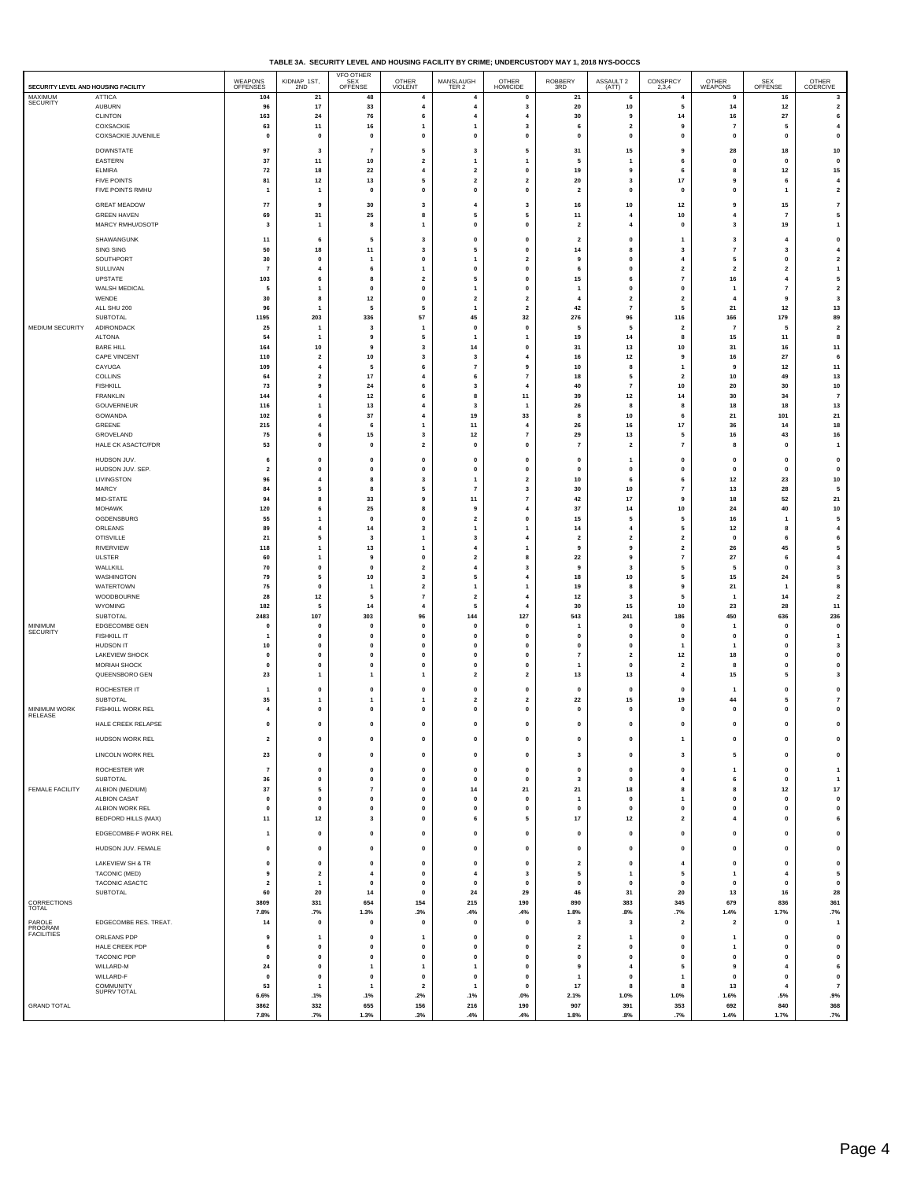**TABLE 3A. SECURITY LEVEL AND HOUSING FACILITY BY CRIME; UNDERCUSTODY MAY 1, 2018 NYS-DOCCS**

| SECURITY LEVEL AND HOUSING FACILITY | | WEAPONS OFFENSES | KIDNAP 1ST, 2ND | VFO OTHER SEX OFFENSE | OTHER VIOLENT | MANSLAUGH TER 2 | OTHER HOMICIDE | ROBBERY 3RD | ASSAULT 2 (ATT) | CONSPRCY 2,3,4 | OTHER WEAPONS | SEX OFFENSE | OTHER COERCIVE |
|---|---|---|---|---|---|---|---|---|---|---|---|---|---|
| MAXIMUM SECURITY | ATTICA | 104 | 21 | 48 | 4 | 4 | 0 | 21 | 6 | 4 | 9 | 16 | 3 |
| | AUBURN | 96 | 17 | 33 | 4 | 4 | 3 | 20 | 10 | 5 | 14 | 12 | 2 |
| | CLINTON | 163 | 24 | 76 | 6 | 4 | 4 | 30 | 9 | 14 | 16 | 27 | 6 |
| | COXSACKIE | 63 | 11 | 16 | 1 | 1 | 3 | 6 | 2 | 9 | 7 | 5 | 4 |
| | COXSACKIE JUVENILE | 0 | 0 | 0 | 0 | 0 | 0 | 0 | 0 | 0 | 0 | 0 | 0 |
| | DOWNSTATE | 97 | 3 | 7 | 5 | 3 | 5 | 31 | 15 | 9 | 28 | 18 | 10 |
| | EASTERN | 37 | 11 | 10 | 2 | 1 | 1 | 5 | 1 | 6 | 0 | 0 | 0 |
| | ELMIRA | 72 | 18 | 22 | 4 | 2 | 0 | 19 | 9 | 6 | 8 | 12 | 15 |
| | FIVE POINTS | 81 | 12 | 13 | 5 | 2 | 2 | 20 | 3 | 17 | 9 | 6 | 4 |
| | FIVE POINTS RMHU | 1 | 1 | 0 | 0 | 0 | 0 | 2 | 0 | 0 | 0 | 1 | 2 |
| | GREAT MEADOW | 77 | 9 | 30 | 3 | 4 | 3 | 16 | 10 | 12 | 9 | 15 | 7 |
| | GREEN HAVEN | 69 | 31 | 25 | 8 | 5 | 5 | 11 | 4 | 10 | 4 | 7 | 5 |
| | MARCY RMHU/OSOTP | 3 | 1 | 8 | 1 | 0 | 0 | 2 | 4 | 0 | 3 | 19 | 1 |
| | SHAWANGUNK | 11 | 6 | 5 | 3 | 0 | 0 | 2 | 0 | 1 | 3 | 4 | 0 |
| | SING SING | 50 | 18 | 11 | 3 | 5 | 0 | 14 | 8 | 3 | 7 | 3 | 4 |
| | SOUTHPORT | 30 | 0 | 1 | 0 | 1 | 2 | 9 | 0 | 4 | 5 | 0 | 2 |
| | SULLIVAN | 7 | 4 | 6 | 1 | 0 | 0 | 6 | 0 | 2 | 2 | 2 | 1 |
| | UPSTATE | 103 | 6 | 8 | 2 | 5 | 0 | 15 | 6 | 7 | 16 | 4 | 5 |
| | WALSH MEDICAL | 5 | 1 | 0 | 0 | 1 | 0 | 1 | 0 | 0 | 1 | 7 | 2 |
| | WENDE | 30 | 8 | 12 | 0 | 2 | 2 | 4 | 2 | 2 | 4 | 9 | 3 |
| | ALL SHU 200 | 96 | 1 | 5 | 5 | 1 | 2 | 42 | 7 | 5 | 21 | 12 | 13 |
| | SUBTOTAL | 1195 | 203 | 336 | 57 | 45 | 32 | 276 | 96 | 116 | 166 | 179 | 89 |
| MEDIUM SECURITY | ADIRONDACK | 25 | 1 | 3 | 1 | 0 | 0 | 5 | 5 | 2 | 7 | 5 | 2 |
| | ALTONA | 54 | 1 | 9 | 5 | 1 | 1 | 19 | 14 | 8 | 15 | 11 | 8 |
| | BARE HILL | 164 | 10 | 9 | 3 | 14 | 0 | 31 | 13 | 10 | 31 | 16 | 11 |
| | CAPE VINCENT | 110 | 2 | 10 | 3 | 3 | 4 | 16 | 12 | 9 | 16 | 27 | 6 |
| | CAYUGA | 109 | 4 | 5 | 6 | 7 | 9 | 10 | 8 | 1 | 9 | 12 | 11 |
| | COLLINS | 64 | 2 | 17 | 4 | 6 | 7 | 18 | 5 | 2 | 10 | 49 | 13 |
| | FISHKILL | 73 | 9 | 24 | 6 | 3 | 4 | 40 | 7 | 10 | 20 | 30 | 10 |
| | FRANKLIN | 144 | 4 | 12 | 6 | 8 | 11 | 39 | 12 | 14 | 30 | 34 | 7 |
| | GOUVERNEUR | 116 | 1 | 13 | 4 | 3 | 1 | 26 | 8 | 8 | 18 | 18 | 13 |
| | GOWANDA | 102 | 6 | 37 | 4 | 19 | 33 | 8 | 10 | 6 | 21 | 101 | 21 |
| | GREENE | 215 | 4 | 6 | 1 | 11 | 4 | 26 | 16 | 17 | 36 | 14 | 18 |
| | GROVELAND | 75 | 6 | 15 | 3 | 12 | 7 | 29 | 13 | 5 | 16 | 43 | 16 |
| | HALE CK ASACTC/FDR | 53 | 0 | 0 | 2 | 0 | 0 | 7 | 2 | 7 | 8 | 0 | 1 |
| | HUDSON JUV. | 6 | 0 | 0 | 0 | 0 | 0 | 0 | 1 | 0 | 0 | 0 | 0 |
| | HUDSON JUV. SEP. | 2 | 0 | 0 | 0 | 0 | 0 | 0 | 0 | 0 | 0 | 0 | 0 |
| | LIVINGSTON | 96 | 4 | 8 | 3 | 1 | 2 | 10 | 6 | 6 | 12 | 23 | 10 |
| | MARCY | 84 | 5 | 8 | 5 | 7 | 3 | 30 | 10 | 7 | 13 | 28 | 5 |
| | MID-STATE | 94 | 8 | 33 | 9 | 11 | 7 | 42 | 17 | 9 | 18 | 52 | 21 |
| | MOHAWK | 120 | 6 | 25 | 8 | 9 | 4 | 37 | 14 | 10 | 24 | 40 | 10 |
| | OGDENSBURG | 55 | 1 | 0 | 0 | 2 | 0 | 15 | 5 | 5 | 16 | 1 | 5 |
| | ORLEANS | 89 | 4 | 14 | 3 | 1 | 1 | 14 | 4 | 5 | 12 | 8 | 4 |
| | OTISVILLE | 21 | 5 | 3 | 1 | 3 | 4 | 2 | 2 | 2 | 0 | 6 | 6 |
| | RIVERVIEW | 118 | 1 | 13 | 1 | 4 | 1 | 9 | 9 | 2 | 26 | 45 | 5 |
| | ULSTER | 60 | 1 | 9 | 0 | 2 | 8 | 22 | 9 | 7 | 27 | 6 | 4 |
| | WALLKILL | 70 | 0 | 0 | 2 | 4 | 3 | 9 | 3 | 5 | 5 | 0 | 3 |
| | WASHINGTON | 79 | 5 | 10 | 3 | 5 | 4 | 18 | 10 | 5 | 15 | 24 | 5 |
| | WATERTOWN | 75 | 0 | 1 | 2 | 1 | 1 | 19 | 8 | 9 | 21 | 1 | 8 |
| | WOODBOURNE | 28 | 12 | 5 | 7 | 2 | 4 | 12 | 3 | 5 | 1 | 14 | 2 |
| | WYOMING | 182 | 5 | 14 | 4 | 5 | 4 | 30 | 15 | 10 | 23 | 28 | 11 |
| | SUBTOTAL | 2483 | 107 | 303 | 96 | 144 | 127 | 543 | 241 | 186 | 450 | 636 | 236 |
| MINIMUM SECURITY | EDGECOMBE GEN | 0 | 0 | 0 | 0 | 0 | 0 | 1 | 0 | 0 | 1 | 0 | 0 |
| | FISHKILL IT | 1 | 0 | 0 | 0 | 0 | 0 | 0 | 0 | 0 | 0 | 0 | 1 |
| | HUDSON IT | 10 | 0 | 0 | 0 | 0 | 0 | 0 | 0 | 1 | 1 | 0 | 3 |
| | LAKEVIEW SHOCK | 0 | 0 | 0 | 0 | 0 | 0 | 7 | 2 | 12 | 18 | 0 | 0 |
| | MORIAH SHOCK | 0 | 0 | 0 | 0 | 0 | 0 | 1 | 0 | 2 | 8 | 0 | 0 |
| | QUEENSBORO GEN | 23 | 1 | 1 | 1 | 2 | 2 | 13 | 13 | 4 | 15 | 5 | 3 |
| | ROCHESTER IT | 1 | 0 | 0 | 0 | 0 | 0 | 0 | 0 | 0 | 1 | 0 | 0 |
| | SUBTOTAL | 35 | 1 | 1 | 1 | 2 | 2 | 22 | 15 | 19 | 44 | 5 | 7 |
| MINIMUM WORK RELEASE | FISHKILL WORK REL | 4 | 0 | 0 | 0 | 0 | 0 | 0 | 0 | 0 | 0 | 0 | 0 |
| | HALE CREEK RELAPSE | 0 | 0 | 0 | 0 | 0 | 0 | 0 | 0 | 0 | 0 | 0 | 0 |
| | HUDSON WORK REL | 2 | 0 | 0 | 0 | 0 | 0 | 0 | 0 | 1 | 0 | 0 | 0 |
| | LINCOLN WORK REL | 23 | 0 | 0 | 0 | 0 | 0 | 3 | 0 | 3 | 5 | 0 | 0 |
| | ROCHESTER WR | 7 | 0 | 0 | 0 | 0 | 0 | 0 | 0 | 0 | 1 | 0 | 1 |
| | SUBTOTAL | 36 | 0 | 0 | 0 | 0 | 0 | 3 | 0 | 4 | 6 | 0 | 1 |
| FEMALE FACILITY | ALBION (MEDIUM) | 37 | 5 | 7 | 0 | 14 | 21 | 21 | 18 | 8 | 8 | 12 | 17 |
| | ALBION CASAT | 0 | 0 | 0 | 0 | 0 | 0 | 1 | 0 | 1 | 0 | 0 | 0 |
| | ALBION WORK REL | 0 | 0 | 0 | 0 | 0 | 0 | 0 | 0 | 0 | 0 | 0 | 0 |
| | BEDFORD HILLS (MAX) | 11 | 12 | 3 | 0 | 6 | 5 | 17 | 12 | 2 | 4 | 0 | 6 |
| | EDGECOMBE-F WORK REL | 1 | 0 | 0 | 0 | 0 | 0 | 0 | 0 | 0 | 0 | 0 | 0 |
| | HUDSON JUV. FEMALE | 0 | 0 | 0 | 0 | 0 | 0 | 0 | 0 | 0 | 0 | 0 | 0 |
| | LAKEVIEW SH & TR | 0 | 0 | 0 | 0 | 0 | 0 | 2 | 0 | 4 | 0 | 0 | 0 |
| | TACONIC (MED) | 9 | 2 | 4 | 0 | 4 | 3 | 5 | 1 | 5 | 1 | 4 | 5 |
| | TACONIC ASACTC | 2 | 1 | 0 | 0 | 0 | 0 | 0 | 0 | 0 | 0 | 0 | 0 |
| | SUBTOTAL | 60 | 20 | 14 | 0 | 24 | 29 | 46 | 31 | 20 | 13 | 16 | 28 |
| CORRECTIONS TOTAL | | 3809 | 331 | 654 | 154 | 215 | 190 | 890 | 383 | 345 | 679 | 836 | 361 |
| | | 7.8% | .7% | 1.3% | .3% | .4% | .4% | 1.8% | .8% | .7% | 1.4% | 1.7% | .7% |
| PAROLE PROGRAM FACILITIES | EDGECOMBE RES. TREAT. | 14 | 0 | 0 | 0 | 0 | 0 | 3 | 3 | 2 | 2 | 0 | 1 |
| | ORLEANS PDP | 9 | 1 | 0 | 1 | 0 | 0 | 2 | 1 | 0 | 1 | 0 | 0 |
| | HALE CREEK PDP | 6 | 0 | 0 | 0 | 0 | 0 | 2 | 0 | 0 | 1 | 0 | 0 |
| | TACONIC PDP | 0 | 0 | 0 | 0 | 0 | 0 | 0 | 0 | 0 | 0 | 0 | 0 |
| | WILLARD-M | 24 | 0 | 1 | 1 | 1 | 0 | 9 | 4 | 5 | 9 | 4 | 6 |
| | WILLARD-F | 0 | 0 | 0 | 0 | 0 | 0 | 1 | 0 | 1 | 0 | 0 | 0 |
| | COMMUNITY SUPRV TOTAL | 53 | 1 | 1 | 2 | 1 | 0 | 17 | 8 | 8 | 13 | 4 | 7 |
| | | 6.6% | .1% | .1% | .2% | .1% | .0% | 2.1% | 1.0% | 1.0% | 1.6% | .5% | .9% |
| GRAND TOTAL | | 3862 | 332 | 655 | 156 | 216 | 190 | 907 | 391 | 353 | 692 | 840 | 368 |
| | | 7.8% | .7% | 1.3% | .3% | .4% | .4% | 1.8% | .8% | .7% | 1.4% | 1.7% | .7% |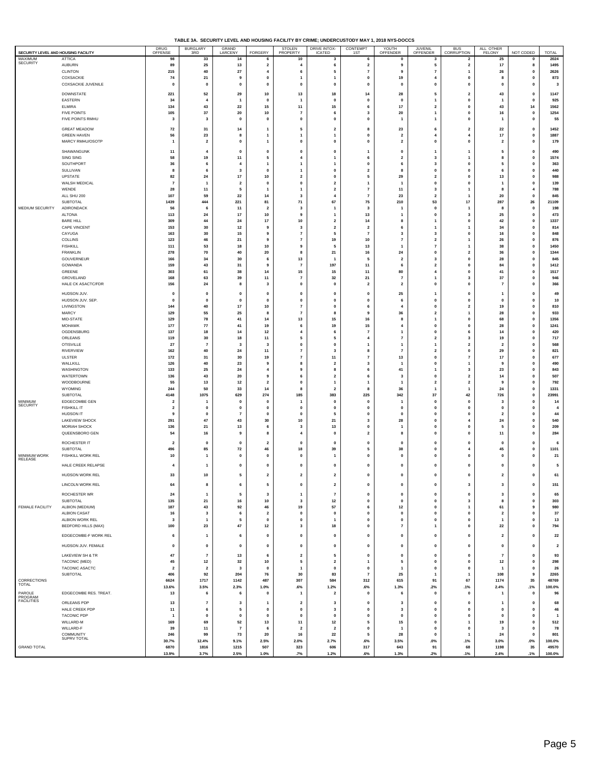## TABLE 3A. SECURITY LEVEL AND HOUSING FACILITY BY CRIME; UNDERCUSTODY MAY 1, 2018 NYS-DOCCS

| SECURITY LEVEL AND HOUSING FACILITY | | DRUG OFFENSE | BURGLARY 3RD | GRAND LARCENY | FORGERY | STOLEN PROPERTY | DRIVE INTOX-ICATED | CONTEMPT 1ST | YOUTH OFFENDER | JUVENIL OFFENDER | BUS CORRUPTION | ALL OTHER FELONY | NOT CODED | TOTAL |
|---|---|---|---|---|---|---|---|---|---|---|---|---|---|---|
| MAXIMUM SECURITY | ATTICA | 98 | 33 | 14 | 6 | 10 | 3 | 6 | 0 | 3 | 2 | 25 | 0 | 2024 |
| | AUBURN | 89 | 25 | 13 | 2 | 4 | 6 | 2 | 9 | 5 | 2 | 17 | 8 | 1495 |
| | CLINTON | 215 | 40 | 27 | 4 | 6 | 5 | 7 | 9 | 7 | 1 | 26 | 0 | 2626 |
| | COXSACKIE | 74 | 21 | 9 | 0 | 1 | 1 | 0 | 19 | 4 | 0 | 8 | 0 | 873 |
| | COXSACKIE JUVENILE | 0 | 0 | 0 | 0 | 0 | 0 | 0 | 0 | 0 | 0 | 0 | 0 | 3 |
| | DOWNSTATE | 221 | 52 | 29 | 10 | 13 | 18 | 14 | 28 | 5 | 2 | 43 | 0 | 1147 |
| | EASTERN | 34 | 4 | 1 | 0 | 1 | 0 | 0 | 0 | 1 | 0 | 1 | 0 | 925 |
| | ELMIRA | 134 | 43 | 22 | 15 | 11 | 15 | 6 | 17 | 2 | 0 | 43 | 14 | 1562 |
| | FIVE POINTS | 105 | 37 | 20 | 10 | 7 | 6 | 3 | 20 | 1 | 0 | 16 | 0 | 1254 |
| | FIVE POINTS RMHU | 3 | 3 | 0 | 0 | 0 | 0 | 0 | 1 | 1 | 0 | 1 | 0 | 55 |
| | GREAT MEADOW | 72 | 31 | 14 | 1 | 5 | 2 | 8 | 23 | 6 | 2 | 22 | 0 | 1452 |
| | GREEN HAVEN | 56 | 23 | 8 | 1 | 1 | 1 | 0 | 2 | 4 | 4 | 17 | 0 | 1887 |
| | MARCY RMHU/OSOTP | 1 | 2 | 0 | 1 | 0 | 0 | 0 | 2 | 0 | 0 | 2 | 0 | 179 |
| | SHAWANGUNK | 11 | 4 | 0 | 0 | 0 | 0 | 1 | 0 | 1 | 1 | 5 | 0 | 490 |
| | SING SING | 58 | 19 | 11 | 5 | 4 | 1 | 6 | 2 | 3 | 1 | 8 | 0 | 1574 |
| | SOUTHPORT | 36 | 6 | 4 | 1 | 1 | 1 | 0 | 6 | 3 | 0 | 5 | 0 | 363 |
| | SULLIVAN | 8 | 6 | 3 | 0 | 1 | 0 | 2 | 8 | 0 | 0 | 6 | 0 | 440 |
| | UPSTATE | 82 | 24 | 17 | 10 | 2 | 0 | 5 | 29 | 2 | 0 | 13 | 0 | 988 |
| | WALSH MEDICAL | 7 | 1 | 2 | 0 | 0 | 2 | 1 | 1 | 0 | 0 | 1 | 0 | 139 |
| | WENDE | 28 | 11 | 5 | 1 | 1 | 2 | 7 | 11 | 3 | 1 | 8 | 4 | 788 |
| | ALL SHU 200 | 107 | 59 | 22 | 14 | 3 | 4 | 7 | 23 | 2 | 1 | 20 | 0 | 845 |
| | SUBTOTAL | 1439 | 444 | 221 | 81 | 71 | 67 | 75 | 210 | 53 | 17 | 287 | 26 | 21109 |
| MEDIUM SECURITY | ADIRONDACK | 56 | 6 | 11 | 2 | 3 | 1 | 3 | 1 | 0 | 1 | 8 | 0 | 198 |
| | ALTONA | 113 | 24 | 17 | 10 | 9 | 1 | 13 | 1 | 0 | 3 | 25 | 0 | 473 |
| | BARE HILL | 309 | 44 | 24 | 17 | 10 | 2 | 14 | 8 | 1 | 0 | 42 | 0 | 1337 |
| | CAPE VINCENT | 153 | 30 | 12 | 9 | 3 | 2 | 2 | 6 | 1 | 1 | 34 | 0 | 814 |
| | CAYUGA | 163 | 30 | 15 | 9 | 7 | 5 | 7 | 3 | 3 | 0 | 16 | 0 | 848 |
| | COLLINS | 123 | 46 | 21 | 9 | 7 | 19 | 10 | 7 | 2 | 1 | 26 | 0 | 876 |
| | FISHKILL | 111 | 53 | 18 | 10 | 9 | 5 | 13 | 1 | 7 | 1 | 38 | 0 | 1450 |
| | FRANKLIN | 278 | 70 | 40 | 20 | 8 | 21 | 16 | 24 | 0 | 2 | 36 | 0 | 1344 |
| | GOUVERNEUR | 166 | 34 | 30 | 6 | 13 | 1 | 5 | 2 | 3 | 0 | 28 | 0 | 845 |
| | GOWANDA | 159 | 43 | 31 | 9 | 7 | 197 | 11 | 6 | 2 | 0 | 84 | 0 | 1412 |
| | GREENE | 303 | 61 | 38 | 14 | 15 | 15 | 11 | 80 | 4 | 0 | 41 | 0 | 1517 |
| | GROVELAND | 168 | 63 | 39 | 11 | 7 | 32 | 21 | 7 | 1 | 3 | 37 | 0 | 946 |
| | HALE CK ASACTC/FDR | 156 | 24 | 8 | 3 | 0 | 0 | 2 | 2 | 0 | 0 | 7 | 0 | 366 |
| | HUDSON JUV. | 0 | 0 | 0 | 0 | 0 | 0 | 0 | 25 | 1 | 0 | 1 | 0 | 49 |
| | HUDSON JUV. SEP. | 0 | 0 | 0 | 0 | 0 | 0 | 0 | 6 | 0 | 0 | 0 | 0 | 10 |
| | LIVINGSTON | 144 | 40 | 17 | 10 | 7 | 0 | 6 | 4 | 0 | 2 | 19 | 0 | 810 |
| | MARCY | 129 | 55 | 25 | 8 | 7 | 8 | 9 | 36 | 2 | 1 | 28 | 0 | 933 |
| | MID-STATE | 129 | 78 | 41 | 14 | 13 | 15 | 16 | 8 | 1 | 0 | 68 | 0 | 1356 |
| | MOHAWK | 177 | 77 | 41 | 19 | 6 | 19 | 15 | 4 | 0 | 0 | 28 | 0 | 1241 |
| | OGDENSBURG | 137 | 18 | 14 | 12 | 4 | 6 | 7 | 1 | 0 | 6 | 14 | 0 | 420 |
| | ORLEANS | 119 | 30 | 18 | 11 | 5 | 5 | 4 | 7 | 2 | 3 | 19 | 0 | 717 |
| | OTISVILLE | 27 | 7 | 3 | 3 | 0 | 0 | 1 | 1 | 1 | 2 | 2 | 0 | 568 |
| | RIVERVIEW | 162 | 40 | 24 | 11 | 7 | 3 | 8 | 7 | 2 | 0 | 29 | 0 | 821 |
| | ULSTER | 172 | 31 | 30 | 19 | 7 | 11 | 7 | 13 | 0 | 7 | 17 | 0 | 677 |
| | WALLKILL | 126 | 40 | 23 | 9 | 8 | 2 | 3 | 1 | 0 | 1 | 9 | 0 | 490 |
| | WASHINGTON | 133 | 25 | 24 | 4 | 9 | 8 | 6 | 41 | 1 | 3 | 23 | 0 | 843 |
| | WATERTOWN | 136 | 43 | 20 | 9 | 6 | 2 | 6 | 3 | 0 | 2 | 14 | 0 | 507 |
| | WOODBOURNE | 55 | 13 | 12 | 2 | 0 | 1 | 1 | 1 | 2 | 2 | 9 | 0 | 792 |
| | WYOMING | 244 | 50 | 33 | 14 | 8 | 2 | 8 | 36 | 1 | 1 | 24 | 0 | 1331 |
| | SUBTOTAL | 4148 | 1075 | 629 | 274 | 185 | 383 | 225 | 342 | 37 | 42 | 726 | 0 | 23991 |
| MINIMUM SECURITY | EDGECOMBE GEN | 2 | 1 | 0 | 0 | 1 | 0 | 0 | 1 | 0 | 0 | 3 | 0 | 14 |
| | FISHKILL IT | 2 | 0 | 0 | 0 | 0 | 0 | 0 | 0 | 0 | 0 | 0 | 0 | 4 |
| | HUDSON IT | 9 | 0 | 7 | 0 | 0 | 5 | 0 | 0 | 0 | 0 | 2 | 0 | 44 |
| | LAKEVIEW SHOCK | 291 | 47 | 43 | 30 | 10 | 21 | 3 | 28 | 0 | 4 | 24 | 0 | 540 |
| | MORIAH SHOCK | 136 | 21 | 13 | 6 | 3 | 13 | 0 | 1 | 0 | 0 | 5 | 0 | 209 |
| | QUEENSBORO GEN | 54 | 16 | 9 | 8 | 4 | 0 | 2 | 8 | 0 | 0 | 11 | 0 | 284 |
| | ROCHESTER IT | 2 | 0 | 0 | 2 | 0 | 0 | 0 | 0 | 0 | 0 | 0 | 0 | 6 |
| | SUBTOTAL | 496 | 85 | 72 | 46 | 18 | 39 | 5 | 38 | 0 | 4 | 45 | 0 | 1101 |
| MINIMUM WORK RELEASE | FISHKILL WORK REL | 10 | 1 | 0 | 0 | 0 | 1 | 0 | 0 | 0 | 0 | 0 | 0 | 21 |
| | HALE CREEK RELAPSE | 4 | 1 | 0 | 0 | 0 | 0 | 0 | 0 | 0 | 0 | 0 | 0 | 5 |
| | HUDSON WORK REL | 33 | 10 | 5 | 2 | 2 | 2 | 0 | 0 | 0 | 0 | 2 | 0 | 61 |
| | LINCOLN WORK REL | 64 | 8 | 6 | 5 | 0 | 2 | 0 | 0 | 0 | 3 | 3 | 0 | 151 |
| | ROCHESTER WR | 24 | 1 | 5 | 3 | 1 | 7 | 0 | 0 | 0 | 0 | 3 | 0 | 65 |
| | SUBTOTAL | 135 | 21 | 16 | 10 | 3 | 12 | 0 | 0 | 0 | 3 | 8 | 0 | 303 |
| FEMALE FACILITY | ALBION (MEDIUM) | 187 | 43 | 92 | 46 | 19 | 57 | 6 | 12 | 0 | 1 | 61 | 9 | 980 |
| | ALBION CASAT | 16 | 3 | 6 | 2 | 0 | 0 | 0 | 0 | 0 | 0 | 2 | 0 | 37 |
| | ALBION WORK REL | 3 | 1 | 5 | 0 | 0 | 1 | 0 | 0 | 0 | 0 | 1 | 0 | 13 |
| | BEDFORD HILLS (MAX) | 100 | 23 | 47 | 12 | 3 | 18 | 0 | 7 | 1 | 0 | 22 | 0 | 794 |
| | EDGECOMBE-F WORK REL | 6 | 1 | 6 | 0 | 0 | 0 | 0 | 0 | 0 | 0 | 2 | 0 | 22 |
| | HUDSON JUV. FEMALE | 0 | 0 | 0 | 0 | 0 | 0 | 0 | 0 | 0 | 0 | 0 | 0 | 2 |
| | LAKEVIEW SH & TR | 47 | 7 | 13 | 6 | 2 | 5 | 0 | 0 | 0 | 0 | 7 | 0 | 93 |
| | TACONIC (MED) | 45 | 12 | 32 | 10 | 5 | 2 | 1 | 5 | 0 | 0 | 12 | 0 | 298 |
| | TACONIC ASACTC | 2 | 2 | 3 | 0 | 1 | 0 | 0 | 1 | 0 | 0 | 1 | 0 | 26 |
| | SUBTOTAL | 406 | 92 | 204 | 76 | 30 | 83 | 7 | 25 | 1 | 1 | 108 | 9 | 2265 |
| CORRECTIONS TOTAL | | 6624 | 1717 | 1142 | 487 | 307 | 584 | 312 | 615 | 91 | 67 | 1174 | 35 | 48769 |
| | | 13.6% | 3.5% | 2.3% | 1.0% | .6% | 1.2% | .6% | 1.3% | .2% | .1% | 2.4% | .1% | 100.0% |
| PAROLE PROGRAM FACILITIES | EDGECOMBE RES. TREAT. | 13 | 6 | 6 | 0 | 1 | 2 | 0 | 6 | 0 | 0 | 1 | 0 | 96 |
| | ORLEANS PDP | 13 | 7 | 3 | 1 | 2 | 3 | 0 | 3 | 0 | 0 | 1 | 0 | 68 |
| | HALE CREEK PDP | 11 | 6 | 5 | 0 | 0 | 3 | 0 | 3 | 0 | 0 | 0 | 0 | 46 |
| | TACONIC PDP | 1 | 0 | 0 | 0 | 0 | 0 | 0 | 0 | 0 | 0 | 0 | 0 | 1 |
| | WILLARD-M | 169 | 69 | 52 | 13 | 11 | 12 | 5 | 15 | 0 | 1 | 19 | 0 | 512 |
| | WILLARD-F | 39 | 11 | 7 | 6 | 2 | 2 | 0 | 1 | 0 | 0 | 3 | 0 | 78 |
| | COMMUNITY SUPRV TOTAL | 246 | 99 | 73 | 20 | 16 | 22 | 5 | 28 | 0 | 1 | 24 | 0 | 801 |
| | | 30.7% | 12.4% | 9.1% | 2.5% | 2.0% | 2.7% | .6% | 3.5% | .0% | .1% | 3.0% | .0% | 100.0% |
| GRAND TOTAL | | 6870 | 1816 | 1215 | 507 | 323 | 606 | 317 | 643 | 91 | 68 | 1198 | 35 | 49570 |
| | | 13.9% | 3.7% | 2.5% | 1.0% | .7% | 1.2% | .6% | 1.3% | .2% | .1% | 2.4% | .1% | 100.0% |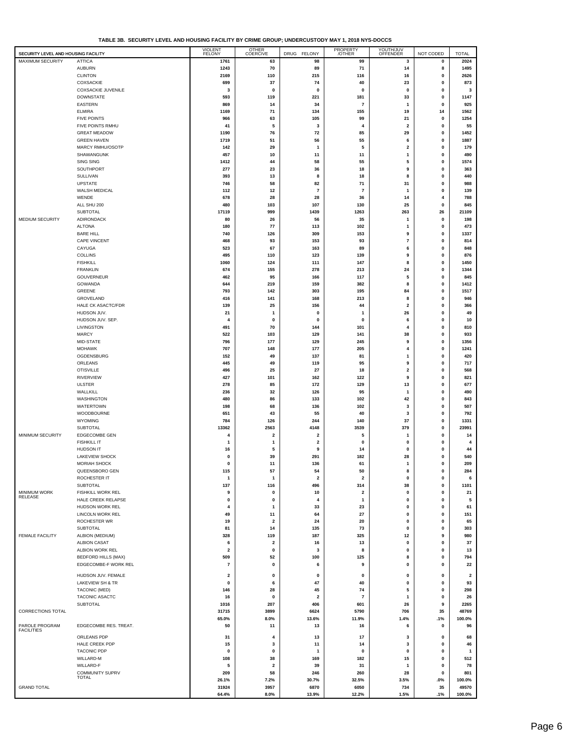**TABLE 3B. SECURITY LEVEL AND HOUSING FACILITY BY CRIME GROUP; UNDERCUSTODY MAY 1, 2018 NYS-DOCCS**

| SECURITY LEVEL AND HOUSING FACILITY | | VIOLENT FELONY | OTHER COERCIVE | DRUG FELONY | PROPERTY /OTHER | YOUTH/JUV OFFENDER | NOT CODED | TOTAL |
|---|---|---|---|---|---|---|---|---|
| MAXIMUM SECURITY | ATTICA | 1761 | 63 | 98 | 99 | 3 | 0 | 2024 |
| | AUBURN | 1243 | 70 | 89 | 71 | 14 | 8 | 1495 |
| | CLINTON | 2169 | 110 | 215 | 116 | 16 | 0 | 2626 |
| | COXSACKIE | 699 | 37 | 74 | 40 | 23 | 0 | 873 |
| | COXSACKIE JUVENILE | 3 | 0 | 0 | 0 | 0 | 0 | 3 |
| | DOWNSTATE | 593 | 119 | 221 | 181 | 33 | 0 | 1147 |
| | EASTERN | 869 | 14 | 34 | 7 | 1 | 0 | 925 |
| | ELMIRA | 1169 | 71 | 134 | 155 | 19 | 14 | 1562 |
| | FIVE POINTS | 966 | 63 | 105 | 99 | 21 | 0 | 1254 |
| | FIVE POINTS RMHU | 41 | 5 | 3 | 4 | 2 | 0 | 55 |
| | GREAT MEADOW | 1190 | 76 | 72 | 85 | 29 | 0 | 1452 |
| | GREEN HAVEN | 1719 | 51 | 56 | 55 | 6 | 0 | 1887 |
| | MARCY RMHU/OSOTP | 142 | 29 | 1 | 5 | 2 | 0 | 179 |
| | SHAWANGUNK | 457 | 10 | 11 | 11 | 1 | 0 | 490 |
| | SING SING | 1412 | 44 | 58 | 55 | 5 | 0 | 1574 |
| | SOUTHPORT | 277 | 23 | 36 | 18 | 9 | 0 | 363 |
| | SULLIVAN | 393 | 13 | 8 | 18 | 8 | 0 | 440 |
| | UPSTATE | 746 | 58 | 82 | 71 | 31 | 0 | 988 |
| | WALSH MEDICAL | 112 | 12 | 7 | 7 | 1 | 0 | 139 |
| | WENDE | 678 | 28 | 28 | 36 | 14 | 4 | 788 |
| | ALL SHU 200 | 480 | 103 | 107 | 130 | 25 | 0 | 845 |
| | SUBTOTAL | 17119 | 999 | 1439 | 1263 | 263 | 26 | 21109 |
| MEDIUM SECURITY | ADIRONDACK | 80 | 26 | 56 | 35 | 1 | 0 | 198 |
| | ALTONA | 180 | 77 | 113 | 102 | 1 | 0 | 473 |
| | BARE HILL | 740 | 126 | 309 | 153 | 9 | 0 | 1337 |
| | CAPE VINCENT | 468 | 93 | 153 | 93 | 7 | 0 | 814 |
| | CAYUGA | 523 | 67 | 163 | 89 | 6 | 0 | 848 |
| | COLLINS | 495 | 110 | 123 | 139 | 9 | 0 | 876 |
| | FISHKILL | 1060 | 124 | 111 | 147 | 8 | 0 | 1450 |
| | FRANKLIN | 674 | 155 | 278 | 213 | 24 | 0 | 1344 |
| | GOUVERNEUR | 462 | 95 | 166 | 117 | 5 | 0 | 845 |
| | GOWANDA | 644 | 219 | 159 | 382 | 8 | 0 | 1412 |
| | GREENE | 793 | 142 | 303 | 195 | 84 | 0 | 1517 |
| | GROVELAND | 416 | 141 | 168 | 213 | 8 | 0 | 946 |
| | HALE CK ASACTC/FDR | 139 | 25 | 156 | 44 | 2 | 0 | 366 |
| | HUDSON JUV. | 21 | 1 | 0 | 1 | 26 | 0 | 49 |
| | HUDSON JUV. SEP. | 4 | 0 | 0 | 0 | 6 | 0 | 10 |
| | LIVINGSTON | 491 | 70 | 144 | 101 | 4 | 0 | 810 |
| | MARCY | 522 | 103 | 129 | 141 | 38 | 0 | 933 |
| | MID-STATE | 796 | 177 | 129 | 245 | 9 | 0 | 1356 |
| | MOHAWK | 707 | 148 | 177 | 205 | 4 | 0 | 1241 |
| | OGDENSBURG | 152 | 49 | 137 | 81 | 1 | 0 | 420 |
| | ORLEANS | 445 | 49 | 119 | 95 | 9 | 0 | 717 |
| | OTISVILLE | 496 | 25 | 27 | 18 | 2 | 0 | 568 |
| | RIVERVIEW | 427 | 101 | 162 | 122 | 9 | 0 | 821 |
| | ULSTER | 278 | 85 | 172 | 129 | 13 | 0 | 677 |
| | WALLKILL | 236 | 32 | 126 | 95 | 1 | 0 | 490 |
| | WASHINGTON | 480 | 86 | 133 | 102 | 42 | 0 | 843 |
| | WATERTOWN | 198 | 68 | 136 | 102 | 3 | 0 | 507 |
| | WOODBOURNE | 651 | 43 | 55 | 40 | 3 | 0 | 792 |
| | WYOMING | 784 | 126 | 244 | 140 | 37 | 0 | 1331 |
| | SUBTOTAL | 13362 | 2563 | 4148 | 3539 | 379 | 0 | 23991 |
| MINIMUM SECURITY | EDGECOMBE GEN | 4 | 2 | 2 | 5 | 1 | 0 | 14 |
| | FISHKILL IT | 1 | 1 | 2 | 0 | 0 | 0 | 4 |
| | HUDSON IT | 16 | 5 | 9 | 14 | 0 | 0 | 44 |
| | LAKEVIEW SHOCK | 0 | 39 | 291 | 182 | 28 | 0 | 540 |
| | MORIAH SHOCK | 0 | 11 | 136 | 61 | 1 | 0 | 209 |
| | QUEENSBORO GEN | 115 | 57 | 54 | 50 | 8 | 0 | 284 |
| | ROCHESTER IT | 1 | 1 | 2 | 2 | 0 | 0 | 6 |
| | SUBTOTAL | 137 | 116 | 496 | 314 | 38 | 0 | 1101 |
| MINIMUM WORK RELEASE | FISHKILL WORK REL | 9 | 0 | 10 | 2 | 0 | 0 | 21 |
| | HALE CREEK RELAPSE | 0 | 0 | 4 | 1 | 0 | 0 | 5 |
| | HUDSON WORK REL | 4 | 1 | 33 | 23 | 0 | 0 | 61 |
| | LINCOLN WORK REL | 49 | 11 | 64 | 27 | 0 | 0 | 151 |
| | ROCHESTER WR | 19 | 2 | 24 | 20 | 0 | 0 | 65 |
| | SUBTOTAL | 81 | 14 | 135 | 73 | 0 | 0 | 303 |
| FEMALE FACILITY | ALBION (MEDIUM) | 328 | 119 | 187 | 325 | 12 | 9 | 980 |
| | ALBION CASAT | 6 | 2 | 16 | 13 | 0 | 0 | 37 |
| | ALBION WORK REL | 2 | 0 | 3 | 8 | 0 | 0 | 13 |
| | BEDFORD HILLS (MAX) | 509 | 52 | 100 | 125 | 8 | 0 | 794 |
| | EDGECOMBE-F WORK REL | 7 | 0 | 6 | 9 | 0 | 0 | 22 |
| | HUDSON JUV. FEMALE | 2 | 0 | 0 | 0 | 0 | 0 | 2 |
| | LAKEVIEW SH & TR | 0 | 6 | 47 | 40 | 0 | 0 | 93 |
| | TACONIC (MED) | 146 | 28 | 45 | 74 | 5 | 0 | 298 |
| | TACONIC ASACTC | 16 | 0 | 2 | 7 | 1 | 0 | 26 |
| | SUBTOTAL | 1016 | 207 | 406 | 601 | 26 | 9 | 2265 |
| CORRECTIONS TOTAL | | 31715 | 3899 | 6624 | 5790 | 706 | 35 | 48769 |
| | | 65.0% | 8.0% | 13.6% | 11.9% | 1.4% | .1% | 100.0% |
| PAROLE PROGRAM FACILITIES | EDGECOMBE RES. TREAT. | 50 | 11 | 13 | 16 | 6 | 0 | 96 |
| | ORLEANS PDP | 31 | 4 | 13 | 17 | 3 | 0 | 68 |
| | HALE CREEK PDP | 15 | 3 | 11 | 14 | 3 | 0 | 46 |
| | TACONIC PDP | 0 | 0 | 1 | 0 | 0 | 0 | 1 |
| | WILLARD-M | 108 | 38 | 169 | 182 | 15 | 0 | 512 |
| | WILLARD-F | 5 | 2 | 39 | 31 | 1 | 0 | 78 |
| | COMMUNITY SUPRV TOTAL | 209 | 58 | 246 | 260 | 28 | 0 | 801 |
| | | 26.1% | 7.2% | 30.7% | 32.5% | 3.5% | .0% | 100.0% |
| GRAND TOTAL | | 31924 | 3957 | 6870 | 6050 | 734 | 35 | 49570 |
| | | 64.4% | 8.0% | 13.9% | 12.2% | 1.5% | .1% | 100.0% |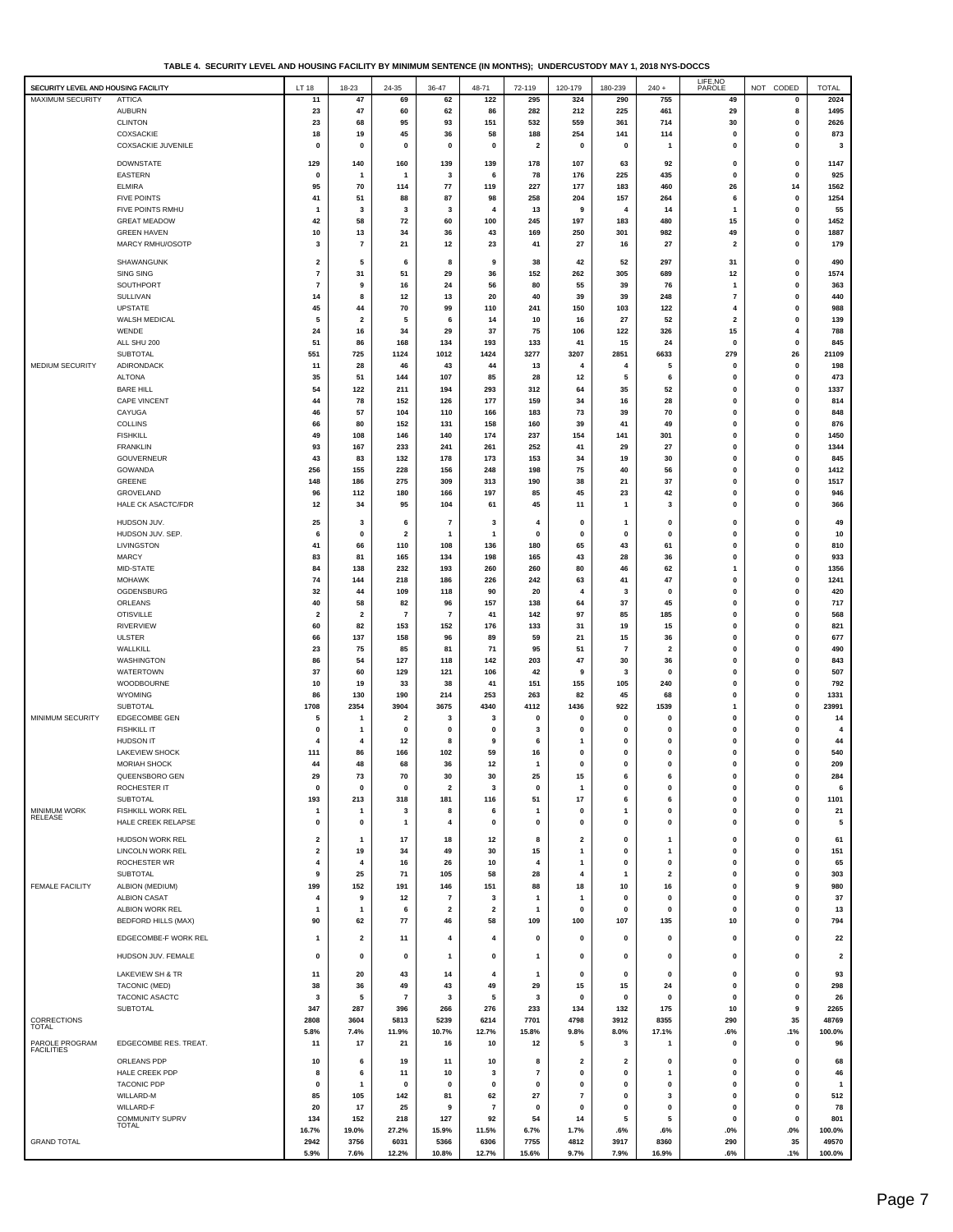**TABLE 4. SECURITY LEVEL AND HOUSING FACILITY BY MINIMUM SENTENCE (IN MONTHS); UNDERCUSTODY MAY 1, 2018 NYS-DOCCS**

| SECURITY LEVEL AND HOUSING FACILITY | | LT 18 | 18-23 | 24-35 | 36-47 | 48-71 | 72-119 | 120-179 | 180-239 | 240 + | LIFE,NO PAROLE | NOT CODED | TOTAL |
|---|---|---|---|---|---|---|---|---|---|---|---|---|---|
| MAXIMUM SECURITY | ATTICA | 11 | 47 | 69 | 62 | 122 | 295 | 324 | 290 | 755 | 49 | 0 | 2024 |
| | AUBURN | 23 | 47 | 60 | 62 | 86 | 282 | 212 | 225 | 461 | 29 | 8 | 1495 |
| | CLINTON | 23 | 68 | 95 | 93 | 151 | 532 | 559 | 361 | 714 | 30 | 0 | 2626 |
| | COXSACKIE | 18 | 19 | 45 | 36 | 58 | 188 | 254 | 141 | 114 | 0 | 0 | 873 |
| | COXSACKIE JUVENILE | 0 | 0 | 0 | 0 | 0 | 2 | 0 | 0 | 1 | 0 | 0 | 3 |
| | DOWNSTATE | 129 | 140 | 160 | 139 | 139 | 178 | 107 | 63 | 92 | 0 | 0 | 1147 |
| | EASTERN | 0 | 1 | 1 | 3 | 6 | 78 | 176 | 225 | 435 | 0 | 0 | 925 |
| | ELMIRA | 95 | 70 | 114 | 77 | 119 | 227 | 177 | 183 | 460 | 26 | 14 | 1562 |
| | FIVE POINTS | 41 | 51 | 88 | 87 | 98 | 258 | 204 | 157 | 264 | 6 | 0 | 1254 |
| | FIVE POINTS RMHU | 1 | 3 | 3 | 3 | 4 | 13 | 9 | 4 | 14 | 1 | 0 | 55 |
| | GREAT MEADOW | 42 | 58 | 72 | 60 | 100 | 245 | 197 | 183 | 480 | 15 | 0 | 1452 |
| | GREEN HAVEN | 10 | 13 | 34 | 36 | 43 | 169 | 250 | 301 | 982 | 49 | 0 | 1887 |
| | MARCY RMHU/OSOTP | 3 | 7 | 21 | 12 | 23 | 41 | 27 | 16 | 27 | 2 | 0 | 179 |
| | SHAWANGUNK | 2 | 5 | 6 | 8 | 9 | 38 | 42 | 52 | 297 | 31 | 0 | 490 |
| | SING SING | 7 | 31 | 51 | 29 | 36 | 152 | 262 | 305 | 689 | 12 | 0 | 1574 |
| | SOUTHPORT | 7 | 9 | 16 | 24 | 56 | 80 | 55 | 39 | 76 | 1 | 0 | 363 |
| | SULLIVAN | 14 | 8 | 12 | 13 | 20 | 40 | 39 | 39 | 248 | 7 | 0 | 440 |
| | UPSTATE | 45 | 44 | 70 | 99 | 110 | 241 | 150 | 103 | 122 | 4 | 0 | 988 |
| | WALSH MEDICAL | 5 | 2 | 5 | 6 | 14 | 10 | 16 | 27 | 52 | 2 | 0 | 139 |
| | WENDE | 24 | 16 | 34 | 29 | 37 | 75 | 106 | 122 | 326 | 15 | 4 | 788 |
| | ALL SHU 200 | 51 | 86 | 168 | 134 | 193 | 133 | 41 | 15 | 24 | 0 | 0 | 845 |
| | SUBTOTAL | 551 | 725 | 1124 | 1012 | 1424 | 3277 | 3207 | 2851 | 6633 | 279 | 26 | 21109 |
| MEDIUM SECURITY | ADIRONDACK | 11 | 28 | 46 | 43 | 44 | 13 | 4 | 4 | 5 | 0 | 0 | 198 |
| | ALTONA | 35 | 51 | 144 | 107 | 85 | 28 | 12 | 5 | 6 | 0 | 0 | 473 |
| | BARE HILL | 54 | 122 | 211 | 194 | 293 | 312 | 64 | 35 | 52 | 0 | 0 | 1337 |
| | CAPE VINCENT | 44 | 78 | 152 | 126 | 177 | 159 | 34 | 16 | 28 | 0 | 0 | 814 |
| | CAYUGA | 46 | 57 | 104 | 110 | 166 | 183 | 73 | 39 | 70 | 0 | 0 | 848 |
| | COLLINS | 66 | 80 | 152 | 131 | 158 | 160 | 39 | 41 | 49 | 0 | 0 | 876 |
| | FISHKILL | 49 | 108 | 146 | 140 | 174 | 237 | 154 | 141 | 301 | 0 | 0 | 1450 |
| | FRANKLIN | 93 | 167 | 233 | 241 | 261 | 252 | 41 | 29 | 27 | 0 | 0 | 1344 |
| | GOUVERNEUR | 43 | 83 | 132 | 178 | 173 | 153 | 34 | 19 | 30 | 0 | 0 | 845 |
| | GOWANDA | 256 | 155 | 228 | 156 | 248 | 198 | 75 | 40 | 56 | 0 | 0 | 1412 |
| | GREENE | 148 | 186 | 275 | 309 | 313 | 190 | 38 | 21 | 37 | 0 | 0 | 1517 |
| | GROVELAND | 96 | 112 | 180 | 166 | 197 | 85 | 45 | 23 | 42 | 0 | 0 | 946 |
| | HALE CK ASACTC/FDR | 12 | 34 | 95 | 104 | 61 | 45 | 11 | 1 | 3 | 0 | 0 | 366 |
| | HUDSON JUV. | 25 | 3 | 6 | 7 | 3 | 4 | 0 | 1 | 0 | 0 | 0 | 49 |
| | HUDSON JUV. SEP. | 6 | 0 | 2 | 1 | 1 | 0 | 0 | 0 | 0 | 0 | 0 | 10 |
| | LIVINGSTON | 41 | 66 | 110 | 108 | 136 | 180 | 65 | 43 | 61 | 0 | 0 | 810 |
| | MARCY | 83 | 81 | 165 | 134 | 198 | 165 | 43 | 28 | 36 | 0 | 0 | 933 |
| | MID-STATE | 84 | 138 | 232 | 193 | 260 | 260 | 80 | 46 | 62 | 1 | 0 | 1356 |
| | MOHAWK | 74 | 144 | 218 | 186 | 226 | 242 | 63 | 41 | 47 | 0 | 0 | 1241 |
| | OGDENSBURG | 32 | 44 | 109 | 118 | 90 | 20 | 4 | 3 | 0 | 0 | 0 | 420 |
| | ORLEANS | 40 | 58 | 82 | 96 | 157 | 138 | 64 | 37 | 45 | 0 | 0 | 717 |
| | OTISVILLE | 2 | 2 | 7 | 7 | 41 | 142 | 97 | 85 | 185 | 0 | 0 | 568 |
| | RIVERVIEW | 60 | 82 | 153 | 152 | 176 | 133 | 31 | 19 | 15 | 0 | 0 | 821 |
| | ULSTER | 66 | 137 | 158 | 96 | 89 | 59 | 21 | 15 | 36 | 0 | 0 | 677 |
| | WALLKILL | 23 | 75 | 85 | 81 | 71 | 95 | 51 | 7 | 2 | 0 | 0 | 490 |
| | WASHINGTON | 86 | 54 | 127 | 118 | 142 | 203 | 47 | 30 | 36 | 0 | 0 | 843 |
| | WATERTOWN | 37 | 60 | 129 | 121 | 106 | 42 | 9 | 3 | 0 | 0 | 0 | 507 |
| | WOODBOURNE | 10 | 19 | 33 | 38 | 41 | 151 | 155 | 105 | 240 | 0 | 0 | 792 |
| | WYOMING | 86 | 130 | 190 | 214 | 253 | 263 | 82 | 45 | 68 | 0 | 0 | 1331 |
| | SUBTOTAL | 1708 | 2354 | 3904 | 3675 | 4340 | 4112 | 1436 | 922 | 1539 | 1 | 0 | 23991 |
| MINIMUM SECURITY | EDGECOMBE GEN | 5 | 1 | 2 | 3 | 3 | 0 | 0 | 0 | 0 | 0 | 0 | 14 |
| | FISHKILL IT | 0 | 1 | 0 | 0 | 0 | 3 | 0 | 0 | 0 | 0 | 0 | 4 |
| | HUDSON IT | 4 | 4 | 12 | 8 | 9 | 6 | 1 | 0 | 0 | 0 | 0 | 44 |
| | LAKEVIEW SHOCK | 111 | 86 | 166 | 102 | 59 | 16 | 0 | 0 | 0 | 0 | 0 | 540 |
| | MORIAH SHOCK | 44 | 48 | 68 | 36 | 12 | 1 | 0 | 0 | 0 | 0 | 0 | 209 |
| | QUEENSBORO GEN | 29 | 73 | 70 | 30 | 30 | 25 | 15 | 6 | 6 | 0 | 0 | 284 |
| | ROCHESTER IT | 0 | 0 | 0 | 2 | 3 | 0 | 1 | 0 | 0 | 0 | 0 | 6 |
| | SUBTOTAL | 193 | 213 | 318 | 181 | 116 | 51 | 17 | 6 | 6 | 0 | 0 | 1101 |
| MINIMUM WORK RELEASE | FISHKILL WORK REL | 1 | 1 | 3 | 8 | 6 | 1 | 0 | 1 | 0 | 0 | 0 | 21 |
| | HALE CREEK RELAPSE | 0 | 0 | 1 | 4 | 0 | 0 | 0 | 0 | 0 | 0 | 0 | 5 |
| | HUDSON WORK REL | 2 | 1 | 17 | 18 | 12 | 8 | 2 | 0 | 1 | 0 | 0 | 61 |
| | LINCOLN WORK REL | 2 | 19 | 34 | 49 | 30 | 15 | 1 | 0 | 1 | 0 | 0 | 151 |
| | ROCHESTER WR | 4 | 4 | 16 | 26 | 10 | 4 | 1 | 0 | 0 | 0 | 0 | 65 |
| | SUBTOTAL | 9 | 25 | 71 | 105 | 58 | 28 | 4 | 1 | 2 | 0 | 0 | 303 |
| FEMALE FACILITY | ALBION (MEDIUM) | 199 | 152 | 191 | 146 | 151 | 88 | 18 | 10 | 16 | 0 | 9 | 980 |
| | ALBION CASAT | 4 | 9 | 12 | 7 | 3 | 1 | 1 | 0 | 0 | 0 | 0 | 37 |
| | ALBION WORK REL | 1 | 1 | 6 | 2 | 2 | 1 | 0 | 0 | 0 | 0 | 0 | 13 |
| | BEDFORD HILLS (MAX) | 90 | 62 | 77 | 46 | 58 | 109 | 100 | 107 | 135 | 10 | 0 | 794 |
| | EDGECOMBE-F WORK REL | 1 | 2 | 11 | 4 | 4 | 0 | 0 | 0 | 0 | 0 | 0 | 22 |
| | HUDSON JUV. FEMALE | 0 | 0 | 0 | 1 | 0 | 1 | 0 | 0 | 0 | 0 | 0 | 2 |
| | LAKEVIEW SH & TR | 11 | 20 | 43 | 14 | 4 | 1 | 0 | 0 | 0 | 0 | 0 | 93 |
| | TACONIC (MED) | 38 | 36 | 49 | 43 | 49 | 29 | 15 | 15 | 24 | 0 | 0 | 298 |
| | TACONIC ASACTC | 3 | 5 | 7 | 3 | 5 | 3 | 0 | 0 | 0 | 0 | 0 | 26 |
| | SUBTOTAL | 347 | 287 | 396 | 266 | 276 | 233 | 134 | 132 | 175 | 10 | 9 | 2265 |
| CORRECTIONS TOTAL | | 2808 | 3604 | 5813 | 5239 | 6214 | 7701 | 4798 | 3912 | 8355 | 290 | 35 | 48769 |
| | | 5.8% | 7.4% | 11.9% | 10.7% | 12.7% | 15.8% | 9.8% | 8.0% | 17.1% | .6% | .1% | 100.0% |
| PAROLE PROGRAM FACILITIES | EDGECOMBE RES. TREAT. | 11 | 17 | 21 | 16 | 10 | 12 | 5 | 3 | 1 | 0 | 0 | 96 |
| | ORLEANS PDP | 10 | 6 | 19 | 11 | 10 | 8 | 2 | 2 | 0 | 0 | 0 | 68 |
| | HALE CREEK PDP | 8 | 6 | 11 | 10 | 3 | 7 | 0 | 0 | 1 | 0 | 0 | 46 |
| | TACONIC PDP | 0 | 1 | 0 | 0 | 0 | 0 | 0 | 0 | 0 | 0 | 0 | 1 |
| | WILLARD-M | 85 | 105 | 142 | 81 | 62 | 27 | 7 | 0 | 3 | 0 | 0 | 512 |
| | WILLARD-F | 20 | 17 | 25 | 9 | 7 | 0 | 0 | 0 | 0 | 0 | 0 | 78 |
| | COMMUNITY SUPRV TOTAL | 134 | 152 | 218 | 127 | 92 | 54 | 14 | 5 | 5 | 0 | 0 | 801 |
| | | 16.7% | 19.0% | 27.2% | 15.9% | 11.5% | 6.7% | 1.7% | .6% | .6% | .0% | .0% | 100.0% |
| GRAND TOTAL | | 2942 | 3756 | 6031 | 5366 | 6306 | 7755 | 4812 | 3917 | 8360 | 290 | 35 | 49570 |
| | | 5.9% | 7.6% | 12.2% | 10.8% | 12.7% | 15.6% | 9.7% | 7.9% | 16.9% | .6% | .1% | 100.0% |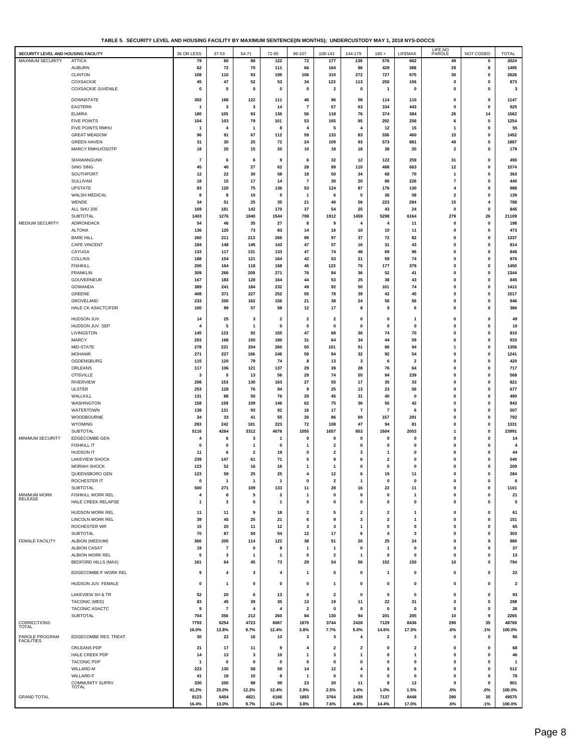**TABLE 5. SECURITY LEVEL AND HOUSING FACILITY BY MAXIMUM SENTENCE(IN MONTHS); UNDERCUSTODY MAY 1, 2018 NYS-DOCCS**

| SECURITY LEVEL AND HOUSING FACILITY | | 36 OR LESS | 37-53 | 54-71 | 72-95 | 96-107 | 108-143 | 144-179 | 180 + | LIFEMAX | LIFE,NO PAROLE | NOT CODED | TOTAL |
|---|---|---|---|---|---|---|---|---|---|---|---|---|---|
| MAXIMUM SECURITY | ATTICA | 79 | 60 | 88 | 122 | 72 | 177 | 139 | 576 | 662 | 49 | 0 | 2024 |
| | AUBURN | 62 | 72 | 70 | 111 | 66 | 164 | 96 | 429 | 388 | 29 | 8 | 1495 |
| | CLINTON | 108 | 110 | 93 | 195 | 106 | 310 | 272 | 727 | 675 | 30 | 0 | 2626 |
| | COXSACKIE | 45 | 47 | 52 | 53 | 34 | 123 | 113 | 250 | 156 | 0 | 0 | 873 |
| | COXSACKIE JUVENILE | 0 | 0 | 0 | 0 | 0 | 2 | 0 | 1 | 0 | 0 | 0 | 3 |
| | DOWNSTATE | 302 | 188 | 122 | 111 | 46 | 96 | 58 | 114 | 110 | 0 | 0 | 1147 |
| | EASTERN | 1 | 3 | 3 | 14 | 7 | 57 | 63 | 334 | 443 | 0 | 0 | 925 |
| | ELMIRA | 180 | 105 | 93 | 136 | 56 | 118 | 76 | 374 | 384 | 26 | 14 | 1562 |
| | FIVE POINTS | 104 | 103 | 79 | 101 | 53 | 165 | 95 | 292 | 256 | 6 | 0 | 1254 |
| | FIVE POINTS RMHU | 1 | 4 | 1 | 8 | 4 | 5 | 4 | 12 | 15 | 1 | 0 | 55 |
| | GREAT MEADOW | 96 | 91 | 67 | 112 | 59 | 133 | 83 | 336 | 460 | 15 | 0 | 1452 |
| | GREEN HAVEN | 31 | 30 | 25 | 72 | 24 | 109 | 93 | 573 | 881 | 49 | 0 | 1887 |
| | MARCY RMHU/OSOTP | 18 | 20 | 15 | 20 | 10 | 18 | 18 | 38 | 20 | 2 | 0 | 179 |
| | SHAWANGUNK | 7 | 6 | 6 | 9 | 6 | 32 | 12 | 122 | 259 | 31 | 0 | 490 |
| | SING SING | 45 | 40 | 27 | 62 | 28 | 99 | 110 | 488 | 663 | 12 | 0 | 1574 |
| | SOUTHPORT | 12 | 22 | 30 | 58 | 18 | 50 | 34 | 68 | 70 | 1 | 0 | 363 |
| | SULLIVAN | 18 | 15 | 17 | 14 | 7 | 30 | 20 | 86 | 226 | 7 | 0 | 440 |
| | UPSTATE | 83 | 120 | 75 | 136 | 53 | 124 | 87 | 176 | 130 | 4 | 0 | 988 |
| | WALSH MEDICAL | 8 | 8 | 10 | 5 | 1 | 6 | 5 | 36 | 58 | 2 | 0 | 139 |
| | WENDE | 34 | 51 | 25 | 35 | 21 | 40 | 56 | 223 | 284 | 15 | 4 | 788 |
| | ALL SHU 200 | 169 | 181 | 142 | 170 | 37 | 54 | 25 | 43 | 24 | 0 | 0 | 845 |
| | SUBTOTAL | 1403 | 1276 | 1040 | 1544 | 708 | 1912 | 1459 | 5298 | 6164 | 279 | 26 | 21109 |
| MEDIUM SECURITY | ADIRONDACK | 54 | 46 | 35 | 27 | 8 | 9 | 4 | 4 | 11 | 0 | 0 | 198 |
| | ALTONA | 136 | 120 | 73 | 83 | 14 | 16 | 10 | 10 | 11 | 0 | 0 | 473 |
| | BARE HILL | 260 | 211 | 213 | 266 | 99 | 97 | 37 | 72 | 82 | 0 | 0 | 1337 |
| | CAPE VINCENT | 184 | 148 | 145 | 143 | 47 | 57 | 16 | 31 | 43 | 0 | 0 | 814 |
| | CAYUGA | 133 | 117 | 131 | 133 | 47 | 74 | 48 | 69 | 96 | 0 | 0 | 848 |
| | COLLINS | 188 | 154 | 121 | 164 | 42 | 53 | 21 | 59 | 74 | 0 | 0 | 876 |
| | FISHKILL | 200 | 164 | 118 | 168 | 45 | 123 | 76 | 177 | 379 | 0 | 0 | 1450 |
| | FRANKLIN | 309 | 266 | 209 | 271 | 76 | 84 | 36 | 52 | 41 | 0 | 0 | 1344 |
| | GOUVERNEUR | 167 | 183 | 128 | 164 | 44 | 53 | 25 | 38 | 43 | 0 | 0 | 845 |
| | GOWANDA | 389 | 241 | 184 | 232 | 49 | 92 | 50 | 101 | 74 | 0 | 0 | 1412 |
| | GREENE | 408 | 371 | 227 | 252 | 55 | 78 | 39 | 42 | 45 | 0 | 0 | 1517 |
| | GROVELAND | 233 | 200 | 162 | 156 | 21 | 38 | 24 | 56 | 56 | 0 | 0 | 946 |
| | HALE CK ASACTC/FDR | 100 | 99 | 57 | 58 | 12 | 17 | 8 | 9 | 6 | 0 | 0 | 366 |
| | HUDSON JUV. | 14 | 25 | 3 | 2 | 2 | 2 | 0 | 0 | 1 | 0 | 0 | 49 |
| | HUDSON JUV. SEP. | 4 | 5 | 1 | 0 | 0 | 0 | 0 | 0 | 0 | 0 | 0 | 10 |
| | LIVINGSTON | 145 | 123 | 92 | 155 | 47 | 68 | 36 | 74 | 70 | 0 | 0 | 810 |
| | MARCY | 203 | 168 | 150 | 180 | 31 | 64 | 34 | 44 | 59 | 0 | 0 | 933 |
| | MID-STATE | 278 | 231 | 204 | 260 | 50 | 101 | 51 | 86 | 94 | 1 | 0 | 1356 |
| | MOHAWK | 271 | 227 | 166 | 246 | 59 | 94 | 32 | 92 | 54 | 0 | 0 | 1241 |
| | OGDENSBURG | 115 | 120 | 79 | 74 | 8 | 13 | 3 | 6 | 2 | 0 | 0 | 420 |
| | ORLEANS | 117 | 106 | 121 | 137 | 29 | 39 | 28 | 76 | 64 | 0 | 0 | 717 |
| | OTISVILLE | 3 | 5 | 13 | 56 | 29 | 74 | 55 | 94 | 239 | 0 | 0 | 568 |
| | RIVERVIEW | 208 | 153 | 130 | 163 | 27 | 55 | 17 | 35 | 33 | 0 | 0 | 821 |
| | ULSTER | 253 | 128 | 76 | 94 | 9 | 25 | 13 | 23 | 56 | 0 | 0 | 677 |
| | WALLKILL | 131 | 88 | 50 | 76 | 29 | 45 | 31 | 40 | 0 | 0 | 0 | 490 |
| | WASHINGTON | 158 | 159 | 109 | 146 | 62 | 75 | 36 | 56 | 42 | 0 | 0 | 843 |
| | WATERTOWN | 138 | 131 | 93 | 92 | 16 | 17 | 7 | 7 | 6 | 0 | 0 | 507 |
| | WOODBOURNE | 34 | 33 | 41 | 55 | 26 | 86 | 69 | 157 | 291 | 0 | 0 | 792 |
| | WYOMING | 283 | 242 | 181 | 223 | 72 | 108 | 47 | 94 | 81 | 0 | 0 | 1331 |
| | SUBTOTAL | 5116 | 4264 | 3312 | 4076 | 1055 | 1657 | 853 | 1604 | 2053 | 1 | 0 | 23991 |
| MINIMUM SECURITY | EDGECOMBE GEN | 4 | 6 | 3 | 1 | 0 | 0 | 0 | 0 | 0 | 0 | 0 | 14 |
| | FISHKILL IT | 0 | 0 | 1 | 0 | 1 | 2 | 0 | 0 | 0 | 0 | 0 | 4 |
| | HUDSON IT | 11 | 6 | 2 | 19 | 0 | 2 | 3 | 1 | 0 | 0 | 0 | 44 |
| | LAKEVIEW SHOCK | 239 | 147 | 61 | 71 | 5 | 9 | 6 | 2 | 0 | 0 | 0 | 540 |
| | MORIAH SHOCK | 123 | 52 | 16 | 16 | 1 | 1 | 0 | 0 | 0 | 0 | 0 | 209 |
| | QUEENSBORO GEN | 123 | 59 | 25 | 25 | 4 | 12 | 6 | 19 | 11 | 0 | 0 | 284 |
| | ROCHESTER IT | 0 | 1 | 1 | 1 | 0 | 2 | 1 | 0 | 0 | 0 | 0 | 6 |
| | SUBTOTAL | 500 | 271 | 109 | 133 | 11 | 28 | 16 | 22 | 11 | 0 | 0 | 1101 |
| MINIMUM WORK RELEASE | FISHKILL WORK REL | 4 | 8 | 5 | 2 | 1 | 0 | 0 | 0 | 1 | 0 | 0 | 21 |
| | HALE CREEK RELAPSE | 1 | 3 | 0 | 1 | 0 | 0 | 0 | 0 | 0 | 0 | 0 | 5 |
| | HUDSON WORK REL | 11 | 11 | 9 | 18 | 2 | 5 | 2 | 2 | 1 | 0 | 0 | 61 |
| | LINCOLN WORK REL | 39 | 45 | 25 | 21 | 6 | 9 | 3 | 2 | 1 | 0 | 0 | 151 |
| | ROCHESTER WR | 15 | 20 | 11 | 12 | 3 | 3 | 1 | 0 | 0 | 0 | 0 | 65 |
| | SUBTOTAL | 70 | 87 | 50 | 54 | 12 | 17 | 6 | 4 | 3 | 0 | 0 | 303 |
| FEMALE FACILITY | ALBION (MEDIUM) | 366 | 205 | 114 | 122 | 38 | 51 | 26 | 25 | 24 | 0 | 9 | 980 |
| | ALBION CASAT | 19 | 7 | 0 | 8 | 1 | 1 | 0 | 1 | 0 | 0 | 0 | 37 |
| | ALBION WORK REL | 5 | 3 | 1 | 1 | 0 | 2 | 1 | 0 | 0 | 0 | 0 | 13 |
| | BEDFORD HILLS (MAX) | 161 | 64 | 45 | 73 | 29 | 54 | 56 | 152 | 150 | 10 | 0 | 794 |
| | EDGECOMBE-F WORK REL | 9 | 4 | 3 | 4 | 1 | 0 | 0 | 1 | 0 | 0 | 0 | 22 |
| | HUDSON JUV. FEMALE | 0 | 1 | 0 | 0 | 0 | 1 | 0 | 0 | 0 | 0 | 0 | 2 |
| | LAKEVIEW SH & TR | 52 | 20 | 6 | 13 | 0 | 2 | 0 | 0 | 0 | 0 | 0 | 93 |
| | TACONIC (MED) | 83 | 45 | 39 | 35 | 13 | 19 | 11 | 22 | 31 | 0 | 0 | 298 |
| | TACONIC ASACTC | 9 | 7 | 4 | 4 | 2 | 0 | 0 | 0 | 0 | 0 | 0 | 26 |
| | SUBTOTAL | 704 | 356 | 212 | 260 | 84 | 130 | 94 | 201 | 205 | 10 | 9 | 2265 |
| CORRECTIONS TOTAL | | 7793 | 6254 | 4723 | 6067 | 1870 | 3744 | 2428 | 7129 | 8436 | 290 | 35 | 48769 |
| | | 16.0% | 12.8% | 9.7% | 12.4% | 3.8% | 7.7% | 5.0% | 14.6% | 17.3% | .6% | .1% | 100.0% |
| PAROLE PROGRAM FACILITIES | EDGECOMBE RES. TREAT. | 30 | 22 | 16 | 13 | 3 | 3 | 4 | 2 | 3 | 0 | 0 | 96 |
| | ORLEANS PDP | 21 | 17 | 11 | 9 | 4 | 2 | 2 | 0 | 2 | 0 | 0 | 68 |
| | HALE CREEK PDP | 14 | 13 | 3 | 10 | 1 | 3 | 1 | 0 | 1 | 0 | 0 | 46 |
| | TACONIC PDP | 1 | 0 | 0 | 0 | 0 | 0 | 0 | 0 | 0 | 0 | 0 | 1 |
| | WILLARD-M | 223 | 130 | 58 | 59 | 14 | 12 | 4 | 6 | 6 | 0 | 0 | 512 |
| | WILLARD-F | 41 | 18 | 10 | 8 | 1 | 0 | 0 | 0 | 0 | 0 | 0 | 78 |
| | COMMUNITY SUPRV TOTAL | 330 | 200 | 98 | 99 | 23 | 20 | 11 | 8 | 12 | 0 | 0 | 801 |
| | | 41.2% | 25.0% | 12.2% | 12.4% | 2.9% | 2.5% | 1.4% | 1.0% | 1.5% | .0% | .0% | 100.0% |
| GRAND TOTAL | | 8123 | 6454 | 4821 | 6166 | 1893 | 3764 | 2439 | 7137 | 8448 | 290 | 35 | 49570 |
| | | 16.4% | 13.0% | 9.7% | 12.4% | 3.8% | 7.6% | 4.9% | 14.4% | 17.0% | .6% | .1% | 100.0% |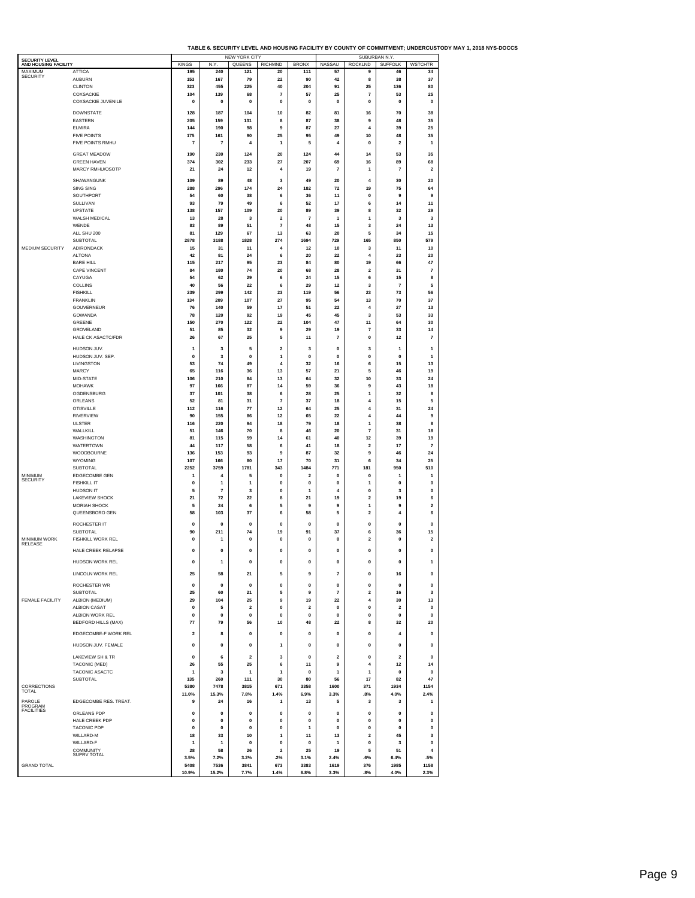**TABLE 6. SECURITY LEVEL AND HOUSING FACILITY BY COUNTY OF COMMITMENT; UNDERCUSTODY MAY 1, 2018 NYS-DOCCS**

| SECURITY LEVEL AND HOUSING FACILITY | | NEW YORK CITY | | | | | SUBURBAN N.Y. | | | |
|---|---|---|---|---|---|---|---|---|---|---|
| | | KINGS | N.Y. | QUEENS | RICHMND | BRONX | NASSAU | ROCKLND | SUFFOLK | WSTCHTR |
| MAXIMUM SECURITY | ATTICA | 195 | 240 | 121 | 20 | 111 | 57 | 9 | 46 | 34 |
| | AUBURN | 153 | 167 | 79 | 22 | 90 | 42 | 8 | 38 | 37 |
| | CLINTON | 323 | 455 | 225 | 40 | 204 | 91 | 25 | 136 | 80 |
| | COXSACKIE | 104 | 139 | 68 | 7 | 57 | 25 | 7 | 53 | 25 |
| | COXSACKIE JUVENILE | 0 | 0 | 0 | 0 | 0 | 0 | 0 | 0 | 0 |
| | DOWNSTATE | 128 | 187 | 104 | 10 | 82 | 81 | 16 | 70 | 38 |
| | EASTERN | 205 | 159 | 131 | 8 | 87 | 38 | 9 | 48 | 35 |
| | ELMIRA | 144 | 190 | 98 | 9 | 87 | 27 | 4 | 39 | 25 |
| | FIVE POINTS | 175 | 161 | 90 | 25 | 95 | 49 | 10 | 48 | 35 |
| | FIVE POINTS RMHU | 7 | 7 | 4 | 1 | 5 | 4 | 0 | 2 | 1 |
| | GREAT MEADOW | 190 | 230 | 124 | 20 | 124 | 44 | 14 | 53 | 35 |
| | GREEN HAVEN | 374 | 302 | 233 | 27 | 207 | 69 | 16 | 89 | 68 |
| | MARCY RMHU/OSOTP | 21 | 24 | 12 | 4 | 19 | 7 | 1 | 7 | 2 |
| | SHAWANGUNK | 109 | 89 | 48 | 3 | 49 | 20 | 4 | 30 | 20 |
| | SING SING | 288 | 296 | 174 | 24 | 182 | 72 | 19 | 75 | 64 |
| | SOUTHPORT | 54 | 60 | 38 | 6 | 36 | 11 | 0 | 9 | 9 |
| | SULLIVAN | 93 | 79 | 49 | 6 | 52 | 17 | 6 | 14 | 11 |
| | UPSTATE | 138 | 157 | 109 | 20 | 89 | 39 | 8 | 32 | 29 |
| | WALSH MEDICAL | 13 | 28 | 3 | 2 | 7 | 1 | 1 | 3 | 3 |
| | WENDE | 83 | 89 | 51 | 7 | 48 | 15 | 3 | 24 | 13 |
| | ALL SHU 200 | 81 | 129 | 67 | 13 | 63 | 20 | 5 | 34 | 15 |
| | SUBTOTAL | 2878 | 3188 | 1828 | 274 | 1694 | 729 | 165 | 850 | 579 |
| MEDIUM SECURITY | ADIRONDACK | 15 | 31 | 11 | 4 | 12 | 10 | 3 | 11 | 10 |
| | ALTONA | 42 | 81 | 24 | 6 | 20 | 22 | 4 | 23 | 20 |
| | BARE HILL | 115 | 217 | 95 | 23 | 84 | 80 | 19 | 66 | 47 |
| | CAPE VINCENT | 84 | 180 | 74 | 20 | 68 | 28 | 2 | 31 | 7 |
| | CAYUGA | 54 | 62 | 29 | 6 | 24 | 15 | 6 | 15 | 8 |
| | COLLINS | 40 | 56 | 22 | 6 | 29 | 12 | 3 | 7 | 5 |
| | FISHKILL | 239 | 299 | 142 | 23 | 119 | 56 | 23 | 73 | 56 |
| | FRANKLIN | 134 | 209 | 107 | 27 | 95 | 54 | 13 | 70 | 37 |
| | GOUVERNEUR | 76 | 140 | 59 | 17 | 51 | 22 | 4 | 27 | 13 |
| | GOWANDA | 78 | 120 | 92 | 19 | 45 | 45 | 3 | 53 | 33 |
| | GREENE | 150 | 270 | 122 | 22 | 104 | 47 | 11 | 64 | 30 |
| | GROVELAND | 51 | 85 | 32 | 9 | 29 | 19 | 7 | 33 | 14 |
| | HALE CK ASACTC/FDR | 26 | 67 | 25 | 5 | 11 | 7 | 0 | 12 | 7 |
| | HUDSON JUV. | 1 | 3 | 5 | 2 | 3 | 0 | 3 | 1 | 1 |
| | HUDSON JUV. SEP. | 0 | 3 | 0 | 1 | 0 | 0 | 0 | 0 | 1 |
| | LIVINGSTON | 53 | 74 | 49 | 4 | 32 | 16 | 6 | 15 | 13 |
| | MARCY | 65 | 116 | 36 | 13 | 57 | 21 | 5 | 46 | 19 |
| | MID-STATE | 106 | 210 | 84 | 13 | 64 | 32 | 10 | 33 | 24 |
| | MOHAWK | 97 | 166 | 87 | 14 | 59 | 36 | 9 | 43 | 18 |
| | OGDENSBURG | 37 | 101 | 38 | 6 | 28 | 25 | 1 | 32 | 8 |
| | ORLEANS | 52 | 81 | 31 | 7 | 37 | 18 | 4 | 15 | 5 |
| | OTISVILLE | 112 | 116 | 77 | 12 | 64 | 25 | 4 | 31 | 24 |
| | RIVERVIEW | 90 | 155 | 86 | 12 | 65 | 22 | 4 | 44 | 9 |
| | ULSTER | 116 | 220 | 94 | 18 | 79 | 18 | 1 | 38 | 8 |
| | WALLKILL | 51 | 146 | 70 | 8 | 46 | 20 | 7 | 31 | 18 |
| | WASHINGTON | 81 | 115 | 59 | 14 | 61 | 40 | 12 | 39 | 19 |
| | WATERTOWN | 44 | 117 | 58 | 6 | 41 | 18 | 2 | 17 | 7 |
| | WOODBOURNE | 136 | 153 | 93 | 9 | 87 | 32 | 9 | 46 | 24 |
| | WYOMING | 107 | 166 | 80 | 17 | 70 | 31 | 6 | 34 | 25 |
| | SUBTOTAL | 2252 | 3759 | 1781 | 343 | 1484 | 771 | 181 | 950 | 510 |
| MINIMUM SECURITY | EDGECOMBE GEN | 1 | 4 | 5 | 0 | 2 | 0 | 0 | 1 | 1 |
| | FISHKILL IT | 0 | 1 | 1 | 0 | 0 | 0 | 1 | 0 | 0 |
| | HUDSON IT | 5 | 7 | 3 | 0 | 1 | 4 | 0 | 3 | 0 |
| | LAKEVIEW SHOCK | 21 | 72 | 22 | 8 | 21 | 19 | 2 | 19 | 6 |
| | MORIAH SHOCK | 5 | 24 | 6 | 5 | 9 | 9 | 1 | 9 | 2 |
| | QUEENSBORO GEN | 58 | 103 | 37 | 6 | 58 | 5 | 2 | 4 | 6 |
| | ROCHESTER IT | 0 | 0 | 0 | 0 | 0 | 0 | 0 | 0 | 0 |
| | SUBTOTAL | 90 | 211 | 74 | 19 | 91 | 37 | 6 | 36 | 15 |
| MINIMUM WORK RELEASE | FISHKILL WORK REL | 0 | 1 | 0 | 0 | 0 | 0 | 2 | 0 | 2 |
| | HALE CREEK RELAPSE | 0 | 0 | 0 | 0 | 0 | 0 | 0 | 0 | 0 |
| | HUDSON WORK REL | 0 | 1 | 0 | 0 | 0 | 0 | 0 | 0 | 1 |
| | LINCOLN WORK REL | 25 | 58 | 21 | 5 | 9 | 7 | 0 | 16 | 0 |
| | ROCHESTER WR | 0 | 0 | 0 | 0 | 0 | 0 | 0 | 0 | 0 |
| | SUBTOTAL | 25 | 60 | 21 | 5 | 9 | 7 | 2 | 16 | 3 |
| FEMALE FACILITY | ALBION (MEDIUM) | 29 | 104 | 25 | 9 | 19 | 22 | 4 | 30 | 13 |
| | ALBION CASAT | 0 | 5 | 2 | 0 | 2 | 0 | 0 | 2 | 0 |
| | ALBION WORK REL | 0 | 0 | 0 | 0 | 0 | 0 | 0 | 0 | 0 |
| | BEDFORD HILLS (MAX) | 77 | 79 | 56 | 10 | 48 | 22 | 8 | 32 | 20 |
| | EDGECOMBE-F WORK REL | 2 | 8 | 0 | 0 | 0 | 0 | 0 | 4 | 0 |
| | HUDSON JUV. FEMALE | 0 | 0 | 0 | 1 | 0 | 0 | 0 | 0 | 0 |
| | LAKEVIEW SH & TR | 0 | 6 | 2 | 3 | 0 | 2 | 0 | 2 | 0 |
| | TACONIC (MED) | 26 | 55 | 25 | 6 | 11 | 9 | 4 | 12 | 14 |
| | TACONIC ASACTC | 1 | 3 | 1 | 1 | 0 | 1 | 1 | 0 | 0 |
| | SUBTOTAL | 135 | 260 | 111 | 30 | 80 | 56 | 17 | 82 | 47 |
| CORRECTIONS TOTAL | | 5380 | 7478 | 3815 | 671 | 3358 | 1600 | 371 | 1934 | 1154 |
| | | 11.0% | 15.3% | 7.8% | 1.4% | 6.9% | 3.3% | .8% | 4.0% | 2.4% |
| PAROLE PROGRAM FACILITIES | EDGECOMBE RES. TREAT. | 9 | 24 | 16 | 1 | 13 | 5 | 3 | 3 | 1 |
| | ORLEANS PDP | 0 | 0 | 0 | 0 | 0 | 0 | 0 | 0 | 0 |
| | HALE CREEK PDP | 0 | 0 | 0 | 0 | 0 | 0 | 0 | 0 | 0 |
| | TACONIC PDP | 0 | 0 | 0 | 0 | 1 | 0 | 0 | 0 | 0 |
| | WILLARD-M | 18 | 33 | 10 | 1 | 11 | 13 | 2 | 45 | 3 |
| | WILLARD-F | 1 | 1 | 0 | 0 | 0 | 1 | 0 | 3 | 0 |
| | COMMUNITY SUPRV TOTAL | 28 | 58 | 26 | 2 | 25 | 19 | 5 | 51 | 4 |
| | | 3.5% | 7.2% | 3.2% | .2% | 3.1% | 2.4% | .6% | 6.4% | .5% |
| GRAND TOTAL | | 5408 | 7536 | 3841 | 673 | 3383 | 1619 | 376 | 1985 | 1158 |
| | | 10.9% | 15.2% | 7.7% | 1.4% | 6.8% | 3.3% | .8% | 4.0% | 2.3% |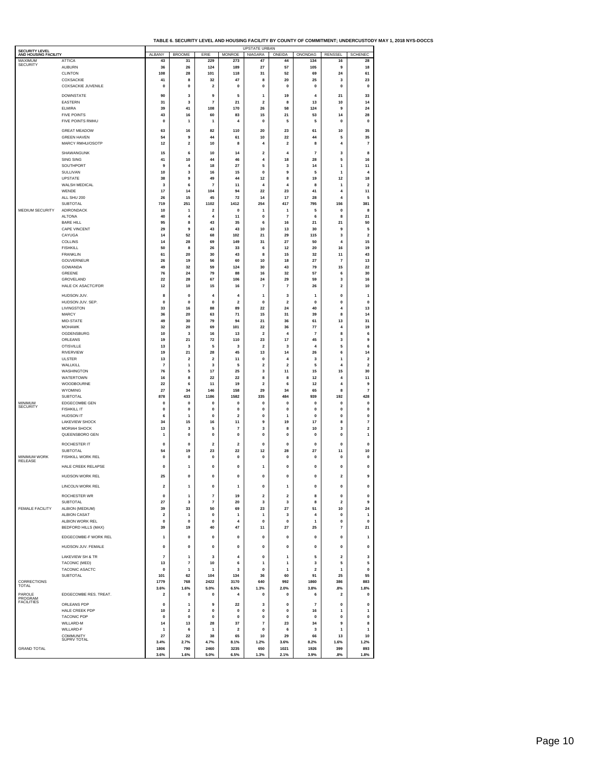**TABLE 6. SECURITY LEVEL AND HOUSING FACILITY BY COUNTY OF COMMITMENT; UNDERCUSTODY MAY 1, 2018 NYS-DOCCS**

| SECURITY LEVEL AND HOUSING FACILITY | | UPSTATE URBAN | | | | | | | | |
|---|---|---|---|---|---|---|---|---|---|---|
| | | ALBANY | BROOME | ERIE | MONROE | NIAGARA | ONEIDA | ONONDAG | RENSSEL | SCHENEC |
| MAXIMUM SECURITY | ATTICA | 43 | 31 | 229 | 273 | 47 | 44 | 134 | 16 | 28 |
| | AUBURN | 36 | 26 | 124 | 189 | 27 | 57 | 105 | 9 | 18 |
| | CLINTON | 108 | 28 | 101 | 118 | 31 | 52 | 69 | 24 | 61 |
| | COXSACKIE | 41 | 8 | 32 | 47 | 8 | 20 | 25 | 3 | 23 |
| | COXSACKIE JUVENILE | 0 | 0 | 2 | 0 | 0 | 0 | 0 | 0 | 0 |
| | DOWNSTATE | 90 | 3 | 9 | 5 | 1 | 19 | 4 | 21 | 33 |
| | EASTERN | 31 | 3 | 7 | 21 | 2 | 8 | 13 | 10 | 14 |
| | ELMIRA | 39 | 41 | 108 | 170 | 26 | 58 | 124 | 9 | 24 |
| | FIVE POINTS | 43 | 16 | 60 | 83 | 15 | 21 | 53 | 14 | 28 |
| | FIVE POINTS RMHU | 0 | 1 | 1 | 4 | 0 | 5 | 5 | 0 | 0 |
| | GREAT MEADOW | 63 | 16 | 82 | 110 | 20 | 23 | 61 | 10 | 35 |
| | GREEN HAVEN | 54 | 9 | 44 | 61 | 10 | 22 | 44 | 5 | 35 |
| | MARCY RMHU/OSOTP | 12 | 2 | 10 | 8 | 4 | 2 | 8 | 4 | 7 |
| | SHAWANGUNK | 15 | 6 | 10 | 14 | 2 | 4 | 7 | 3 | 8 |
| | SING SING | 41 | 10 | 44 | 46 | 4 | 18 | 28 | 5 | 16 |
| | SOUTHPORT | 9 | 4 | 18 | 27 | 5 | 3 | 14 | 1 | 11 |
| | SULLIVAN | 10 | 3 | 16 | 15 | 0 | 9 | 5 | 1 | 4 |
| | UPSTATE | 38 | 9 | 49 | 44 | 12 | 8 | 19 | 12 | 18 |
| | WALSH MEDICAL | 3 | 6 | 7 | 11 | 4 | 4 | 8 | 1 | 2 |
| | WENDE | 17 | 14 | 104 | 94 | 22 | 23 | 41 | 4 | 11 |
| | ALL SHU 200 | 26 | 15 | 45 | 72 | 14 | 17 | 28 | 4 | 5 |
| | SUBTOTAL | 719 | 251 | 1102 | 1412 | 254 | 417 | 795 | 156 | 381 |
| MEDIUM SECURITY | ADIRONDACK | 10 | 1 | 2 | 0 | 1 | 1 | 5 | 0 | 8 |
| | ALTONA | 40 | 4 | 4 | 11 | 0 | 7 | 6 | 8 | 21 |
| | BARE HILL | 95 | 8 | 43 | 35 | 6 | 16 | 21 | 21 | 50 |
| | CAPE VINCENT | 29 | 9 | 43 | 43 | 10 | 13 | 30 | 9 | 5 |
| | CAYUGA | 14 | 52 | 68 | 102 | 21 | 29 | 115 | 3 | 2 |
| | COLLINS | 14 | 28 | 69 | 149 | 31 | 27 | 50 | 4 | 15 |
| | FISHKILL | 50 | 8 | 26 | 33 | 6 | 12 | 20 | 16 | 19 |
| | FRANKLIN | 61 | 20 | 30 | 43 | 8 | 15 | 32 | 11 | 43 |
| | GOUVERNEUR | 26 | 19 | 56 | 60 | 10 | 18 | 27 | 7 | 13 |
| | GOWANDA | 49 | 32 | 59 | 124 | 30 | 43 | 79 | 15 | 22 |
| | GREENE | 76 | 24 | 79 | 88 | 16 | 32 | 57 | 6 | 30 |
| | GROVELAND | 22 | 28 | 67 | 106 | 24 | 29 | 59 | 3 | 16 |
| | HALE CK ASACTC/FDR | 12 | 10 | 15 | 16 | 7 | 7 | 26 | 2 | 10 |
| | HUDSON JUV. | 8 | 0 | 4 | 4 | 1 | 3 | 1 | 0 | 1 |
| | HUDSON JUV. SEP. | 0 | 0 | 0 | 2 | 0 | 2 | 0 | 0 | 0 |
| | LIVINGSTON | 33 | 16 | 88 | 89 | 22 | 24 | 40 | 4 | 13 |
| | MARCY | 36 | 20 | 63 | 71 | 15 | 31 | 39 | 8 | 14 |
| | MID-STATE | 49 | 30 | 79 | 94 | 21 | 36 | 61 | 13 | 31 |
| | MOHAWK | 32 | 20 | 69 | 101 | 22 | 36 | 77 | 4 | 19 |
| | OGDENSBURG | 10 | 3 | 16 | 13 | 2 | 4 | 7 | 8 | 6 |
| | ORLEANS | 19 | 21 | 72 | 110 | 23 | 17 | 45 | 3 | 9 |
| | OTISVILLE | 13 | 3 | 5 | 3 | 2 | 3 | 4 | 5 | 6 |
| | RIVERVIEW | 19 | 21 | 28 | 45 | 13 | 14 | 26 | 6 | 14 |
| | ULSTER | 13 | 2 | 2 | 11 | 0 | 4 | 3 | 1 | 2 |
| | WALLKILL | 7 | 1 | 3 | 5 | 2 | 2 | 5 | 4 | 2 |
| | WASHINGTON | 76 | 5 | 17 | 25 | 3 | 11 | 15 | 15 | 30 |
| | WATERTOWN | 16 | 8 | 22 | 22 | 8 | 8 | 12 | 4 | 11 |
| | WOODBOURNE | 22 | 6 | 11 | 19 | 2 | 6 | 12 | 4 | 9 |
| | WYOMING | 27 | 34 | 146 | 158 | 29 | 34 | 65 | 8 | 7 |
| | SUBTOTAL | 878 | 433 | 1186 | 1582 | 335 | 484 | 939 | 192 | 428 |
| MINIMUM SECURITY | EDGECOMBE GEN | 0 | 0 | 0 | 0 | 0 | 0 | 0 | 0 | 0 |
| | FISHKILL IT | 0 | 0 | 0 | 0 | 0 | 0 | 0 | 0 | 0 |
| | HUDSON IT | 6 | 1 | 0 | 2 | 0 | 1 | 0 | 0 | 0 |
| | LAKEVIEW SHOCK | 34 | 15 | 16 | 11 | 9 | 19 | 17 | 8 | 7 |
| | MORIAH SHOCK | 13 | 3 | 5 | 7 | 3 | 8 | 10 | 3 | 2 |
| | QUEENSBORO GEN | 1 | 0 | 0 | 0 | 0 | 0 | 0 | 0 | 1 |
| | ROCHESTER IT | 0 | 0 | 2 | 2 | 0 | 0 | 0 | 0 | 0 |
| | SUBTOTAL | 54 | 19 | 23 | 22 | 12 | 28 | 27 | 11 | 10 |
| MINIMUM WORK RELEASE | FISHKILL WORK REL | 0 | 0 | 0 | 0 | 0 | 0 | 0 | 0 | 0 |
| | HALE CREEK RELAPSE | 0 | 1 | 0 | 0 | 1 | 0 | 0 | 0 | 0 |
| | HUDSON WORK REL | 25 | 0 | 0 | 0 | 0 | 0 | 0 | 2 | 9 |
| | LINCOLN WORK REL | 2 | 1 | 0 | 1 | 0 | 1 | 0 | 0 | 0 |
| | ROCHESTER WR | 0 | 1 | 7 | 19 | 2 | 2 | 8 | 0 | 0 |
| | SUBTOTAL | 27 | 3 | 7 | 20 | 3 | 3 | 8 | 2 | 9 |
| FEMALE FACILITY | ALBION (MEDIUM) | 39 | 33 | 50 | 69 | 23 | 27 | 51 | 10 | 24 |
| | ALBION CASAT | 2 | 1 | 0 | 1 | 1 | 3 | 4 | 0 | 1 |
| | ALBION WORK REL | 0 | 0 | 0 | 4 | 0 | 0 | 1 | 0 | 0 |
| | BEDFORD HILLS (MAX) | 39 | 19 | 40 | 47 | 11 | 27 | 25 | 7 | 21 |
| | EDGECOMBE-F WORK REL | 1 | 0 | 0 | 0 | 0 | 0 | 0 | 0 | 1 |
| | HUDSON JUV. FEMALE | 0 | 0 | 0 | 0 | 0 | 0 | 0 | 0 | 0 |
| | LAKEVIEW SH & TR | 7 | 1 | 3 | 4 | 0 | 1 | 5 | 2 | 3 |
| | TACONIC (MED) | 13 | 7 | 10 | 6 | 1 | 1 | 3 | 5 | 5 |
| | TACONIC ASACTC | 0 | 1 | 1 | 3 | 0 | 1 | 2 | 1 | 0 |
| | SUBTOTAL | 101 | 62 | 104 | 134 | 36 | 60 | 91 | 25 | 55 |
| CORRECTIONS TOTAL | | 1779 | 768 | 2422 | 3170 | 640 | 992 | 1860 | 386 | 883 |
| | | 3.6% | 1.6% | 5.0% | 6.5% | 1.3% | 2.0% | 3.8% | .8% | 1.8% |
| PAROLE PROGRAM FACILITIES | EDGECOMBE RES. TREAT. | 2 | 0 | 0 | 4 | 0 | 0 | 6 | 2 | 0 |
| | ORLEANS PDP | 0 | 1 | 9 | 22 | 3 | 0 | 7 | 0 | 0 |
| | HALE CREEK PDP | 10 | 2 | 0 | 0 | 0 | 0 | 16 | 1 | 1 |
| | TACONIC PDP | 0 | 0 | 0 | 0 | 0 | 0 | 0 | 0 | 0 |
| | WILLARD-M | 14 | 13 | 28 | 37 | 7 | 23 | 34 | 9 | 8 |
| | WILLARD-F | 1 | 6 | 1 | 2 | 0 | 6 | 3 | 1 | 1 |
| | COMMUNITY SUPRV TOTAL | 27 | 22 | 38 | 65 | 10 | 29 | 66 | 13 | 10 |
| | | 3.4% | 2.7% | 4.7% | 8.1% | 1.2% | 3.6% | 8.2% | 1.6% | 1.2% |
| GRAND TOTAL | | 1806 | 790 | 2460 | 3235 | 650 | 1021 | 1926 | 399 | 893 |
| | | 3.6% | 1.6% | 5.0% | 6.5% | 1.3% | 2.1% | 3.9% | .8% | 1.8% |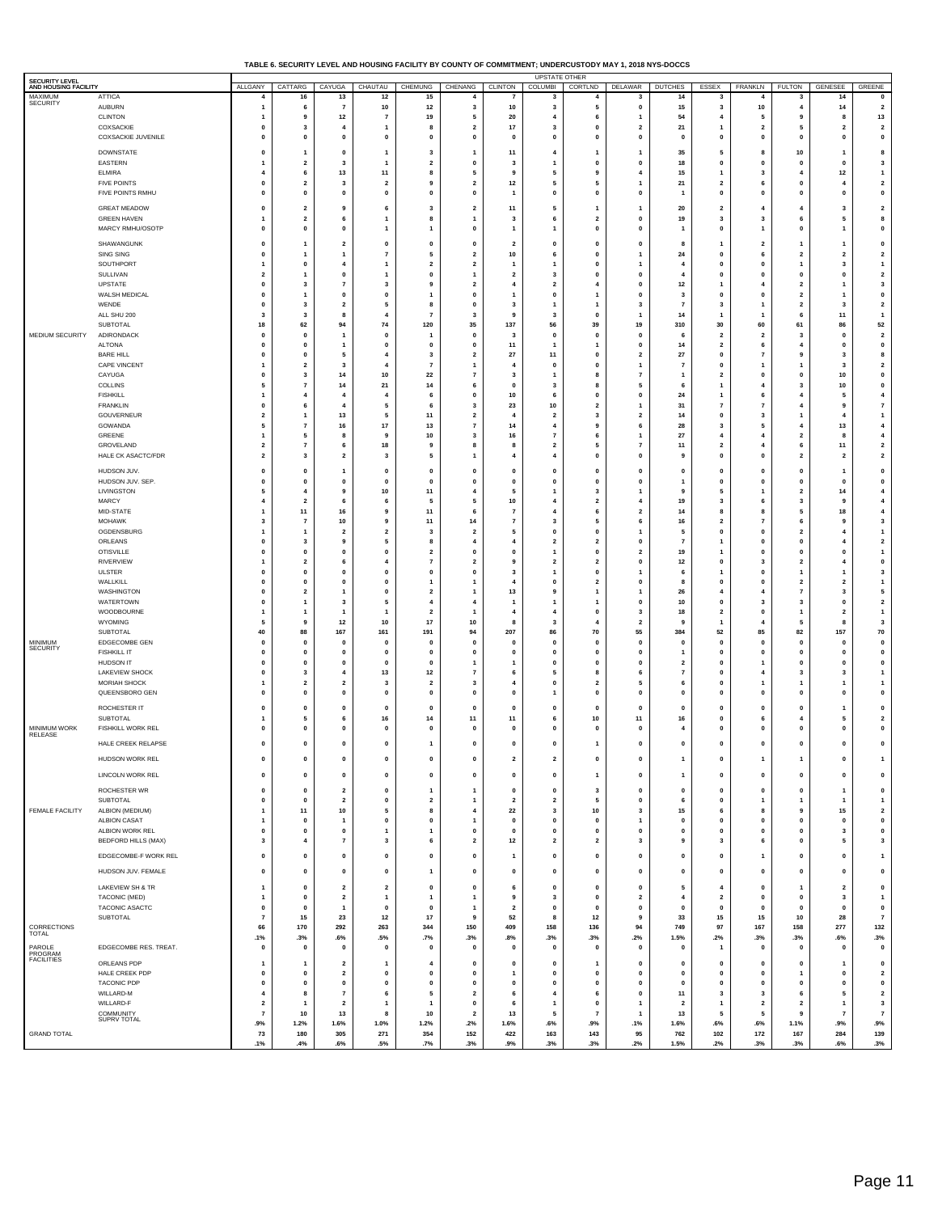**TABLE 6. SECURITY LEVEL AND HOUSING FACILITY BY COUNTY OF COMMITMENT; UNDERCUSTODY MAY 1, 2018 NYS-DOCCS**

| SECURITY LEVEL AND HOUSING FACILITY | | UPSTATE OTHER | | | | | | | | | | | | | | | |
|---|---|---|---|---|---|---|---|---|---|---|---|---|---|---|---|---|---|
| | | ALLGANY | CATTARG | CAYUGA | CHAUTAU | CHEMUNG | CHENANG | CLINTON | COLUMBI | CORTLND | DELAWAR | DUTCHES | ESSEX | FRANKLN | FULTON | GENESEE | GREENE |
| MAXIMUM SECURITY | ATTICA | 4 | 16 | 13 | 12 | 15 | 4 | 7 | 3 | 4 | 3 | 14 | 3 | 4 | 3 | 14 | 0 |
| | AUBURN | 1 | 6 | 7 | 10 | 12 | 3 | 10 | 3 | 5 | 0 | 15 | 3 | 10 | 4 | 14 | 2 |
| | CLINTON | 1 | 9 | 12 | 7 | 19 | 5 | 20 | 4 | 6 | 1 | 54 | 4 | 5 | 9 | 8 | 13 |
| | COXSACKIE | 0 | 3 | 4 | 1 | 8 | 2 | 17 | 3 | 0 | 2 | 21 | 1 | 2 | 5 | 2 | 2 |
| | COXSACKIE JUVENILE | 0 | 0 | 0 | 0 | 0 | 0 | 0 | 0 | 0 | 0 | 0 | 0 | 0 | 0 | 0 | 0 |
| | DOWNSTATE | 0 | 1 | 0 | 1 | 3 | 1 | 11 | 4 | 1 | 1 | 35 | 5 | 8 | 10 | 1 | 8 |
| | EASTERN | 1 | 2 | 3 | 1 | 2 | 0 | 3 | 1 | 0 | 0 | 18 | 0 | 0 | 0 | 0 | 3 |
| | ELMIRA | 4 | 6 | 13 | 11 | 8 | 5 | 9 | 5 | 9 | 4 | 15 | 1 | 3 | 4 | 12 | 1 |
| | FIVE POINTS | 0 | 2 | 3 | 2 | 9 | 2 | 12 | 5 | 5 | 1 | 21 | 2 | 6 | 0 | 4 | 2 |
| | FIVE POINTS RMHU | 0 | 0 | 0 | 0 | 0 | 0 | 1 | 0 | 0 | 0 | 1 | 0 | 0 | 0 | 0 | 0 |
| | GREAT MEADOW | 0 | 2 | 9 | 6 | 3 | 2 | 11 | 5 | 1 | 1 | 20 | 2 | 4 | 4 | 3 | 2 |
| | GREEN HAVEN | 1 | 2 | 6 | 1 | 8 | 1 | 3 | 6 | 2 | 0 | 19 | 3 | 3 | 6 | 5 | 8 |
| | MARCY RMHU/OSOTP | 0 | 0 | 0 | 1 | 1 | 0 | 1 | 1 | 0 | 0 | 1 | 0 | 1 | 0 | 1 | 0 |
| | SHAWANGUNK | 0 | 1 | 2 | 0 | 0 | 0 | 2 | 0 | 0 | 0 | 8 | 1 | 2 | 1 | 1 | 0 |
| | SING SING | 0 | 1 | 1 | 7 | 5 | 2 | 10 | 6 | 0 | 1 | 24 | 0 | 6 | 2 | 2 | 2 |
| | SOUTHPORT | 1 | 0 | 4 | 1 | 2 | 2 | 1 | 1 | 0 | 1 | 4 | 0 | 0 | 1 | 3 | 1 |
| | SULLIVAN | 2 | 1 | 0 | 1 | 0 | 1 | 2 | 3 | 0 | 0 | 4 | 0 | 0 | 0 | 0 | 2 |
| | UPSTATE | 0 | 3 | 7 | 3 | 9 | 2 | 4 | 2 | 4 | 0 | 12 | 1 | 4 | 2 | 1 | 3 |
| | WALSH MEDICAL | 0 | 1 | 0 | 0 | 1 | 0 | 1 | 0 | 1 | 0 | 3 | 0 | 0 | 2 | 1 | 0 |
| | WENDE | 0 | 3 | 2 | 5 | 8 | 0 | 3 | 1 | 1 | 3 | 7 | 3 | 1 | 2 | 3 | 2 |
| | ALL SHU 200 | 3 | 3 | 8 | 4 | 7 | 3 | 9 | 3 | 0 | 1 | 14 | 1 | 1 | 6 | 11 | 1 |
| | SUBTOTAL | 18 | 62 | 94 | 74 | 120 | 35 | 137 | 56 | 39 | 19 | 310 | 30 | 60 | 61 | 86 | 52 |
| MEDIUM SECURITY | ADIRONDACK | 0 | 0 | 1 | 0 | 1 | 0 | 3 | 0 | 0 | 0 | 6 | 2 | 2 | 3 | 0 | 2 |
| | ALTONA | 0 | 0 | 1 | 0 | 0 | 0 | 11 | 1 | 1 | 0 | 14 | 2 | 6 | 4 | 0 | 0 |
| | BARE HILL | 0 | 0 | 5 | 4 | 3 | 2 | 27 | 11 | 0 | 2 | 27 | 0 | 7 | 9 | 3 | 8 |
| | CAPE VINCENT | 1 | 2 | 3 | 4 | 7 | 1 | 4 | 0 | 0 | 1 | 7 | 0 | 1 | 1 | 3 | 2 |
| | CAYUGA | 0 | 3 | 14 | 10 | 22 | 7 | 3 | 1 | 8 | 7 | 1 | 2 | 0 | 0 | 10 | 0 |
| | COLLINS | 5 | 7 | 14 | 21 | 14 | 6 | 0 | 3 | 8 | 5 | 6 | 1 | 4 | 3 | 10 | 0 |
| | FISHKILL | 1 | 4 | 4 | 4 | 6 | 0 | 10 | 6 | 0 | 0 | 24 | 1 | 6 | 4 | 5 | 4 |
| | FRANKLIN | 0 | 6 | 4 | 5 | 6 | 3 | 23 | 10 | 2 | 1 | 31 | 7 | 7 | 4 | 9 | 7 |
| | GOUVERNEUR | 2 | 1 | 13 | 5 | 11 | 2 | 4 | 2 | 3 | 2 | 14 | 0 | 3 | 1 | 4 | 1 |
| | GOWANDA | 5 | 7 | 16 | 17 | 13 | 7 | 14 | 4 | 9 | 6 | 28 | 3 | 5 | 4 | 13 | 4 |
| | GREENE | 1 | 5 | 8 | 9 | 10 | 3 | 16 | 7 | 6 | 1 | 27 | 4 | 4 | 2 | 8 | 4 |
| | GROVELAND | 2 | 7 | 6 | 18 | 9 | 8 | 8 | 2 | 5 | 7 | 11 | 2 | 4 | 6 | 11 | 2 |
| | HALE CK ASACTC/FDR | 2 | 3 | 2 | 3 | 5 | 1 | 4 | 4 | 0 | 0 | 9 | 0 | 0 | 2 | 2 | 2 |
| | HUDSON JUV. | 0 | 0 | 1 | 0 | 0 | 0 | 0 | 0 | 0 | 0 | 0 | 0 | 0 | 0 | 1 | 0 |
| | HUDSON JUV. SEP. | 0 | 0 | 0 | 0 | 0 | 0 | 0 | 0 | 0 | 0 | 1 | 0 | 0 | 0 | 0 | 0 |
| | LIVINGSTON | 5 | 4 | 9 | 10 | 11 | 4 | 5 | 1 | 3 | 1 | 9 | 5 | 1 | 2 | 14 | 4 |
| | MARCY | 4 | 2 | 6 | 6 | 5 | 5 | 10 | 4 | 2 | 4 | 19 | 3 | 6 | 3 | 9 | 4 |
| | MID-STATE | 1 | 11 | 16 | 9 | 11 | 6 | 7 | 4 | 6 | 2 | 14 | 8 | 8 | 5 | 18 | 4 |
| | MOHAWK | 3 | 7 | 10 | 9 | 11 | 14 | 7 | 3 | 5 | 6 | 16 | 2 | 7 | 6 | 9 | 3 |
| | OGDENSBURG | 1 | 1 | 2 | 2 | 3 | 2 | 5 | 0 | 0 | 1 | 5 | 0 | 0 | 2 | 4 | 1 |
| | ORLEANS | 0 | 3 | 9 | 5 | 8 | 4 | 4 | 2 | 2 | 0 | 7 | 1 | 0 | 0 | 4 | 2 |
| | OTISVILLE | 0 | 0 | 0 | 0 | 2 | 0 | 0 | 1 | 0 | 2 | 19 | 1 | 0 | 0 | 0 | 1 |
| | RIVERVIEW | 1 | 2 | 6 | 4 | 7 | 2 | 9 | 2 | 2 | 0 | 12 | 0 | 3 | 2 | 4 | 0 |
| | ULSTER | 0 | 0 | 0 | 0 | 0 | 0 | 3 | 1 | 0 | 1 | 6 | 1 | 0 | 1 | 1 | 3 |
| | WALLKILL | 0 | 0 | 0 | 0 | 1 | 1 | 4 | 0 | 2 | 0 | 8 | 0 | 0 | 2 | 2 | 1 |
| | WASHINGTON | 0 | 2 | 1 | 0 | 2 | 1 | 13 | 9 | 1 | 1 | 26 | 4 | 4 | 7 | 3 | 5 |
| | WATERTOWN | 0 | 1 | 3 | 5 | 4 | 4 | 1 | 1 | 1 | 0 | 10 | 0 | 3 | 3 | 0 | 2 |
| | WOODBOURNE | 1 | 1 | 1 | 1 | 2 | 1 | 4 | 4 | 0 | 3 | 18 | 2 | 0 | 1 | 2 | 1 |
| | WYOMING | 5 | 9 | 12 | 10 | 17 | 10 | 8 | 3 | 4 | 2 | 9 | 1 | 4 | 5 | 8 | 3 |
| | SUBTOTAL | 40 | 88 | 167 | 161 | 191 | 94 | 207 | 86 | 70 | 55 | 384 | 52 | 85 | 82 | 157 | 70 |
| MINIMUM SECURITY | EDGECOMBE GEN | 0 | 0 | 0 | 0 | 0 | 0 | 0 | 0 | 0 | 0 | 0 | 0 | 0 | 0 | 0 | 0 |
| | FISHKILL IT | 0 | 0 | 0 | 0 | 0 | 0 | 0 | 0 | 0 | 0 | 1 | 0 | 0 | 0 | 0 | 0 |
| | HUDSON IT | 0 | 0 | 0 | 0 | 0 | 1 | 1 | 0 | 0 | 0 | 2 | 0 | 1 | 0 | 0 | 0 |
| | LAKEVIEW SHOCK | 0 | 3 | 4 | 13 | 12 | 7 | 6 | 5 | 8 | 6 | 7 | 0 | 4 | 3 | 3 | 1 |
| | MORIAH SHOCK | 1 | 2 | 2 | 3 | 2 | 3 | 4 | 0 | 2 | 5 | 6 | 0 | 1 | 1 | 1 | 1 |
| | QUEENSBORO GEN | 0 | 0 | 0 | 0 | 0 | 0 | 0 | 1 | 0 | 0 | 0 | 0 | 0 | 0 | 0 | 0 |
| | ROCHESTER IT | 0 | 0 | 0 | 0 | 0 | 0 | 0 | 0 | 0 | 0 | 0 | 0 | 0 | 0 | 1 | 0 |
| | SUBTOTAL | 1 | 5 | 6 | 16 | 14 | 11 | 11 | 6 | 10 | 11 | 16 | 0 | 6 | 4 | 5 | 2 |
| MINIMUM WORK RELEASE | FISHKILL WORK REL | 0 | 0 | 0 | 0 | 0 | 0 | 0 | 0 | 0 | 0 | 4 | 0 | 0 | 0 | 0 | 0 |
| | HALE CREEK RELAPSE | 0 | 0 | 0 | 0 | 1 | 0 | 0 | 0 | 1 | 0 | 0 | 0 | 0 | 0 | 0 | 0 |
| | HUDSON WORK REL | 0 | 0 | 0 | 0 | 0 | 0 | 2 | 2 | 0 | 0 | 1 | 0 | 1 | 1 | 0 | 1 |
| | LINCOLN WORK REL | 0 | 0 | 0 | 0 | 0 | 0 | 0 | 0 | 1 | 0 | 1 | 0 | 0 | 0 | 0 | 0 |
| | ROCHESTER WR | 0 | 0 | 2 | 0 | 1 | 1 | 0 | 0 | 3 | 0 | 0 | 0 | 0 | 0 | 1 | 0 |
| | SUBTOTAL | 0 | 0 | 2 | 0 | 2 | 1 | 2 | 2 | 5 | 0 | 6 | 0 | 1 | 1 | 1 | 1 |
| FEMALE FACILITY | ALBION (MEDIUM) | 1 | 11 | 10 | 5 | 8 | 4 | 22 | 3 | 10 | 3 | 15 | 6 | 8 | 9 | 15 | 2 |
| | ALBION CASAT | 1 | 0 | 1 | 0 | 0 | 1 | 0 | 0 | 0 | 1 | 0 | 0 | 0 | 0 | 0 | 0 |
| | ALBION WORK REL | 0 | 0 | 0 | 1 | 1 | 0 | 0 | 0 | 0 | 0 | 0 | 0 | 0 | 0 | 3 | 0 |
| | BEDFORD HILLS (MAX) | 3 | 4 | 7 | 3 | 6 | 2 | 12 | 2 | 2 | 3 | 9 | 3 | 6 | 0 | 5 | 3 |
| | EDGECOMBE-F WORK REL | 0 | 0 | 0 | 0 | 0 | 0 | 1 | 0 | 0 | 0 | 0 | 0 | 1 | 0 | 0 | 1 |
| | HUDSON JUV. FEMALE | 0 | 0 | 0 | 0 | 1 | 0 | 0 | 0 | 0 | 0 | 0 | 0 | 0 | 0 | 0 | 0 |
| | LAKEVIEW SH & TR | 1 | 0 | 2 | 2 | 0 | 0 | 6 | 0 | 0 | 0 | 5 | 4 | 0 | 1 | 2 | 0 |
| | TACONIC (MED) | 1 | 0 | 2 | 1 | 1 | 1 | 9 | 3 | 0 | 2 | 4 | 2 | 0 | 0 | 3 | 1 |
| | TACONIC ASACTC | 0 | 0 | 1 | 0 | 0 | 1 | 2 | 0 | 0 | 0 | 0 | 0 | 0 | 0 | 0 | 0 |
| | SUBTOTAL | 7 | 15 | 23 | 12 | 17 | 9 | 52 | 8 | 12 | 9 | 33 | 15 | 15 | 10 | 28 | 7 |
| CORRECTIONS TOTAL | | 66 | 170 | 292 | 263 | 344 | 150 | 409 | 158 | 136 | 94 | 749 | 97 | 167 | 158 | 277 | 132 |
| | | .1% | .3% | .6% | .5% | .7% | .3% | .8% | .3% | .3% | .2% | 1.5% | .2% | .3% | .3% | .6% | .3% |
| PAROLE PROGRAM FACILITIES | EDGECOMBE RES. TREAT. | 0 | 0 | 0 | 0 | 0 | 0 | 0 | 0 | 0 | 0 | 0 | 1 | 0 | 0 | 0 | 0 |
| | ORLEANS PDP | 1 | 1 | 2 | 1 | 4 | 0 | 0 | 0 | 1 | 0 | 0 | 0 | 0 | 0 | 1 | 0 |
| | HALE CREEK PDP | 0 | 0 | 2 | 0 | 0 | 0 | 1 | 0 | 0 | 0 | 0 | 0 | 0 | 1 | 0 | 2 |
| | TACONIC PDP | 0 | 0 | 0 | 0 | 0 | 0 | 0 | 0 | 0 | 0 | 0 | 0 | 0 | 0 | 0 | 0 |
| | WILLARD-M | 4 | 8 | 7 | 6 | 5 | 2 | 6 | 4 | 6 | 0 | 11 | 3 | 3 | 6 | 5 | 2 |
| | WILLARD-F | 2 | 1 | 2 | 1 | 1 | 0 | 6 | 1 | 0 | 1 | 2 | 1 | 2 | 2 | 1 | 3 |
| | COMMUNITY SUPRV TOTAL | 7 | 10 | 13 | 8 | 10 | 2 | 13 | 5 | 7 | 1 | 13 | 5 | 5 | 9 | 7 | 7 |
| | | .9% | 1.2% | 1.6% | 1.0% | 1.2% | .2% | 1.6% | .6% | .9% | .1% | 1.6% | .6% | .6% | 1.1% | .9% | .9% |
| GRAND TOTAL | | 73 | 180 | 305 | 271 | 354 | 152 | 422 | 163 | 143 | 95 | 762 | 102 | 172 | 167 | 284 | 139 |
| | | .1% | .4% | .6% | .5% | .7% | .3% | .9% | .3% | .3% | .2% | 1.5% | .2% | .3% | .3% | .6% | .3% |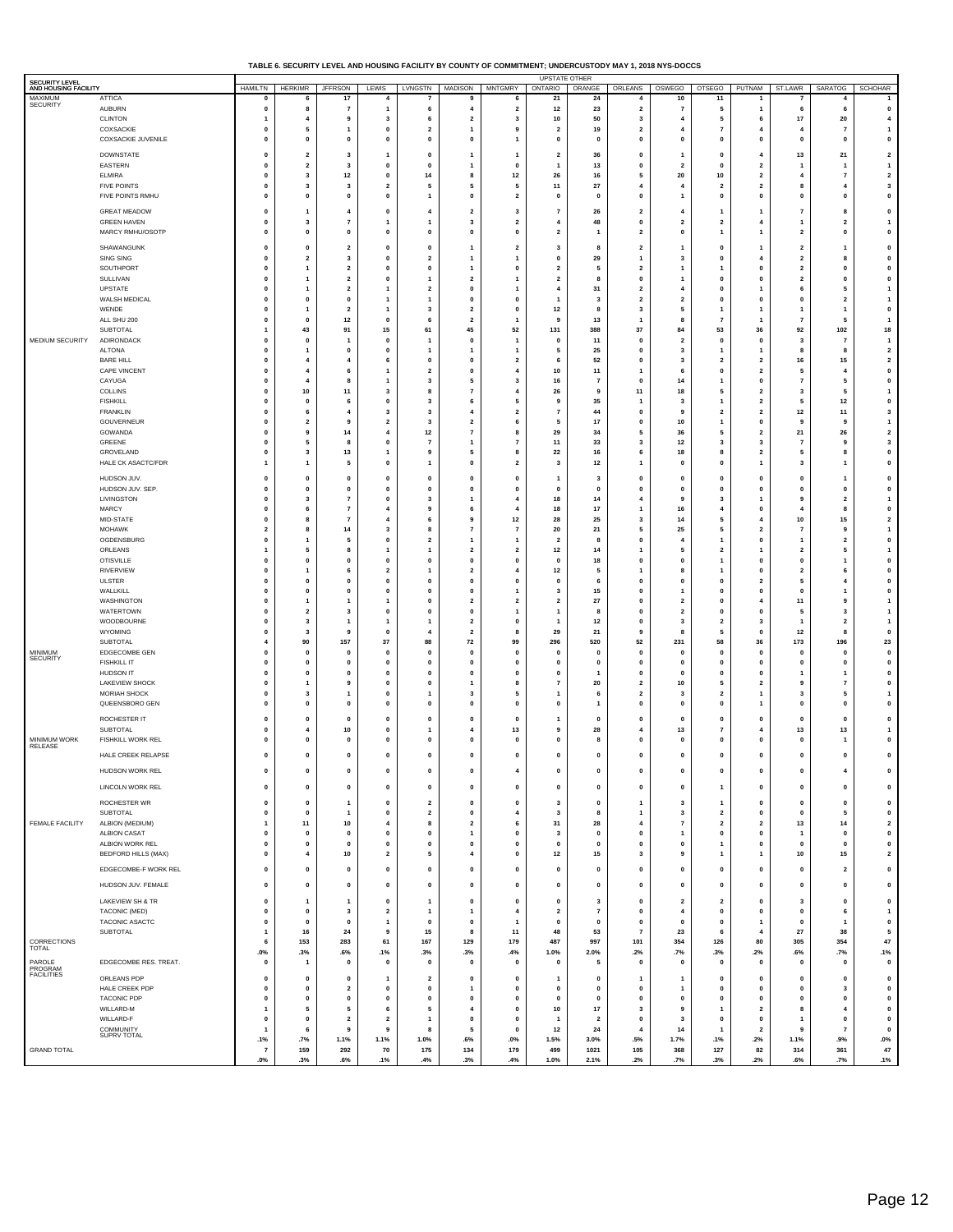**TABLE 6. SECURITY LEVEL AND HOUSING FACILITY BY COUNTY OF COMMITMENT; UNDERCUSTODY MAY 1, 2018 NYS-DOCCS**

| SECURITY LEVEL AND HOUSING FACILITY | | UPSTATE OTHER | | | | | | | | | | | | | | | |
|---|---|---|---|---|---|---|---|---|---|---|---|---|---|---|---|---|---|
| | | HAMILTN | HERKIMR | JFFRSON | LEWIS | LVNGSTN | MADISON | MNTGMRY | ONTARIO | ORANGE | ORLEANS | OSWEGO | OTSEGO | PUTNAM | ST.LAWR | SARATOG | SCHOHAR |
| MAXIMUM SECURITY | ATTICA | 0 | 6 | 17 | 4 | 7 | 9 | 6 | 21 | 24 | 4 | 10 | 11 | 1 | 7 | 4 | 1 |
| | AUBURN | 0 | 8 | 7 | 1 | 6 | 4 | 2 | 12 | 23 | 2 | 7 | 5 | 1 | 6 | 6 | 0 |
| | CLINTON | 1 | 4 | 9 | 3 | 6 | 2 | 3 | 10 | 50 | 3 | 4 | 5 | 6 | 17 | 20 | 4 |
| | COXSACKIE | 0 | 5 | 1 | 0 | 2 | 1 | 9 | 2 | 19 | 2 | 4 | 7 | 4 | 4 | 7 | 1 |
| | COXSACKIE JUVENILE | 0 | 0 | 0 | 0 | 0 | 0 | 1 | 0 | 0 | 0 | 0 | 0 | 0 | 0 | 0 | 0 |
| | DOWNSTATE | 0 | 2 | 3 | 1 | 0 | 1 | 1 | 2 | 36 | 0 | 1 | 0 | 4 | 13 | 21 | 2 |
| | EASTERN | 0 | 2 | 3 | 0 | 0 | 1 | 0 | 1 | 13 | 0 | 2 | 0 | 2 | 1 | 1 | 1 |
| | ELMIRA | 0 | 3 | 12 | 0 | 14 | 8 | 12 | 26 | 16 | 5 | 20 | 10 | 2 | 4 | 7 | 2 |
| | FIVE POINTS | 0 | 3 | 3 | 2 | 5 | 5 | 5 | 11 | 27 | 4 | 4 | 2 | 2 | 8 | 4 | 3 |
| | FIVE POINTS RMHU | 0 | 0 | 0 | 0 | 1 | 0 | 2 | 0 | 0 | 0 | 1 | 0 | 0 | 0 | 0 | 0 |
| | GREAT MEADOW | 0 | 1 | 4 | 0 | 4 | 2 | 3 | 7 | 26 | 2 | 4 | 1 | 1 | 7 | 8 | 0 |
| | GREEN HAVEN | 0 | 3 | 7 | 1 | 1 | 3 | 2 | 4 | 48 | 0 | 2 | 2 | 4 | 1 | 2 | 1 |
| | MARCY RMHU/OSOTP | 0 | 0 | 0 | 0 | 0 | 0 | 0 | 2 | 1 | 2 | 0 | 1 | 1 | 2 | 0 | 0 |
| | SHAWANGUNK | 0 | 0 | 2 | 0 | 0 | 1 | 2 | 3 | 8 | 2 | 1 | 0 | 1 | 2 | 1 | 0 |
| | SING SING | 0 | 2 | 3 | 0 | 2 | 1 | 1 | 0 | 29 | 1 | 3 | 0 | 4 | 2 | 8 | 0 |
| | SOUTHPORT | 0 | 1 | 2 | 0 | 0 | 1 | 0 | 2 | 5 | 2 | 1 | 1 | 0 | 2 | 0 | 0 |
| | SULLIVAN | 0 | 1 | 2 | 0 | 1 | 2 | 1 | 2 | 8 | 0 | 1 | 0 | 0 | 2 | 0 | 0 |
| | UPSTATE | 0 | 1 | 2 | 1 | 2 | 0 | 1 | 4 | 31 | 2 | 4 | 0 | 1 | 6 | 5 | 1 |
| | WALSH MEDICAL | 0 | 0 | 0 | 1 | 1 | 0 | 0 | 1 | 3 | 2 | 2 | 0 | 0 | 0 | 2 | 1 |
| | WENDE | 0 | 1 | 2 | 1 | 3 | 2 | 0 | 12 | 8 | 3 | 5 | 1 | 1 | 1 | 1 | 0 |
| | ALL SHU 200 | 0 | 0 | 12 | 0 | 6 | 2 | 1 | 9 | 13 | 1 | 8 | 7 | 1 | 7 | 5 | 1 |
| | SUBTOTAL | 1 | 43 | 91 | 15 | 61 | 45 | 52 | 131 | 388 | 37 | 84 | 53 | 36 | 92 | 102 | 18 |
| MEDIUM SECURITY | ADIRONDACK | 0 | 0 | 1 | 0 | 1 | 0 | 1 | 0 | 11 | 0 | 2 | 0 | 0 | 3 | 7 | 1 |
| | ALTONA | 0 | 1 | 0 | 0 | 1 | 1 | 1 | 5 | 25 | 0 | 3 | 1 | 1 | 8 | 8 | 2 |
| | BARE HILL | 0 | 4 | 4 | 6 | 0 | 0 | 2 | 6 | 52 | 0 | 3 | 2 | 2 | 16 | 15 | 2 |
| | CAPE VINCENT | 0 | 4 | 6 | 1 | 2 | 0 | 4 | 10 | 11 | 1 | 6 | 0 | 2 | 5 | 4 | 0 |
| | CAYUGA | 0 | 4 | 8 | 1 | 3 | 5 | 3 | 16 | 7 | 0 | 14 | 1 | 0 | 7 | 5 | 0 |
| | COLLINS | 0 | 10 | 11 | 3 | 8 | 7 | 4 | 26 | 9 | 11 | 18 | 5 | 2 | 3 | 5 | 1 |
| | FISHKILL | 0 | 0 | 6 | 0 | 3 | 6 | 5 | 9 | 35 | 1 | 3 | 1 | 2 | 5 | 12 | 0 |
| | FRANKLIN | 0 | 6 | 4 | 3 | 3 | 4 | 2 | 7 | 44 | 0 | 9 | 2 | 2 | 12 | 11 | 3 |
| | GOUVERNEUR | 0 | 2 | 9 | 2 | 3 | 2 | 6 | 5 | 17 | 0 | 10 | 1 | 0 | 9 | 9 | 1 |
| | GOWANDA | 0 | 9 | 14 | 4 | 12 | 7 | 8 | 29 | 34 | 5 | 36 | 5 | 2 | 21 | 26 | 2 |
| | GREENE | 0 | 5 | 8 | 0 | 7 | 1 | 7 | 11 | 33 | 3 | 12 | 3 | 3 | 7 | 9 | 3 |
| | GROVELAND | 0 | 3 | 13 | 1 | 9 | 5 | 8 | 22 | 16 | 6 | 18 | 8 | 2 | 5 | 8 | 0 |
| | HALE CK ASACTC/FDR | 1 | 1 | 5 | 0 | 1 | 0 | 2 | 3 | 12 | 1 | 0 | 0 | 1 | 3 | 1 | 0 |
| | HUDSON JUV. | 0 | 0 | 0 | 0 | 0 | 0 | 0 | 1 | 3 | 0 | 0 | 0 | 0 | 0 | 1 | 0 |
| | HUDSON JUV. SEP. | 0 | 0 | 0 | 0 | 0 | 0 | 0 | 0 | 0 | 0 | 0 | 0 | 0 | 0 | 0 | 0 |
| | LIVINGSTON | 0 | 3 | 7 | 0 | 3 | 1 | 4 | 18 | 14 | 4 | 9 | 3 | 1 | 9 | 2 | 1 |
| | MARCY | 0 | 6 | 7 | 4 | 9 | 6 | 4 | 18 | 17 | 1 | 16 | 4 | 0 | 4 | 8 | 0 |
| | MID-STATE | 0 | 8 | 7 | 4 | 6 | 9 | 12 | 28 | 25 | 3 | 14 | 5 | 4 | 10 | 15 | 2 |
| | MOHAWK | 2 | 8 | 14 | 3 | 8 | 7 | 7 | 20 | 21 | 5 | 25 | 5 | 2 | 7 | 9 | 1 |
| | OGDENSBURG | 0 | 1 | 5 | 0 | 2 | 1 | 1 | 2 | 8 | 0 | 4 | 1 | 0 | 1 | 2 | 0 |
| | ORLEANS | 1 | 5 | 8 | 1 | 1 | 2 | 2 | 12 | 14 | 1 | 5 | 2 | 1 | 2 | 5 | 1 |
| | OTISVILLE | 0 | 0 | 0 | 0 | 0 | 0 | 0 | 0 | 18 | 0 | 0 | 1 | 0 | 0 | 1 | 0 |
| | RIVERVIEW | 0 | 1 | 6 | 2 | 1 | 2 | 4 | 12 | 5 | 1 | 8 | 1 | 0 | 2 | 6 | 0 |
| | ULSTER | 0 | 0 | 0 | 0 | 0 | 0 | 0 | 0 | 6 | 0 | 0 | 0 | 2 | 5 | 4 | 0 |
| | WALLKILL | 0 | 0 | 0 | 0 | 0 | 0 | 1 | 3 | 15 | 0 | 1 | 0 | 0 | 0 | 1 | 0 |
| | WASHINGTON | 0 | 1 | 1 | 1 | 0 | 2 | 2 | 2 | 27 | 0 | 2 | 0 | 4 | 11 | 9 | 1 |
| | WATERTOWN | 0 | 2 | 3 | 0 | 0 | 0 | 1 | 1 | 8 | 0 | 2 | 0 | 0 | 5 | 3 | 1 |
| | WOODBOURNE | 0 | 3 | 1 | 1 | 1 | 2 | 0 | 1 | 12 | 0 | 3 | 2 | 3 | 1 | 2 | 1 |
| | WYOMING | 0 | 3 | 9 | 0 | 4 | 2 | 8 | 29 | 21 | 9 | 8 | 5 | 0 | 12 | 8 | 0 |
| | SUBTOTAL | 4 | 90 | 157 | 37 | 88 | 72 | 99 | 296 | 520 | 52 | 231 | 58 | 36 | 173 | 196 | 23 |
| MINIMUM SECURITY | EDGECOMBE GEN | 0 | 0 | 0 | 0 | 0 | 0 | 0 | 0 | 0 | 0 | 0 | 0 | 0 | 0 | 0 | 0 |
| | FISHKILL IT | 0 | 0 | 0 | 0 | 0 | 0 | 0 | 0 | 0 | 0 | 0 | 0 | 0 | 0 | 0 | 0 |
| | HUDSON IT | 0 | 0 | 0 | 0 | 0 | 0 | 0 | 0 | 1 | 0 | 0 | 0 | 0 | 1 | 1 | 0 |
| | LAKEVIEW SHOCK | 0 | 1 | 9 | 0 | 0 | 1 | 8 | 7 | 20 | 2 | 10 | 5 | 2 | 9 | 7 | 0 |
| | MORIAH SHOCK | 0 | 3 | 1 | 0 | 1 | 3 | 5 | 1 | 6 | 2 | 3 | 2 | 1 | 3 | 5 | 1 |
| | QUEENSBORO GEN | 0 | 0 | 0 | 0 | 0 | 0 | 0 | 0 | 1 | 0 | 0 | 0 | 1 | 0 | 0 | 0 |
| | ROCHESTER IT | 0 | 0 | 0 | 0 | 0 | 0 | 0 | 1 | 0 | 0 | 0 | 0 | 0 | 0 | 0 | 0 |
| | SUBTOTAL | 0 | 4 | 10 | 0 | 1 | 4 | 13 | 9 | 28 | 4 | 13 | 7 | 4 | 13 | 13 | 1 |
| MINIMUM WORK RELEASE | FISHKILL WORK REL | 0 | 0 | 0 | 0 | 0 | 0 | 0 | 0 | 8 | 0 | 0 | 0 | 0 | 0 | 1 | 0 |
| | HALE CREEK RELAPSE | 0 | 0 | 0 | 0 | 0 | 0 | 0 | 0 | 0 | 0 | 0 | 0 | 0 | 0 | 0 | 0 |
| | HUDSON WORK REL | 0 | 0 | 0 | 0 | 0 | 0 | 4 | 0 | 0 | 0 | 0 | 0 | 0 | 0 | 4 | 0 |
| | LINCOLN WORK REL | 0 | 0 | 0 | 0 | 0 | 0 | 0 | 0 | 0 | 0 | 0 | 1 | 0 | 0 | 0 | 0 |
| | ROCHESTER WR | 0 | 0 | 1 | 0 | 2 | 0 | 0 | 3 | 0 | 1 | 3 | 1 | 0 | 0 | 0 | 0 |
| | SUBTOTAL | 0 | 0 | 1 | 0 | 2 | 0 | 4 | 3 | 8 | 1 | 3 | 2 | 0 | 0 | 5 | 0 |
| FEMALE FACILITY | ALBION (MEDIUM) | 1 | 11 | 10 | 4 | 8 | 2 | 6 | 31 | 28 | 4 | 7 | 2 | 2 | 13 | 14 | 2 |
| | ALBION CASAT | 0 | 0 | 0 | 0 | 0 | 1 | 0 | 3 | 0 | 0 | 1 | 0 | 0 | 1 | 0 | 0 |
| | ALBION WORK REL | 0 | 0 | 0 | 0 | 0 | 0 | 0 | 0 | 0 | 0 | 0 | 1 | 0 | 0 | 0 | 0 |
| | BEDFORD HILLS (MAX) | 0 | 4 | 10 | 2 | 5 | 4 | 0 | 12 | 15 | 3 | 9 | 1 | 1 | 10 | 15 | 2 |
| | EDGECOMBE-F WORK REL | 0 | 0 | 0 | 0 | 0 | 0 | 0 | 0 | 0 | 0 | 0 | 0 | 0 | 0 | 2 | 0 |
| | HUDSON JUV. FEMALE | 0 | 0 | 0 | 0 | 0 | 0 | 0 | 0 | 0 | 0 | 0 | 0 | 0 | 0 | 0 | 0 |
| | LAKEVIEW SH & TR | 0 | 1 | 1 | 0 | 1 | 0 | 0 | 0 | 3 | 0 | 2 | 2 | 0 | 3 | 0 | 0 |
| | TACONIC (MED) | 0 | 0 | 3 | 2 | 1 | 1 | 4 | 2 | 7 | 0 | 4 | 0 | 0 | 0 | 6 | 1 |
| | TACONIC ASACTC | 0 | 0 | 0 | 1 | 0 | 0 | 1 | 0 | 0 | 0 | 0 | 0 | 1 | 0 | 1 | 0 |
| | SUBTOTAL | 1 | 16 | 24 | 9 | 15 | 8 | 11 | 48 | 53 | 7 | 23 | 6 | 4 | 27 | 38 | 5 |
| CORRECTIONS TOTAL | | 6 | 153 | 283 | 61 | 167 | 129 | 179 | 487 | 997 | 101 | 354 | 126 | 80 | 305 | 354 | 47 |
| | | .0% | .3% | .6% | .1% | .3% | .3% | .4% | 1.0% | 2.0% | .2% | .7% | .3% | .2% | .6% | .7% | .1% |
| PAROLE PROGRAM FACILITIES | EDGECOMBE RES. TREAT. | 0 | 1 | 0 | 0 | 0 | 0 | 0 | 0 | 5 | 0 | 0 | 0 | 0 | 0 | 0 | 0 |
| | ORLEANS PDP | 0 | 0 | 0 | 1 | 2 | 0 | 0 | 1 | 0 | 1 | 1 | 0 | 0 | 0 | 0 | 0 |
| | HALE CREEK PDP | 0 | 0 | 2 | 0 | 0 | 1 | 0 | 0 | 0 | 0 | 1 | 0 | 0 | 0 | 3 | 0 |
| | TACONIC PDP | 0 | 0 | 0 | 0 | 0 | 0 | 0 | 0 | 0 | 0 | 0 | 0 | 0 | 0 | 0 | 0 |
| | WILLARD-M | 1 | 5 | 5 | 6 | 5 | 4 | 0 | 10 | 17 | 3 | 9 | 1 | 2 | 8 | 4 | 0 |
| | WILLARD-F | 0 | 0 | 2 | 2 | 1 | 0 | 0 | 1 | 2 | 0 | 3 | 0 | 0 | 1 | 0 | 0 |
| | COMMUNITY SUPRV TOTAL | 1 | 6 | 9 | 9 | 8 | 5 | 0 | 12 | 24 | 4 | 14 | 1 | 2 | 9 | 7 | 0 |
| | | .1% | .7% | 1.1% | 1.1% | 1.0% | .6% | .0% | 1.5% | 3.0% | .5% | 1.7% | .1% | .2% | 1.1% | .9% | .0% |
| GRAND TOTAL | | 7 | 159 | 292 | 70 | 175 | 134 | 179 | 499 | 1021 | 105 | 368 | 127 | 82 | 314 | 361 | 47 |
| | | .0% | .3% | .6% | .1% | .4% | .3% | .4% | 1.0% | 2.1% | .2% | .7% | .3% | .2% | .6% | .7% | .1% |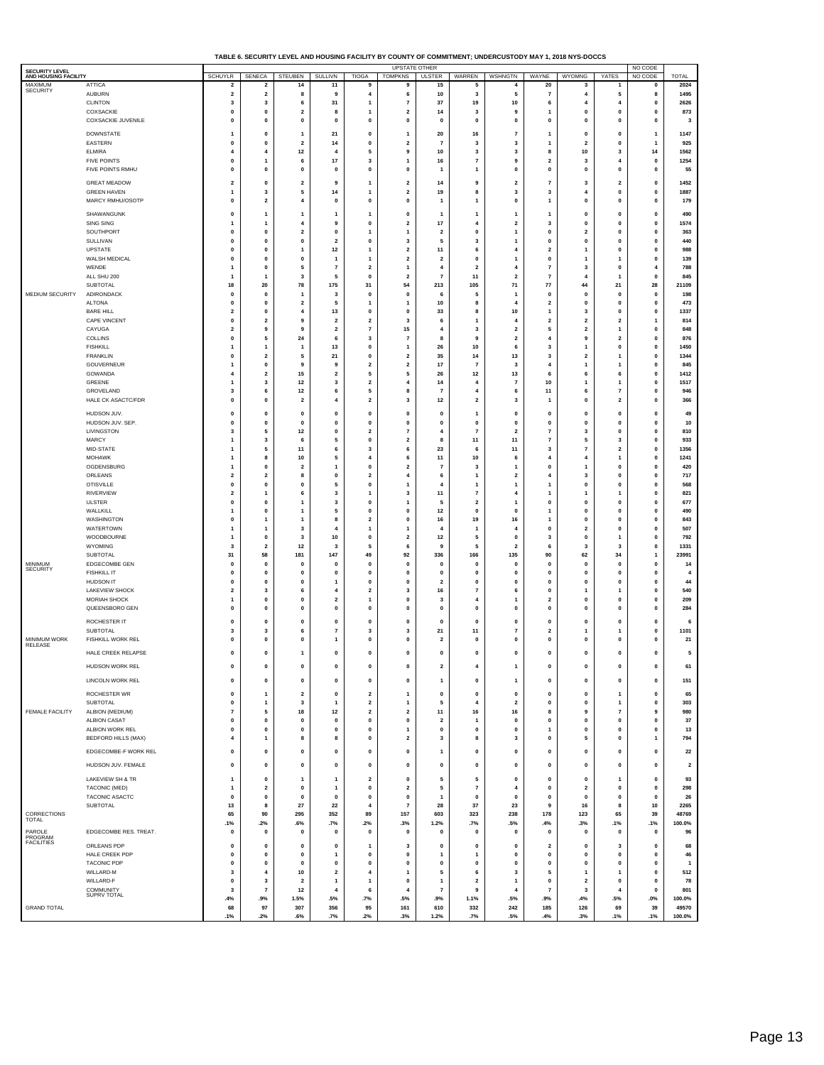**TABLE 6. SECURITY LEVEL AND HOUSING FACILITY BY COUNTY OF COMMITMENT; UNDERCUSTODY MAY 1, 2018 NYS-DOCCS**

| SECURITY LEVEL AND HOUSING FACILITY | | UPSTATE OTHER | | | | | | | | | | | | | NO CODE | |
|---|---|---|---|---|---|---|---|---|---|---|---|---|---|---|---|---|
| | | SCHUYLR | SENECA | STEUBEN | SULLIVN | TIOGA | TOMPKNS | ULSTER | WARREN | WSHNGTN | WAYNE | WYOMNG | YATES | | NO CODE | TOTAL |
| MAXIMUM SECURITY | ATTICA | 2 | 2 | 14 | 11 | 9 | 9 | 15 | 5 | 4 | 20 | 3 | 1 | | 0 | 2024 |
| | AUBURN | 2 | 2 | 8 | 9 | 4 | 6 | 10 | 3 | 5 | 7 | 4 | 5 | | 8 | 1495 |
| | CLINTON | 3 | 3 | 6 | 31 | 1 | 7 | 37 | 19 | 10 | 6 | 4 | 4 | | 0 | 2626 |
| | COXSACKIE | 0 | 0 | 2 | 8 | 1 | 2 | 14 | 3 | 9 | 1 | 0 | 0 | | 0 | 873 |
| | COXSACKIE JUVENILE | 0 | 0 | 0 | 0 | 0 | 0 | 0 | 0 | 0 | 0 | 0 | 0 | | 0 | 3 |
| | DOWNSTATE | 1 | 0 | 1 | 21 | 0 | 1 | 20 | 16 | 7 | 1 | 0 | 0 | | 1 | 1147 |
| | EASTERN | 0 | 0 | 2 | 14 | 0 | 2 | 7 | 3 | 3 | 1 | 2 | 0 | | 1 | 925 |
| | ELMIRA | 4 | 4 | 12 | 4 | 5 | 9 | 10 | 3 | 3 | 8 | 10 | 3 | | 14 | 1562 |
| | FIVE POINTS | 0 | 1 | 6 | 17 | 3 | 1 | 16 | 7 | 9 | 2 | 3 | 4 | | 0 | 1254 |
| | FIVE POINTS RMHU | 0 | 0 | 0 | 0 | 0 | 0 | 1 | 1 | 0 | 0 | 0 | 0 | | 0 | 55 |
| | GREAT MEADOW | 2 | 0 | 2 | 9 | 1 | 2 | 14 | 9 | 2 | 7 | 3 | 2 | | 0 | 1452 |
| | GREEN HAVEN | 1 | 3 | 5 | 14 | 1 | 2 | 19 | 8 | 3 | 3 | 4 | 0 | | 0 | 1887 |
| | MARCY RMHU/OSOTP | 0 | 2 | 4 | 0 | 0 | 0 | 1 | 1 | 0 | 1 | 0 | 0 | | 0 | 179 |
| | SHAWANGUNK | 0 | 1 | 1 | 1 | 1 | 0 | 1 | 1 | 1 | 1 | 0 | 0 | | 0 | 490 |
| | SING SING | 1 | 1 | 4 | 9 | 0 | 2 | 17 | 4 | 2 | 3 | 0 | 0 | | 0 | 1574 |
| | SOUTHPORT | 0 | 0 | 2 | 0 | 1 | 1 | 2 | 0 | 1 | 0 | 2 | 0 | | 0 | 363 |
| | SULLIVAN | 0 | 0 | 0 | 2 | 0 | 3 | 5 | 3 | 1 | 0 | 0 | 0 | | 0 | 440 |
| | UPSTATE | 0 | 0 | 1 | 12 | 1 | 2 | 11 | 6 | 4 | 2 | 1 | 0 | | 0 | 988 |
| | WALSH MEDICAL | 0 | 0 | 0 | 1 | 1 | 2 | 2 | 0 | 1 | 0 | 1 | 1 | | 0 | 139 |
| | WENDE | 1 | 0 | 5 | 7 | 2 | 1 | 4 | 2 | 4 | 7 | 3 | 0 | | 4 | 788 |
| | ALL SHU 200 | 1 | 1 | 3 | 5 | 0 | 2 | 7 | 11 | 2 | 7 | 4 | 1 | | 0 | 845 |
| | SUBTOTAL | 18 | 20 | 78 | 175 | 31 | 54 | 213 | 105 | 71 | 77 | 44 | 21 | | 28 | 21109 |
| MEDIUM SECURITY | ADIRONDACK | 0 | 0 | 1 | 3 | 0 | 0 | 6 | 5 | 1 | 0 | 0 | 0 | | 0 | 198 |
| | ALTONA | 0 | 0 | 2 | 5 | 1 | 1 | 10 | 8 | 4 | 2 | 0 | 0 | | 0 | 473 |
| | BARE HILL | 2 | 0 | 4 | 13 | 0 | 0 | 33 | 8 | 10 | 1 | 3 | 0 | | 0 | 1337 |
| | CAPE VINCENT | 0 | 2 | 9 | 2 | 2 | 3 | 6 | 1 | 4 | 2 | 2 | 2 | | 1 | 814 |
| | CAYUGA | 2 | 9 | 9 | 2 | 7 | 15 | 4 | 3 | 2 | 5 | 2 | 1 | | 0 | 848 |
| | COLLINS | 0 | 5 | 24 | 6 | 3 | 7 | 8 | 9 | 2 | 4 | 9 | 2 | | 0 | 876 |
| | FISHKILL | 1 | 1 | 1 | 13 | 0 | 1 | 26 | 10 | 6 | 3 | 1 | 0 | | 0 | 1450 |
| | FRANKLIN | 0 | 2 | 5 | 21 | 0 | 2 | 35 | 14 | 13 | 3 | 2 | 1 | | 0 | 1344 |
| | GOUVERNEUR | 1 | 0 | 9 | 9 | 2 | 2 | 17 | 7 | 3 | 4 | 1 | 1 | | 0 | 845 |
| | GOWANDA | 4 | 2 | 15 | 2 | 5 | 5 | 26 | 12 | 13 | 6 | 6 | 6 | | 0 | 1412 |
| | GREENE | 1 | 3 | 12 | 3 | 2 | 4 | 14 | 4 | 7 | 10 | 1 | 1 | | 0 | 1517 |
| | GROVELAND | 3 | 6 | 12 | 6 | 5 | 8 | 7 | 4 | 6 | 11 | 6 | 7 | | 0 | 946 |
| | HALE CK ASACTC/FDR | 0 | 0 | 2 | 4 | 2 | 3 | 12 | 2 | 3 | 1 | 0 | 2 | | 0 | 366 |
| | HUDSON JUV. | 0 | 0 | 0 | 0 | 0 | 0 | 0 | 1 | 0 | 0 | 0 | 0 | | 0 | 49 |
| | HUDSON JUV. SEP. | 0 | 0 | 0 | 0 | 0 | 0 | 0 | 0 | 0 | 0 | 0 | 0 | | 0 | 10 |
| | LIVINGSTON | 3 | 5 | 12 | 0 | 2 | 7 | 4 | 7 | 2 | 7 | 3 | 0 | | 0 | 810 |
| | MARCY | 1 | 3 | 6 | 5 | 0 | 2 | 8 | 11 | 11 | 7 | 5 | 3 | | 0 | 933 |
| | MID-STATE | 1 | 5 | 11 | 6 | 3 | 6 | 23 | 6 | 11 | 3 | 7 | 2 | | 0 | 1356 |
| | MOHAWK | 1 | 8 | 10 | 5 | 4 | 6 | 11 | 10 | 6 | 4 | 4 | 1 | | 0 | 1241 |
| | OGDENSBURG | 1 | 0 | 2 | 1 | 0 | 2 | 7 | 3 | 1 | 0 | 1 | 0 | | 0 | 420 |
| | ORLEANS | 2 | 2 | 8 | 0 | 2 | 4 | 6 | 1 | 2 | 4 | 3 | 0 | | 0 | 717 |
| | OTISVILLE | 0 | 0 | 0 | 5 | 0 | 1 | 4 | 1 | 1 | 1 | 0 | 0 | | 0 | 568 |
| | RIVERVIEW | 2 | 1 | 6 | 3 | 1 | 3 | 11 | 7 | 4 | 1 | 1 | 1 | | 0 | 821 |
| | ULSTER | 0 | 0 | 1 | 3 | 0 | 1 | 5 | 2 | 1 | 0 | 0 | 0 | | 0 | 677 |
| | WALLKILL | 1 | 0 | 1 | 5 | 0 | 0 | 12 | 0 | 0 | 1 | 0 | 0 | | 0 | 490 |
| | WASHINGTON | 0 | 1 | 1 | 8 | 2 | 0 | 16 | 19 | 16 | 1 | 0 | 0 | | 0 | 843 |
| | WATERTOWN | 1 | 1 | 3 | 4 | 1 | 1 | 4 | 1 | 4 | 0 | 2 | 0 | | 0 | 507 |
| | WOODBOURNE | 1 | 0 | 3 | 10 | 0 | 2 | 12 | 5 | 0 | 3 | 0 | 1 | | 0 | 792 |
| | WYOMING | 3 | 2 | 12 | 3 | 5 | 6 | 9 | 5 | 2 | 6 | 3 | 3 | | 0 | 1331 |
| | SUBTOTAL | 31 | 58 | 181 | 147 | 49 | 92 | 336 | 166 | 135 | 90 | 62 | 34 | | 1 | 23991 |
| MINIMUM SECURITY | EDGECOMBE GEN | 0 | 0 | 0 | 0 | 0 | 0 | 0 | 0 | 0 | 0 | 0 | 0 | | 0 | 14 |
| | FISHKILL IT | 0 | 0 | 0 | 0 | 0 | 0 | 0 | 0 | 0 | 0 | 0 | 0 | | 0 | 4 |
| | HUDSON IT | 0 | 0 | 0 | 1 | 0 | 0 | 2 | 0 | 0 | 0 | 0 | 0 | | 0 | 44 |
| | LAKEVIEW SHOCK | 2 | 3 | 6 | 4 | 2 | 3 | 16 | 7 | 6 | 0 | 1 | 1 | | 0 | 540 |
| | MORIAH SHOCK | 1 | 0 | 0 | 2 | 1 | 0 | 3 | 4 | 1 | 2 | 0 | 0 | | 0 | 209 |
| | QUEENSBORO GEN | 0 | 0 | 0 | 0 | 0 | 0 | 0 | 0 | 0 | 0 | 0 | 0 | | 0 | 284 |
| | ROCHESTER IT | 0 | 0 | 0 | 0 | 0 | 0 | 0 | 0 | 0 | 0 | 0 | 0 | | 0 | 6 |
| | SUBTOTAL | 3 | 3 | 6 | 7 | 3 | 3 | 21 | 11 | 7 | 2 | 1 | 1 | | 0 | 1101 |
| MINIMUM WORK RELEASE | FISHKILL WORK REL | 0 | 0 | 0 | 1 | 0 | 0 | 2 | 0 | 0 | 0 | 0 | 0 | | 0 | 21 |
| | HALE CREEK RELAPSE | 0 | 0 | 1 | 0 | 0 | 0 | 0 | 0 | 0 | 0 | 0 | 0 | | 0 | 5 |
| | HUDSON WORK REL | 0 | 0 | 0 | 0 | 0 | 0 | 2 | 4 | 1 | 0 | 0 | 0 | | 0 | 61 |
| | LINCOLN WORK REL | 0 | 0 | 0 | 0 | 0 | 0 | 1 | 0 | 1 | 0 | 0 | 0 | | 0 | 151 |
| | ROCHESTER WR | 0 | 1 | 2 | 0 | 2 | 1 | 0 | 0 | 0 | 0 | 0 | 1 | | 0 | 65 |
| | SUBTOTAL | 0 | 1 | 3 | 1 | 2 | 1 | 5 | 4 | 2 | 0 | 0 | 1 | | 0 | 303 |
| FEMALE FACILITY | ALBION (MEDIUM) | 7 | 5 | 18 | 12 | 2 | 2 | 11 | 16 | 16 | 8 | 9 | 7 | | 9 | 980 |
| | ALBION CASAT | 0 | 0 | 0 | 0 | 0 | 0 | 2 | 1 | 0 | 0 | 0 | 0 | | 0 | 37 |
| | ALBION WORK REL | 0 | 0 | 0 | 0 | 0 | 1 | 0 | 0 | 0 | 1 | 0 | 0 | | 0 | 13 |
| | BEDFORD HILLS (MAX) | 4 | 1 | 8 | 8 | 0 | 2 | 3 | 8 | 3 | 0 | 5 | 0 | | 1 | 794 |
| | EDGECOMBE-F WORK REL | 0 | 0 | 0 | 0 | 0 | 0 | 1 | 0 | 0 | 0 | 0 | 0 | | 0 | 22 |
| | HUDSON JUV. FEMALE | 0 | 0 | 0 | 0 | 0 | 0 | 0 | 0 | 0 | 0 | 0 | 0 | | 0 | 2 |
| | LAKEVIEW SH & TR | 1 | 0 | 1 | 1 | 2 | 0 | 5 | 5 | 0 | 0 | 0 | 1 | | 0 | 93 |
| | TACONIC (MED) | 1 | 2 | 0 | 1 | 0 | 2 | 5 | 7 | 4 | 0 | 2 | 0 | | 0 | 298 |
| | TACONIC ASACTC | 0 | 0 | 0 | 0 | 0 | 0 | 1 | 0 | 0 | 0 | 0 | 0 | | 0 | 26 |
| | SUBTOTAL | 13 | 8 | 27 | 22 | 4 | 7 | 28 | 37 | 23 | 9 | 16 | 8 | | 10 | 2265 |
| CORRECTIONS TOTAL | | 65 | 90 | 295 | 352 | 89 | 157 | 603 | 323 | 238 | 178 | 123 | 65 | | 39 | 48769 |
| | | .1% | .2% | .6% | .7% | .2% | .3% | 1.2% | .7% | .5% | .4% | .3% | .1% | | .1% | 100.0% |
| PAROLE PROGRAM FACILITIES | EDGECOMBE RES. TREAT. | 0 | 0 | 0 | 0 | 0 | 0 | 0 | 0 | 0 | 0 | 0 | 0 | | 0 | 96 |
| | ORLEANS PDP | 0 | 0 | 0 | 0 | 1 | 3 | 0 | 0 | 0 | 2 | 0 | 3 | | 0 | 68 |
| | HALE CREEK PDP | 0 | 0 | 0 | 1 | 0 | 0 | 1 | 1 | 0 | 0 | 0 | 0 | | 0 | 46 |
| | TACONIC PDP | 0 | 0 | 0 | 0 | 0 | 0 | 0 | 0 | 0 | 0 | 0 | 0 | | 0 | 1 |
| | WILLARD-M | 3 | 4 | 10 | 2 | 4 | 1 | 5 | 6 | 3 | 5 | 1 | 1 | | 0 | 512 |
| | WILLARD-F | 0 | 3 | 2 | 1 | 1 | 0 | 1 | 2 | 1 | 0 | 2 | 0 | | 0 | 78 |
| | COMMUNITY SUPRV TOTAL | 3 | 7 | 12 | 4 | 6 | 4 | 7 | 9 | 4 | 7 | 3 | 4 | | 0 | 801 |
| | | .4% | .9% | 1.5% | .5% | .7% | .5% | .9% | 1.1% | .5% | .9% | .4% | .5% | | .0% | 100.0% |
| GRAND TOTAL | | 68 | 97 | 307 | 356 | 95 | 161 | 610 | 332 | 242 | 185 | 126 | 69 | | 39 | 49570 |
| | | .1% | .2% | .6% | .7% | .2% | .3% | 1.2% | .7% | .5% | .4% | .3% | .1% | | .1% | 100.0% |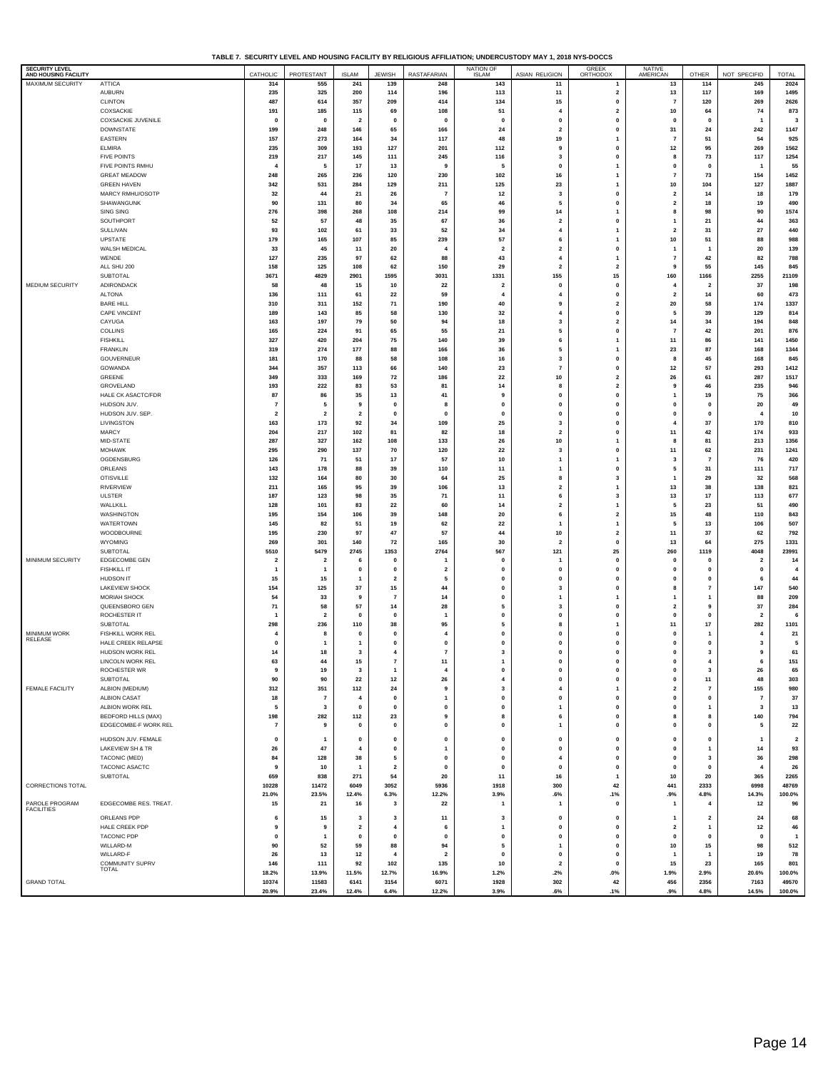**TABLE 7. SECURITY LEVEL AND HOUSING FACILITY BY RELIGIOUS AFFILIATION; UNDERCUSTODY MAY 1, 2018 NYS-DOCCS**

| SECURITY LEVEL AND HOUSING FACILITY | | CATHOLIC | PROTESTANT | ISLAM | JEWISH | RASTAFARIAN | NATION OF ISLAM | ASIAN RELIGION | GREEK ORTHODOX | NATIVE AMERICAN | OTHER | NOT SPECIFID | TOTAL |
|---|---|---|---|---|---|---|---|---|---|---|---|---|---|
| MAXIMUM SECURITY | ATTICA | 314 | 555 | 241 | 139 | 248 | 143 | 11 | 1 | 13 | 114 | 245 | 2024 |
| | AUBURN | 235 | 325 | 200 | 114 | 196 | 113 | 11 | 2 | 13 | 117 | 169 | 1495 |
| | CLINTON | 487 | 614 | 357 | 209 | 414 | 134 | 15 | 0 | 7 | 120 | 269 | 2626 |
| | COXSACKIE | 191 | 185 | 115 | 69 | 108 | 51 | 4 | 2 | 10 | 64 | 74 | 873 |
| | COXSACKIE JUVENILE | 0 | 0 | 2 | 0 | 0 | 0 | 0 | 0 | 0 | 0 | 1 | 3 |
| | DOWNSTATE | 199 | 248 | 146 | 65 | 166 | 24 | 2 | 0 | 31 | 24 | 242 | 1147 |
| | EASTERN | 157 | 273 | 164 | 34 | 117 | 48 | 19 | 1 | 7 | 51 | 54 | 925 |
| | ELMIRA | 235 | 309 | 193 | 127 | 201 | 112 | 9 | 0 | 12 | 95 | 269 | 1562 |
| | FIVE POINTS | 219 | 217 | 145 | 111 | 245 | 116 | 3 | 0 | 8 | 73 | 117 | 1254 |
| | FIVE POINTS RMHU | 4 | 5 | 17 | 13 | 9 | 5 | 0 | 1 | 0 | 0 | 1 | 55 |
| | GREAT MEADOW | 248 | 265 | 236 | 120 | 230 | 102 | 16 | 1 | 7 | 73 | 154 | 1452 |
| | GREEN HAVEN | 342 | 531 | 284 | 129 | 211 | 125 | 23 | 1 | 10 | 104 | 127 | 1887 |
| | MARCY RMHU/OSOTP | 32 | 44 | 21 | 26 | 7 | 12 | 3 | 0 | 2 | 14 | 18 | 179 |
| | SHAWANGUNK | 90 | 131 | 80 | 34 | 65 | 46 | 5 | 0 | 2 | 18 | 19 | 490 |
| | SING SING | 276 | 398 | 268 | 108 | 214 | 99 | 14 | 1 | 8 | 98 | 90 | 1574 |
| | SOUTHPORT | 52 | 57 | 48 | 35 | 67 | 36 | 2 | 0 | 1 | 21 | 44 | 363 |
| | SULLIVAN | 93 | 102 | 61 | 33 | 52 | 34 | 4 | 1 | 2 | 31 | 27 | 440 |
| | UPSTATE | 179 | 165 | 107 | 85 | 239 | 57 | 6 | 1 | 10 | 51 | 88 | 988 |
| | WALSH MEDICAL | 33 | 45 | 11 | 20 | 4 | 2 | 2 | 0 | 1 | 1 | 20 | 139 |
| | WENDE | 127 | 235 | 97 | 62 | 88 | 43 | 4 | 1 | 7 | 42 | 82 | 788 |
| | ALL SHU 200 | 158 | 125 | 108 | 62 | 150 | 29 | 2 | 2 | 9 | 55 | 145 | 845 |
| | SUBTOTAL | 3671 | 4829 | 2901 | 1595 | 3031 | 1331 | 155 | 15 | 160 | 1166 | 2255 | 21109 |
| MEDIUM SECURITY | ADIRONDACK | 58 | 48 | 15 | 10 | 22 | 2 | 0 | 0 | 4 | 2 | 37 | 198 |
| | ALTONA | 136 | 111 | 61 | 22 | 59 | 4 | 4 | 0 | 2 | 14 | 60 | 473 |
| | BARE HILL | 310 | 311 | 152 | 71 | 190 | 40 | 9 | 2 | 20 | 58 | 174 | 1337 |
| | CAPE VINCENT | 189 | 143 | 85 | 58 | 130 | 32 | 4 | 0 | 5 | 39 | 129 | 814 |
| | CAYUGA | 163 | 197 | 79 | 50 | 94 | 18 | 3 | 2 | 14 | 34 | 194 | 848 |
| | COLLINS | 165 | 224 | 91 | 65 | 55 | 21 | 5 | 0 | 7 | 42 | 201 | 876 |
| | FISHKILL | 327 | 420 | 204 | 75 | 140 | 39 | 6 | 1 | 11 | 86 | 141 | 1450 |
| | FRANKLIN | 319 | 274 | 177 | 88 | 166 | 36 | 5 | 1 | 23 | 87 | 168 | 1344 |
| | GOUVERNEUR | 181 | 170 | 88 | 58 | 108 | 16 | 3 | 0 | 8 | 45 | 168 | 845 |
| | GOWANDA | 344 | 357 | 113 | 66 | 140 | 23 | 7 | 0 | 12 | 57 | 293 | 1412 |
| | GREENE | 349 | 333 | 169 | 72 | 186 | 22 | 10 | 2 | 26 | 61 | 287 | 1517 |
| | GROVELAND | 193 | 222 | 83 | 53 | 81 | 14 | 8 | 2 | 9 | 46 | 235 | 946 |
| | HALE CK ASACTC/FDR | 87 | 86 | 35 | 13 | 41 | 9 | 0 | 0 | 1 | 19 | 75 | 366 |
| | HUDSON JUV. | 7 | 5 | 9 | 0 | 8 | 0 | 0 | 0 | 0 | 0 | 20 | 49 |
| | HUDSON JUV. SEP. | 2 | 2 | 2 | 0 | 0 | 0 | 0 | 0 | 0 | 0 | 4 | 10 |
| | LIVINGSTON | 163 | 173 | 92 | 34 | 109 | 25 | 3 | 0 | 4 | 37 | 170 | 810 |
| | MARCY | 204 | 217 | 102 | 81 | 82 | 18 | 2 | 0 | 11 | 42 | 174 | 933 |
| | MID-STATE | 287 | 327 | 162 | 108 | 133 | 26 | 10 | 1 | 8 | 81 | 213 | 1356 |
| | MOHAWK | 295 | 290 | 137 | 70 | 120 | 22 | 3 | 0 | 11 | 62 | 231 | 1241 |
| | OGDENSBURG | 126 | 71 | 51 | 17 | 57 | 10 | 1 | 1 | 3 | 7 | 76 | 420 |
| | ORLEANS | 143 | 178 | 88 | 39 | 110 | 11 | 1 | 0 | 5 | 31 | 111 | 717 |
| | OTISVILLE | 132 | 164 | 80 | 30 | 64 | 25 | 8 | 3 | 1 | 29 | 32 | 568 |
| | RIVERVIEW | 211 | 165 | 95 | 39 | 106 | 13 | 2 | 1 | 13 | 38 | 138 | 821 |
| | ULSTER | 187 | 123 | 98 | 35 | 71 | 11 | 6 | 3 | 13 | 17 | 113 | 677 |
| | WALLKILL | 128 | 101 | 83 | 22 | 60 | 14 | 2 | 1 | 5 | 23 | 51 | 490 |
| | WASHINGTON | 195 | 154 | 106 | 39 | 148 | 20 | 6 | 2 | 15 | 48 | 110 | 843 |
| | WATERTOWN | 145 | 82 | 51 | 19 | 62 | 22 | 1 | 1 | 5 | 13 | 106 | 507 |
| | WOODBOURNE | 195 | 230 | 97 | 47 | 57 | 44 | 10 | 2 | 11 | 37 | 62 | 792 |
| | WYOMING | 269 | 301 | 140 | 72 | 165 | 30 | 2 | 0 | 13 | 64 | 275 | 1331 |
| | SUBTOTAL | 5510 | 5479 | 2745 | 1353 | 2764 | 567 | 121 | 25 | 260 | 1119 | 4048 | 23991 |
| MINIMUM SECURITY | EDGECOMBE GEN | 2 | 2 | 6 | 0 | 1 | 0 | 1 | 0 | 0 | 0 | 2 | 14 |
| | FISHKILL IT | 1 | 1 | 0 | 0 | 2 | 0 | 0 | 0 | 0 | 0 | 0 | 4 |
| | HUDSON IT | 15 | 15 | 1 | 2 | 5 | 0 | 0 | 0 | 0 | 0 | 6 | 44 |
| | LAKEVIEW SHOCK | 154 | 125 | 37 | 15 | 44 | 0 | 3 | 0 | 8 | 7 | 147 | 540 |
| | MORIAH SHOCK | 54 | 33 | 9 | 7 | 14 | 0 | 1 | 1 | 1 | 1 | 88 | 209 |
| | QUEENSBORO GEN | 71 | 58 | 57 | 14 | 28 | 5 | 3 | 0 | 2 | 9 | 37 | 284 |
| | ROCHESTER IT | 1 | 2 | 0 | 0 | 1 | 0 | 0 | 0 | 0 | 0 | 2 | 6 |
| | SUBTOTAL | 298 | 236 | 110 | 38 | 95 | 5 | 8 | 1 | 11 | 17 | 282 | 1101 |
| MINIMUM WORK RELEASE | FISHKILL WORK REL | 4 | 8 | 0 | 0 | 4 | 0 | 0 | 0 | 0 | 1 | 4 | 21 |
| | HALE CREEK RELAPSE | 0 | 1 | 1 | 0 | 0 | 0 | 0 | 0 | 0 | 0 | 3 | 5 |
| | HUDSON WORK REL | 14 | 18 | 3 | 4 | 7 | 3 | 0 | 0 | 0 | 3 | 9 | 61 |
| | LINCOLN WORK REL | 63 | 44 | 15 | 7 | 11 | 1 | 0 | 0 | 0 | 4 | 6 | 151 |
| | ROCHESTER WR | 9 | 19 | 3 | 1 | 4 | 0 | 0 | 0 | 0 | 3 | 26 | 65 |
| | SUBTOTAL | 90 | 90 | 22 | 12 | 26 | 4 | 0 | 0 | 0 | 11 | 48 | 303 |
| FEMALE FACILITY | ALBION (MEDIUM) | 312 | 351 | 112 | 24 | 9 | 3 | 4 | 1 | 2 | 7 | 155 | 980 |
| | ALBION CASAT | 18 | 7 | 4 | 0 | 1 | 0 | 0 | 0 | 0 | 0 | 7 | 37 |
| | ALBION WORK REL | 5 | 3 | 0 | 0 | 0 | 0 | 1 | 0 | 0 | 1 | 3 | 13 |
| | BEDFORD HILLS (MAX) | 198 | 282 | 112 | 23 | 9 | 8 | 6 | 0 | 8 | 8 | 140 | 794 |
| | EDGECOMBE-F WORK REL | 7 | 9 | 0 | 0 | 0 | 0 | 1 | 0 | 0 | 0 | 5 | 22 |
| | HUDSON JUV. FEMALE | 0 | 1 | 0 | 0 | 0 | 0 | 0 | 0 | 0 | 0 | 1 | 2 |
| | LAKEVIEW SH & TR | 26 | 47 | 4 | 0 | 1 | 0 | 0 | 0 | 0 | 1 | 14 | 93 |
| | TACONIC (MED) | 84 | 128 | 38 | 5 | 0 | 0 | 4 | 0 | 0 | 3 | 36 | 298 |
| | TACONIC ASACTC | 9 | 10 | 1 | 2 | 0 | 0 | 0 | 0 | 0 | 0 | 4 | 26 |
| | SUBTOTAL | 659 | 838 | 271 | 54 | 20 | 11 | 16 | 1 | 10 | 20 | 365 | 2265 |
| CORRECTIONS TOTAL | | 10228 | 11472 | 6049 | 3052 | 5936 | 1918 | 300 | 42 | 441 | 2333 | 6998 | 48769 |
| | | 21.0% | 23.5% | 12.4% | 6.3% | 12.2% | 3.9% | .6% | .1% | .9% | 4.8% | 14.3% | 100.0% |
| PAROLE PROGRAM FACILITIES | EDGECOMBE RES. TREAT. | 15 | 21 | 16 | 3 | 22 | 1 | 1 | 0 | 1 | 4 | 12 | 96 |
| | ORLEANS PDP | 6 | 15 | 3 | 3 | 11 | 3 | 0 | 0 | 1 | 2 | 24 | 68 |
| | HALE CREEK PDP | 9 | 9 | 2 | 4 | 6 | 1 | 0 | 0 | 2 | 1 | 12 | 46 |
| | TACONIC PDP | 0 | 1 | 0 | 0 | 0 | 0 | 0 | 0 | 0 | 0 | 0 | 1 |
| | WILLARD-M | 90 | 52 | 59 | 88 | 94 | 5 | 1 | 0 | 10 | 15 | 98 | 512 |
| | WILLARD-F | 26 | 13 | 12 | 4 | 2 | 0 | 0 | 0 | 1 | 1 | 19 | 78 |
| | COMMUNITY SUPRV TOTAL | 146 | 111 | 92 | 102 | 135 | 10 | 2 | 0 | 15 | 23 | 165 | 801 |
| | | 18.2% | 13.9% | 11.5% | 12.7% | 16.9% | 1.2% | .2% | .0% | 1.9% | 2.9% | 20.6% | 100.0% |
| GRAND TOTAL | | 10374 | 11583 | 6141 | 3154 | 6071 | 1928 | 302 | 42 | 456 | 2356 | 7163 | 49570 |
| | | 20.9% | 23.4% | 12.4% | 6.4% | 12.2% | 3.9% | .6% | .1% | .9% | 4.8% | 14.5% | 100.0% |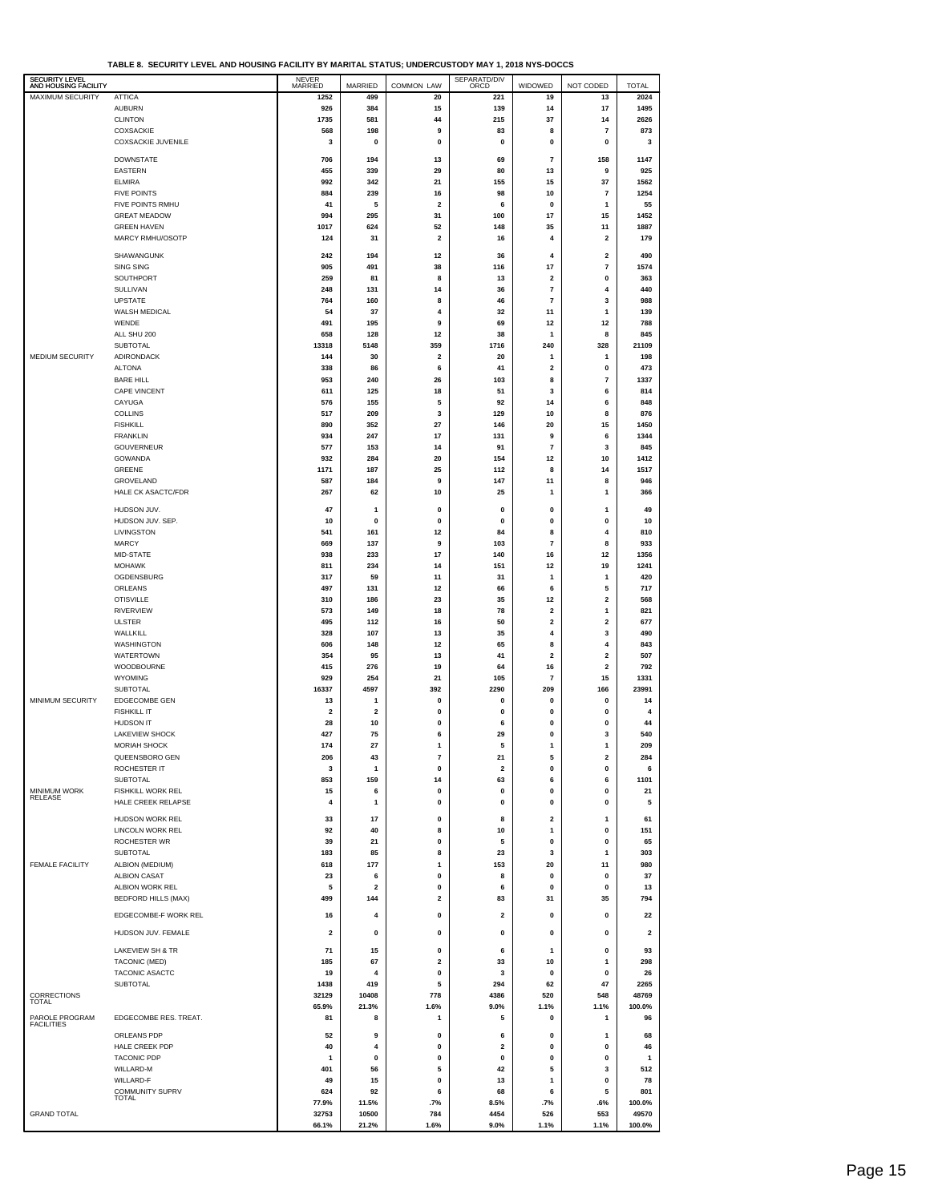**TABLE 8. SECURITY LEVEL AND HOUSING FACILITY BY MARITAL STATUS; UNDERCUSTODY MAY 1, 2018 NYS-DOCCS**

| SECURITY LEVEL AND HOUSING FACILITY | | NEVER MARRIED | MARRIED | COMMON LAW | SEPARATD/DIV ORCD | WIDOWED | NOT CODED | TOTAL |
|---|---|---|---|---|---|---|---|---|
| MAXIMUM SECURITY | ATTICA | 1252 | 499 | 20 | 221 | 19 | 13 | 2024 |
| | AUBURN | 926 | 384 | 15 | 139 | 14 | 17 | 1495 |
| | CLINTON | 1735 | 581 | 44 | 215 | 37 | 14 | 2626 |
| | COXSACKIE | 568 | 198 | 9 | 83 | 8 | 7 | 873 |
| | COXSACKIE JUVENILE | 3 | 0 | 0 | 0 | 0 | 0 | 3 |
| | DOWNSTATE | 706 | 194 | 13 | 69 | 7 | 158 | 1147 |
| | EASTERN | 455 | 339 | 29 | 80 | 13 | 9 | 925 |
| | ELMIRA | 992 | 342 | 21 | 155 | 15 | 37 | 1562 |
| | FIVE POINTS | 884 | 239 | 16 | 98 | 10 | 7 | 1254 |
| | FIVE POINTS RMHU | 41 | 5 | 2 | 6 | 0 | 1 | 55 |
| | GREAT MEADOW | 994 | 295 | 31 | 100 | 17 | 15 | 1452 |
| | GREEN HAVEN | 1017 | 624 | 52 | 148 | 35 | 11 | 1887 |
| | MARCY RMHU/OSOTP | 124 | 31 | 2 | 16 | 4 | 2 | 179 |
| | SHAWANGUNK | 242 | 194 | 12 | 36 | 4 | 2 | 490 |
| | SING SING | 905 | 491 | 38 | 116 | 17 | 7 | 1574 |
| | SOUTHPORT | 259 | 81 | 8 | 13 | 2 | 0 | 363 |
| | SULLIVAN | 248 | 131 | 14 | 36 | 7 | 4 | 440 |
| | UPSTATE | 764 | 160 | 8 | 46 | 7 | 3 | 988 |
| | WALSH MEDICAL | 54 | 37 | 4 | 32 | 11 | 1 | 139 |
| | WENDE | 491 | 195 | 9 | 69 | 12 | 12 | 788 |
| | ALL SHU 200 | 658 | 128 | 12 | 38 | 1 | 8 | 845 |
| | SUBTOTAL | 13318 | 5148 | 359 | 1716 | 240 | 328 | 21109 |
| MEDIUM SECURITY | ADIRONDACK | 144 | 30 | 2 | 20 | 1 | 1 | 198 |
| | ALTONA | 338 | 86 | 6 | 41 | 2 | 0 | 473 |
| | BARE HILL | 953 | 240 | 26 | 103 | 8 | 7 | 1337 |
| | CAPE VINCENT | 611 | 125 | 18 | 51 | 3 | 6 | 814 |
| | CAYUGA | 576 | 155 | 5 | 92 | 14 | 6 | 848 |
| | COLLINS | 517 | 209 | 3 | 129 | 10 | 8 | 876 |
| | FISHKILL | 890 | 352 | 27 | 146 | 20 | 15 | 1450 |
| | FRANKLIN | 934 | 247 | 17 | 131 | 9 | 6 | 1344 |
| | GOUVERNEUR | 577 | 153 | 14 | 91 | 7 | 3 | 845 |
| | GOWANDA | 932 | 284 | 20 | 154 | 12 | 10 | 1412 |
| | GREENE | 1171 | 187 | 25 | 112 | 8 | 14 | 1517 |
| | GROVELAND | 587 | 184 | 9 | 147 | 11 | 8 | 946 |
| | HALE CK ASACTC/FDR | 267 | 62 | 10 | 25 | 1 | 1 | 366 |
| | HUDSON JUV. | 47 | 1 | 0 | 0 | 0 | 1 | 49 |
| | HUDSON JUV. SEP. | 10 | 0 | 0 | 0 | 0 | 0 | 10 |
| | LIVINGSTON | 541 | 161 | 12 | 84 | 8 | 4 | 810 |
| | MARCY | 669 | 137 | 9 | 103 | 7 | 8 | 933 |
| | MID-STATE | 938 | 233 | 17 | 140 | 16 | 12 | 1356 |
| | MOHAWK | 811 | 234 | 14 | 151 | 12 | 19 | 1241 |
| | OGDENSBURG | 317 | 59 | 11 | 31 | 1 | 1 | 420 |
| | ORLEANS | 497 | 131 | 12 | 66 | 6 | 5 | 717 |
| | OTISVILLE | 310 | 186 | 23 | 35 | 12 | 2 | 568 |
| | RIVERVIEW | 573 | 149 | 18 | 78 | 2 | 1 | 821 |
| | ULSTER | 495 | 112 | 16 | 50 | 2 | 2 | 677 |
| | WALLKILL | 328 | 107 | 13 | 35 | 4 | 3 | 490 |
| | WASHINGTON | 606 | 148 | 12 | 65 | 8 | 4 | 843 |
| | WATERTOWN | 354 | 95 | 13 | 41 | 2 | 2 | 507 |
| | WOODBOURNE | 415 | 276 | 19 | 64 | 16 | 2 | 792 |
| | WYOMING | 929 | 254 | 21 | 105 | 7 | 15 | 1331 |
| | SUBTOTAL | 16337 | 4597 | 392 | 2290 | 209 | 166 | 23991 |
| MINIMUM SECURITY | EDGECOMBE GEN | 13 | 1 | 0 | 0 | 0 | 0 | 14 |
| | FISHKILL IT | 2 | 2 | 0 | 0 | 0 | 0 | 4 |
| | HUDSON IT | 28 | 10 | 0 | 6 | 0 | 0 | 44 |
| | LAKEVIEW SHOCK | 427 | 75 | 6 | 29 | 0 | 3 | 540 |
| | MORIAH SHOCK | 174 | 27 | 1 | 5 | 1 | 1 | 209 |
| | QUEENSBORO GEN | 206 | 43 | 7 | 21 | 5 | 2 | 284 |
| | ROCHESTER IT | 3 | 1 | 0 | 2 | 0 | 0 | 6 |
| | SUBTOTAL | 853 | 159 | 14 | 63 | 6 | 6 | 1101 |
| MINIMUM WORK RELEASE | FISHKILL WORK REL | 15 | 6 | 0 | 0 | 0 | 0 | 21 |
| | HALE CREEK RELAPSE | 4 | 1 | 0 | 0 | 0 | 0 | 5 |
| | HUDSON WORK REL | 33 | 17 | 0 | 8 | 2 | 1 | 61 |
| | LINCOLN WORK REL | 92 | 40 | 8 | 10 | 1 | 0 | 151 |
| | ROCHESTER WR | 39 | 21 | 0 | 5 | 0 | 0 | 65 |
| | SUBTOTAL | 183 | 85 | 8 | 23 | 3 | 1 | 303 |
| FEMALE FACILITY | ALBION (MEDIUM) | 618 | 177 | 1 | 153 | 20 | 11 | 980 |
| | ALBION CASAT | 23 | 6 | 0 | 8 | 0 | 0 | 37 |
| | ALBION WORK REL | 5 | 2 | 0 | 6 | 0 | 0 | 13 |
| | BEDFORD HILLS (MAX) | 499 | 144 | 2 | 83 | 31 | 35 | 794 |
| | EDGECOMBE-F WORK REL | 16 | 4 | 0 | 2 | 0 | 0 | 22 |
| | HUDSON JUV. FEMALE | 2 | 0 | 0 | 0 | 0 | 0 | 2 |
| | LAKEVIEW SH & TR | 71 | 15 | 0 | 6 | 1 | 0 | 93 |
| | TACONIC (MED) | 185 | 67 | 2 | 33 | 10 | 1 | 298 |
| | TACONIC ASACTC | 19 | 4 | 0 | 3 | 0 | 0 | 26 |
| | SUBTOTAL | 1438 | 419 | 5 | 294 | 62 | 47 | 2265 |
| CORRECTIONS TOTAL | | 32129 | 10408 | 778 | 4386 | 520 | 548 | 48769 |
| | | 65.9% | 21.3% | 1.6% | 9.0% | 1.1% | 1.1% | 100.0% |
| PAROLE PROGRAM FACILITIES | EDGECOMBE RES. TREAT. | 81 | 8 | 1 | 5 | 0 | 1 | 96 |
| | ORLEANS PDP | 52 | 9 | 0 | 6 | 0 | 1 | 68 |
| | HALE CREEK PDP | 40 | 4 | 0 | 2 | 0 | 0 | 46 |
| | TACONIC PDP | 1 | 0 | 0 | 0 | 0 | 0 | 1 |
| | WILLARD-M | 401 | 56 | 5 | 42 | 5 | 3 | 512 |
| | WILLARD-F | 49 | 15 | 0 | 13 | 1 | 0 | 78 |
| | COMMUNITY SUPRV TOTAL | 624 | 92 | 6 | 68 | 6 | 5 | 801 |
| | | 77.9% | 11.5% | .7% | 8.5% | .7% | .6% | 100.0% |
| GRAND TOTAL | | 32753 | 10500 | 784 | 4454 | 526 | 553 | 49570 |
| | | 66.1% | 21.2% | 1.6% | 9.0% | 1.1% | 1.1% | 100.0% |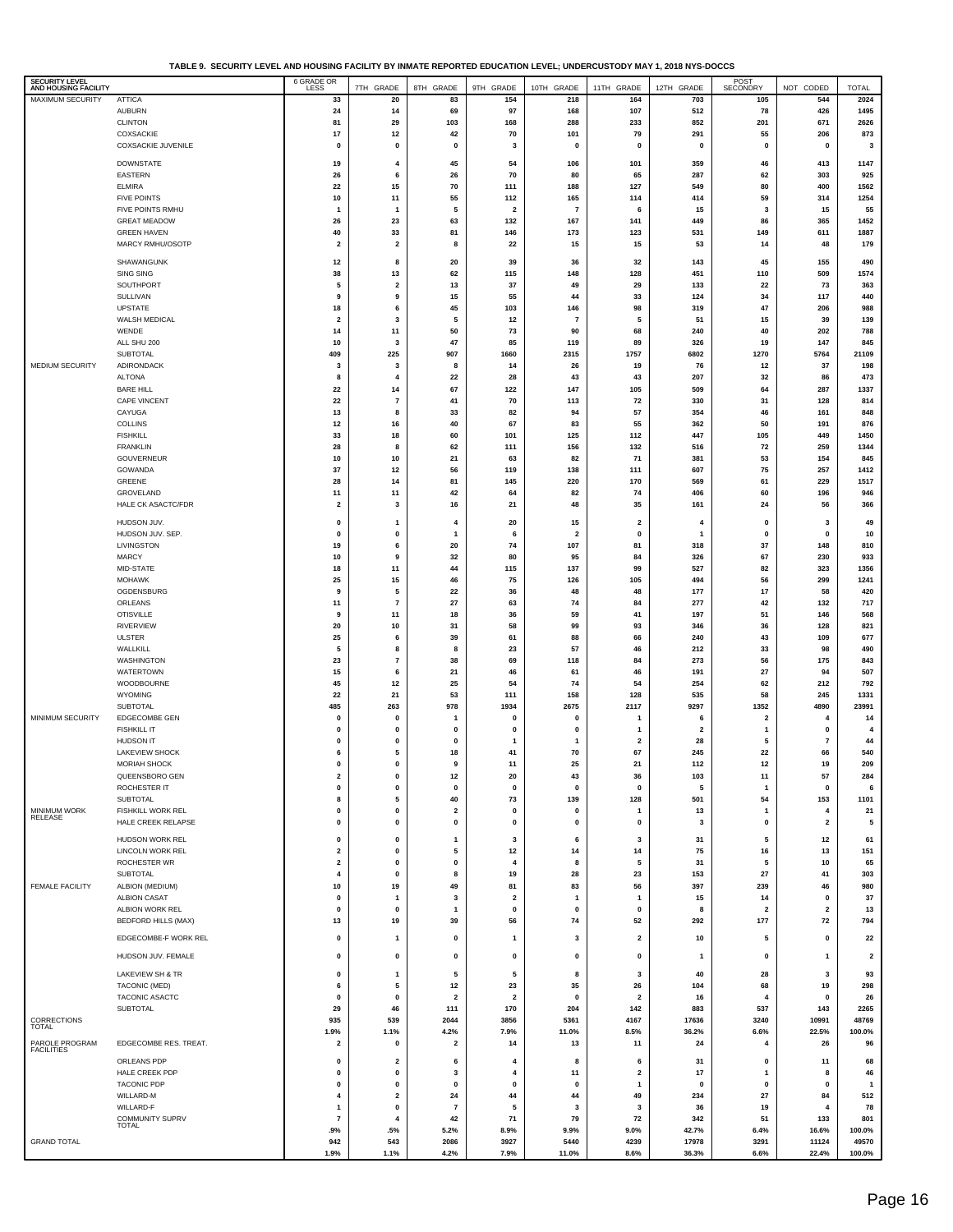**TABLE 9. SECURITY LEVEL AND HOUSING FACILITY BY INMATE REPORTED EDUCATION LEVEL; UNDERCUSTODY MAY 1, 2018 NYS-DOCCS**

| SECURITY LEVEL AND HOUSING FACILITY | | 6 GRADE OR LESS | 7TH GRADE | 8TH GRADE | 9TH GRADE | 10TH GRADE | 11TH GRADE | 12TH GRADE | POST SECONDRY | NOT CODED | TOTAL |
|---|---|---|---|---|---|---|---|---|---|---|---|
| MAXIMUM SECURITY | ATTICA | 33 | 20 | 83 | 154 | 218 | 164 | 703 | 105 | 544 | 2024 |
| | AUBURN | 24 | 14 | 69 | 97 | 168 | 107 | 512 | 78 | 426 | 1495 |
| | CLINTON | 81 | 29 | 103 | 168 | 288 | 233 | 852 | 201 | 671 | 2626 |
| | COXSACKIE | 17 | 12 | 42 | 70 | 101 | 79 | 291 | 55 | 206 | 873 |
| | COXSACKIE JUVENILE | 0 | 0 | 0 | 3 | 0 | 0 | 0 | 0 | 0 | 3 |
| | DOWNSTATE | 19 | 4 | 45 | 54 | 106 | 101 | 359 | 46 | 413 | 1147 |
| | EASTERN | 26 | 6 | 26 | 70 | 80 | 65 | 287 | 62 | 303 | 925 |
| | ELMIRA | 22 | 15 | 70 | 111 | 188 | 127 | 549 | 80 | 400 | 1562 |
| | FIVE POINTS | 10 | 11 | 55 | 112 | 165 | 114 | 414 | 59 | 314 | 1254 |
| | FIVE POINTS RMHU | 1 | 1 | 5 | 2 | 7 | 6 | 15 | 3 | 15 | 55 |
| | GREAT MEADOW | 26 | 23 | 63 | 132 | 167 | 141 | 449 | 86 | 365 | 1452 |
| | GREEN HAVEN | 40 | 33 | 81 | 146 | 173 | 123 | 531 | 149 | 611 | 1887 |
| | MARCY RMHU/OSOTP | 2 | 2 | 8 | 22 | 15 | 15 | 53 | 14 | 48 | 179 |
| | SHAWANGUNK | 12 | 8 | 20 | 39 | 36 | 32 | 143 | 45 | 155 | 490 |
| | SING SING | 38 | 13 | 62 | 115 | 148 | 128 | 451 | 110 | 509 | 1574 |
| | SOUTHPORT | 5 | 2 | 13 | 37 | 49 | 29 | 133 | 22 | 73 | 363 |
| | SULLIVAN | 9 | 9 | 15 | 55 | 44 | 33 | 124 | 34 | 117 | 440 |
| | UPSTATE | 18 | 6 | 45 | 103 | 146 | 98 | 319 | 47 | 206 | 988 |
| | WALSH MEDICAL | 2 | 3 | 5 | 12 | 7 | 5 | 51 | 15 | 39 | 139 |
| | WENDE | 14 | 11 | 50 | 73 | 90 | 68 | 240 | 40 | 202 | 788 |
| | ALL SHU 200 | 10 | 3 | 47 | 85 | 119 | 89 | 326 | 19 | 147 | 845 |
| | SUBTOTAL | 409 | 225 | 907 | 1660 | 2315 | 1757 | 6802 | 1270 | 5764 | 21109 |
| MEDIUM SECURITY | ADIRONDACK | 3 | 3 | 8 | 14 | 26 | 19 | 76 | 12 | 37 | 198 |
| | ALTONA | 8 | 4 | 22 | 28 | 43 | 43 | 207 | 32 | 86 | 473 |
| | BARE HILL | 22 | 14 | 67 | 122 | 147 | 105 | 509 | 64 | 287 | 1337 |
| | CAPE VINCENT | 22 | 7 | 41 | 70 | 113 | 72 | 330 | 31 | 128 | 814 |
| | CAYUGA | 13 | 8 | 33 | 82 | 94 | 57 | 354 | 46 | 161 | 848 |
| | COLLINS | 12 | 16 | 40 | 67 | 83 | 55 | 362 | 50 | 191 | 876 |
| | FISHKILL | 33 | 18 | 60 | 101 | 125 | 112 | 447 | 105 | 449 | 1450 |
| | FRANKLIN | 28 | 8 | 62 | 111 | 156 | 132 | 516 | 72 | 259 | 1344 |
| | GOUVERNEUR | 10 | 10 | 21 | 63 | 82 | 71 | 381 | 53 | 154 | 845 |
| | GOWANDA | 37 | 12 | 56 | 119 | 138 | 111 | 607 | 75 | 257 | 1412 |
| | GREENE | 28 | 14 | 81 | 145 | 220 | 170 | 569 | 61 | 229 | 1517 |
| | GROVELAND | 11 | 11 | 42 | 64 | 82 | 74 | 406 | 60 | 196 | 946 |
| | HALE CK ASACTC/FDR | 2 | 3 | 16 | 21 | 48 | 35 | 161 | 24 | 56 | 366 |
| | HUDSON JUV. | 0 | 1 | 4 | 20 | 15 | 2 | 4 | 0 | 3 | 49 |
| | HUDSON JUV. SEP. | 0 | 0 | 1 | 6 | 2 | 0 | 1 | 0 | 0 | 10 |
| | LIVINGSTON | 19 | 6 | 20 | 74 | 107 | 81 | 318 | 37 | 148 | 810 |
| | MARCY | 10 | 9 | 32 | 80 | 95 | 84 | 326 | 67 | 230 | 933 |
| | MID-STATE | 18 | 11 | 44 | 115 | 137 | 99 | 527 | 82 | 323 | 1356 |
| | MOHAWK | 25 | 15 | 46 | 75 | 126 | 105 | 494 | 56 | 299 | 1241 |
| | OGDENSBURG | 9 | 5 | 22 | 36 | 48 | 48 | 177 | 17 | 58 | 420 |
| | ORLEANS | 11 | 7 | 27 | 63 | 74 | 84 | 277 | 42 | 132 | 717 |
| | OTISVILLE | 9 | 11 | 18 | 36 | 59 | 41 | 197 | 51 | 146 | 568 |
| | RIVERVIEW | 20 | 10 | 31 | 58 | 99 | 93 | 346 | 36 | 128 | 821 |
| | ULSTER | 25 | 6 | 39 | 61 | 88 | 66 | 240 | 43 | 109 | 677 |
| | WALLKILL | 5 | 8 | 8 | 23 | 57 | 46 | 212 | 33 | 98 | 490 |
| | WASHINGTON | 23 | 7 | 38 | 69 | 118 | 84 | 273 | 56 | 175 | 843 |
| | WATERTOWN | 15 | 6 | 21 | 46 | 61 | 46 | 191 | 27 | 94 | 507 |
| | WOODBOURNE | 45 | 12 | 25 | 54 | 74 | 54 | 254 | 62 | 212 | 792 |
| | WYOMING | 22 | 21 | 53 | 111 | 158 | 128 | 535 | 58 | 245 | 1331 |
| | SUBTOTAL | 485 | 263 | 978 | 1934 | 2675 | 2117 | 9297 | 1352 | 4890 | 23991 |
| MINIMUM SECURITY | EDGECOMBE GEN | 0 | 0 | 1 | 0 | 0 | 1 | 6 | 2 | 4 | 14 |
| | FISHKILL IT | 0 | 0 | 0 | 0 | 0 | 1 | 2 | 1 | 0 | 4 |
| | HUDSON IT | 0 | 0 | 0 | 1 | 1 | 2 | 28 | 5 | 7 | 44 |
| | LAKEVIEW SHOCK | 6 | 5 | 18 | 41 | 70 | 67 | 245 | 22 | 66 | 540 |
| | MORIAH SHOCK | 0 | 0 | 9 | 11 | 25 | 21 | 112 | 12 | 19 | 209 |
| | QUEENSBORO GEN | 2 | 0 | 12 | 20 | 43 | 36 | 103 | 11 | 57 | 284 |
| | ROCHESTER IT | 0 | 0 | 0 | 0 | 0 | 0 | 5 | 1 | 0 | 6 |
| | SUBTOTAL | 8 | 5 | 40 | 73 | 139 | 128 | 501 | 54 | 153 | 1101 |
| MINIMUM WORK RELEASE | FISHKILL WORK REL | 0 | 0 | 2 | 0 | 0 | 1 | 13 | 1 | 4 | 21 |
| | HALE CREEK RELAPSE | 0 | 0 | 0 | 0 | 0 | 0 | 3 | 0 | 2 | 5 |
| | HUDSON WORK REL | 0 | 0 | 1 | 3 | 6 | 3 | 31 | 5 | 12 | 61 |
| | LINCOLN WORK REL | 2 | 0 | 5 | 12 | 14 | 14 | 75 | 16 | 13 | 151 |
| | ROCHESTER WR | 2 | 0 | 0 | 4 | 8 | 5 | 31 | 5 | 10 | 65 |
| | SUBTOTAL | 4 | 0 | 8 | 19 | 28 | 23 | 153 | 27 | 41 | 303 |
| FEMALE FACILITY | ALBION (MEDIUM) | 10 | 19 | 49 | 81 | 83 | 56 | 397 | 239 | 46 | 980 |
| | ALBION CASAT | 0 | 1 | 3 | 2 | 1 | 1 | 15 | 14 | 0 | 37 |
| | ALBION WORK REL | 0 | 0 | 1 | 0 | 0 | 0 | 8 | 2 | 2 | 13 |
| | BEDFORD HILLS (MAX) | 13 | 19 | 39 | 56 | 74 | 52 | 292 | 177 | 72 | 794 |
| | EDGECOMBE-F WORK REL | 0 | 1 | 0 | 1 | 3 | 2 | 10 | 5 | 0 | 22 |
| | HUDSON JUV. FEMALE | 0 | 0 | 0 | 0 | 0 | 0 | 1 | 0 | 1 | 2 |
| | LAKEVIEW SH & TR | 0 | 1 | 5 | 5 | 8 | 3 | 40 | 28 | 3 | 93 |
| | TACONIC (MED) | 6 | 5 | 12 | 23 | 35 | 26 | 104 | 68 | 19 | 298 |
| | TACONIC ASACTC | 0 | 0 | 2 | 2 | 0 | 2 | 16 | 4 | 0 | 26 |
| | SUBTOTAL | 29 | 46 | 111 | 170 | 204 | 142 | 883 | 537 | 143 | 2265 |
| CORRECTIONS TOTAL | | 935 | 539 | 2044 | 3856 | 5361 | 4167 | 17636 | 3240 | 10991 | 48769 |
| | | 1.9% | 1.1% | 4.2% | 7.9% | 11.0% | 8.5% | 36.2% | 6.6% | 22.5% | 100.0% |
| PAROLE PROGRAM FACILITIES | EDGECOMBE RES. TREAT. | 2 | 0 | 2 | 14 | 13 | 11 | 24 | 4 | 26 | 96 |
| | ORLEANS PDP | 0 | 2 | 6 | 4 | 8 | 6 | 31 | 0 | 11 | 68 |
| | HALE CREEK PDP | 0 | 0 | 3 | 4 | 11 | 2 | 17 | 1 | 8 | 46 |
| | TACONIC PDP | 0 | 0 | 0 | 0 | 0 | 1 | 0 | 0 | 0 | 1 |
| | WILLARD-M | 4 | 2 | 24 | 44 | 44 | 49 | 234 | 27 | 84 | 512 |
| | WILLARD-F | 1 | 0 | 7 | 5 | 3 | 3 | 36 | 19 | 4 | 78 |
| | COMMUNITY SUPRV TOTAL | 7 | 4 | 42 | 71 | 79 | 72 | 342 | 51 | 133 | 801 |
| | | .9% | .5% | 5.2% | 8.9% | 9.9% | 9.0% | 42.7% | 6.4% | 16.6% | 100.0% |
| GRAND TOTAL | | 942 | 543 | 2086 | 3927 | 5440 | 4239 | 17978 | 3291 | 11124 | 49570 |
| | | 1.9% | 1.1% | 4.2% | 7.9% | 11.0% | 8.6% | 36.3% | 6.6% | 22.4% | 100.0% |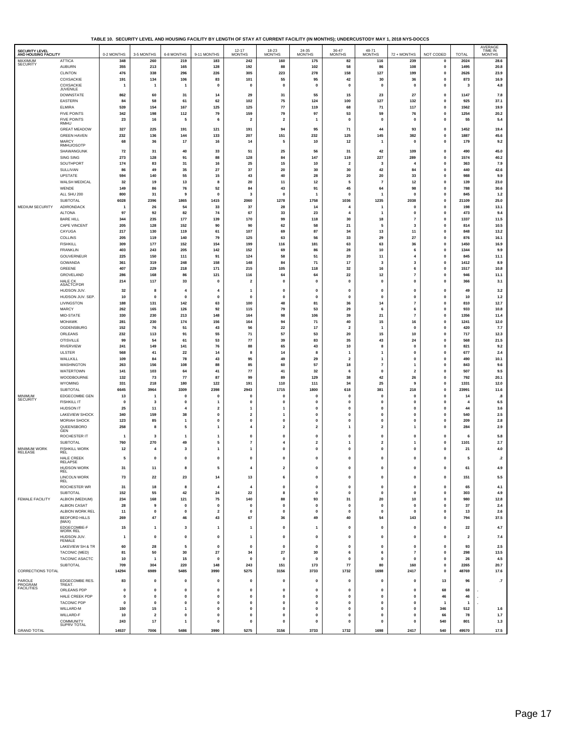**TABLE 10. SECURITY LEVEL AND HOUSING FACILITY BY LENGTH OF STAY AT CURRENT FACILITY (IN MONTHS); UNDERCUSTODY MAY 1, 2018 NYS-DOCCS**

| SECURITY LEVEL AND HOUSING FACILITY | | 0-2 MONTHS | 3-5 MONTHS | 6-8 MONTHS | 9-11 MONTHS | 12-17 MONTHS | 18-23 MONTHS | 24-35 MONTHS | 36-47 MONTHS | 48-71 MONTHS | 72 + MONTHS | NOT CODED | TOTAL | AVERAGE TIME IN MONTHS |
|---|---|---|---|---|---|---|---|---|---|---|---|---|---|---|
| MAXIMUM SECURITY | ATTICA | 348 | 260 | 219 | 183 | 242 | 160 | 175 | 82 | 116 | 239 | 0 | 2024 | 28.6 |
| | AUBURN | 355 | 213 | 165 | 128 | 192 | 88 | 102 | 58 | 86 | 108 | 0 | 1495 | 20.8 |
| | CLINTON | 476 | 338 | 296 | 226 | 305 | 223 | 278 | 158 | 127 | 199 | 0 | 2626 | 23.9 |
| | COXSACKIE | 191 | 134 | 106 | 83 | 101 | 55 | 95 | 42 | 30 | 36 | 0 | 873 | 16.9 |
| | COXSACKIE JUVENILE | 1 | 1 | 1 | 0 | 0 | 0 | 0 | 0 | 0 | 0 | 0 | 3 | 4.8 |
| | DOWNSTATE | 862 | 60 | 31 | 14 | 29 | 31 | 55 | 15 | 23 | 27 | 0 | 1147 | 7.8 |
| | EASTERN | 84 | 58 | 61 | 62 | 102 | 75 | 124 | 100 | 127 | 132 | 0 | 925 | 37.1 |
| | ELMIRA | 539 | 154 | 167 | 125 | 125 | 77 | 119 | 68 | 71 | 117 | 0 | 1562 | 19.9 |
| | FIVE POINTS | 342 | 198 | 112 | 79 | 159 | 79 | 97 | 53 | 59 | 76 | 0 | 1254 | 20.2 |
| | FIVE POINTS RMHU | 23 | 16 | 5 | 6 | 2 | 2 | 1 | 0 | 0 | 0 | 0 | 55 | 5.4 |
| | GREAT MEADOW | 327 | 225 | 191 | 121 | 191 | 94 | 95 | 71 | 44 | 93 | 0 | 1452 | 19.4 |
| | GREEN HAVEN | 232 | 136 | 144 | 133 | 207 | 151 | 232 | 125 | 145 | 382 | 0 | 1887 | 45.6 |
| | MARCY RMHU/OSOTP | 68 | 36 | 17 | 16 | 14 | 5 | 10 | 12 | 1 | 0 | 0 | 179 | 9.2 |
| | SHAWANGUNK | 72 | 31 | 40 | 33 | 51 | 25 | 56 | 31 | 42 | 109 | 0 | 490 | 45.0 |
| | SING SING | 273 | 128 | 91 | 88 | 128 | 84 | 147 | 119 | 227 | 289 | 0 | 1574 | 40.2 |
| | SOUTHPORT | 174 | 83 | 31 | 16 | 25 | 15 | 10 | 2 | 3 | 4 | 0 | 363 | 7.9 |
| | SULLIVAN | 86 | 49 | 35 | 27 | 37 | 20 | 30 | 30 | 42 | 84 | 0 | 440 | 42.6 |
| | UPSTATE | 594 | 140 | 55 | 15 | 43 | 40 | 28 | 20 | 20 | 33 | 0 | 988 | 9.9 |
| | WALSH MEDICAL | 32 | 19 | 13 | 8 | 20 | 11 | 12 | 5 | 7 | 12 | 0 | 139 | 23.0 |
| | WENDE | 149 | 86 | 76 | 52 | 84 | 43 | 91 | 45 | 64 | 98 | 0 | 788 | 30.6 |
| | ALL SHU 200 | 800 | 31 | 9 | 0 | 3 | 0 | 1 | 0 | 1 | 0 | 0 | 845 | 1.2 |
| | SUBTOTAL | 6028 | 2396 | 1865 | 1415 | 2060 | 1278 | 1758 | 1036 | 1235 | 2038 | 0 | 21109 | 25.0 |
| MEDIUM SECURITY | ADIRONDACK | 1 | 26 | 54 | 33 | 37 | 28 | 14 | 4 | 1 | 0 | 0 | 198 | 13.1 |
| | ALTONA | 97 | 92 | 82 | 74 | 67 | 33 | 23 | 4 | 1 | 0 | 0 | 473 | 9.4 |
| | BARE HILL | 344 | 235 | 177 | 139 | 170 | 99 | 118 | 30 | 18 | 7 | 0 | 1337 | 11.5 |
| | CAPE VINCENT | 205 | 128 | 152 | 90 | 90 | 62 | 58 | 21 | 5 | 3 | 0 | 814 | 10.5 |
| | CAYUGA | 217 | 130 | 119 | 61 | 107 | 69 | 87 | 34 | 13 | 11 | 0 | 848 | 13.2 |
| | COLLINS | 205 | 119 | 140 | 79 | 125 | 63 | 56 | 33 | 29 | 27 | 0 | 876 | 16.1 |
| | FISHKILL | 309 | 177 | 152 | 154 | 199 | 116 | 181 | 63 | 63 | 36 | 0 | 1450 | 16.9 |
| | FRANKLIN | 403 | 243 | 205 | 142 | 152 | 69 | 86 | 28 | 10 | 6 | 0 | 1344 | 9.9 |
| | GOUVERNEUR | 225 | 150 | 111 | 91 | 124 | 58 | 51 | 20 | 11 | 4 | 0 | 845 | 11.1 |
| | GOWANDA | 361 | 319 | 248 | 158 | 148 | 84 | 71 | 17 | 3 | 3 | 0 | 1412 | 8.9 |
| | GREENE | 407 | 229 | 218 | 171 | 215 | 105 | 118 | 32 | 16 | 6 | 0 | 1517 | 10.8 |
| | GROVELAND | 286 | 168 | 86 | 121 | 116 | 64 | 64 | 22 | 12 | 7 | 0 | 946 | 11.1 |
| | HALE CK ASACTC/FDR | 214 | 117 | 33 | 0 | 2 | 0 | 0 | 0 | 0 | 0 | 0 | 366 | 3.1 |
| | HUDSON JUV. | 32 | 8 | 4 | 4 | 1 | 0 | 0 | 0 | 0 | 0 | 0 | 49 | 3.2 |
| | HUDSON JUV. SEP. | 10 | 0 | 0 | 0 | 0 | 0 | 0 | 0 | 0 | 0 | 0 | 10 | 1.2 |
| | LIVINGSTON | 188 | 131 | 142 | 63 | 100 | 48 | 81 | 36 | 14 | 7 | 0 | 810 | 12.7 |
| | MARCY | 262 | 165 | 126 | 92 | 115 | 79 | 53 | 29 | 6 | 6 | 0 | 933 | 10.8 |
| | MID-STATE | 330 | 230 | 213 | 148 | 164 | 98 | 106 | 39 | 21 | 7 | 0 | 1356 | 11.4 |
| | MOHAWK | 281 | 230 | 174 | 156 | 164 | 94 | 71 | 40 | 15 | 16 | 0 | 1241 | 12.0 |
| | OGDENSBURG | 152 | 76 | 51 | 43 | 56 | 22 | 17 | 2 | 1 | 0 | 0 | 420 | 7.7 |
| | ORLEANS | 232 | 113 | 91 | 55 | 71 | 57 | 53 | 20 | 15 | 10 | 0 | 717 | 12.3 |
| | OTISVILLE | 99 | 54 | 61 | 53 | 77 | 39 | 83 | 35 | 43 | 24 | 0 | 568 | 21.5 |
| | RIVERVIEW | 241 | 149 | 141 | 76 | 88 | 65 | 43 | 10 | 8 | 0 | 0 | 821 | 9.2 |
| | ULSTER | 568 | 41 | 22 | 14 | 8 | 14 | 8 | 1 | 1 | 0 | 0 | 677 | 2.4 |
| | WALLKILL | 109 | 84 | 78 | 43 | 95 | 49 | 29 | 2 | 1 | 0 | 0 | 490 | 10.1 |
| | WASHINGTON | 263 | 156 | 108 | 88 | 85 | 60 | 57 | 18 | 7 | 1 | 0 | 843 | 9.6 |
| | WATERTOWN | 141 | 103 | 64 | 41 | 77 | 41 | 32 | 6 | 0 | 2 | 0 | 507 | 9.5 |
| | WOODBOURNE | 132 | 73 | 77 | 87 | 99 | 89 | 129 | 38 | 42 | 26 | 0 | 792 | 20.1 |
| | WYOMING | 331 | 218 | 180 | 122 | 191 | 110 | 111 | 34 | 25 | 9 | 0 | 1331 | 12.0 |
| | SUBTOTAL | 6645 | 3964 | 3309 | 2398 | 2943 | 1715 | 1800 | 618 | 381 | 218 | 0 | 23991 | 11.6 |
| MINIMUM SECURITY | EDGECOMBE GEN | 13 | 1 | 0 | 0 | 0 | 0 | 0 | 0 | 0 | 0 | 0 | 14 | .8 |
| | FISHKILL IT | 0 | 3 | 0 | 1 | 0 | 0 | 0 | 0 | 0 | 0 | 0 | 4 | 6.5 |
| | HUDSON IT | 25 | 11 | 4 | 2 | 1 | 1 | 0 | 0 | 0 | 0 | 0 | 44 | 3.6 |
| | LAKEVIEW SHOCK | 340 | 159 | 38 | 0 | 2 | 1 | 0 | 0 | 0 | 0 | 0 | 540 | 2.5 |
| | MORIAH SHOCK | 123 | 85 | 1 | 0 | 0 | 0 | 0 | 0 | 0 | 0 | 0 | 209 | 2.8 |
| | QUEENSBORO GEN | 258 | 8 | 5 | 1 | 4 | 2 | 2 | 1 | 2 | 1 | 0 | 284 | 2.9 |
| | ROCHESTER IT | 1 | 3 | 1 | 1 | 0 | 0 | 0 | 0 | 0 | 0 | 0 | 6 | 5.8 |
| | SUBTOTAL | 760 | 270 | 49 | 5 | 7 | 4 | 2 | 1 | 2 | 1 | 0 | 1101 | 2.7 |
| MINIMUM WORK RELEASE | FISHKILL WORK REL | 12 | 4 | 3 | 1 | 1 | 0 | 0 | 0 | 0 | 0 | 0 | 21 | 4.0 |
| | HALE CREEK RELAPSE | 5 | 0 | 0 | 0 | 0 | 0 | 0 | 0 | 0 | 0 | 0 | 5 | .2 |
| | HUDSON WORK REL | 31 | 11 | 8 | 5 | 4 | 2 | 0 | 0 | 0 | 0 | 0 | 61 | 4.9 |
| | LINCOLN WORK REL | 73 | 22 | 23 | 14 | 13 | 6 | 0 | 0 | 0 | 0 | 0 | 151 | 5.5 |
| | ROCHESTER WR | 31 | 18 | 8 | 4 | 4 | 0 | 0 | 0 | 0 | 0 | 0 | 65 | 4.1 |
| | SUBTOTAL | 152 | 55 | 42 | 24 | 22 | 8 | 0 | 0 | 0 | 0 | 0 | 303 | 4.9 |
| FEMALE FACILITY | ALBION (MEDIUM) | 234 | 168 | 121 | 75 | 140 | 88 | 93 | 31 | 20 | 10 | 0 | 980 | 12.8 |
| | ALBION CASAT | 28 | 9 | 0 | 0 | 0 | 0 | 0 | 0 | 0 | 0 | 0 | 37 | 2.4 |
| | ALBION WORK REL | 11 | 0 | 0 | 2 | 0 | 0 | 0 | 0 | 0 | 0 | 0 | 13 | 2.6 |
| | BEDFORD HILLS (MAX) | 269 | 47 | 46 | 43 | 67 | 36 | 49 | 40 | 54 | 143 | 0 | 794 | 37.5 |
| | EDGECOMBE-F WORK REL | 15 | 1 | 3 | 1 | 1 | 0 | 1 | 0 | 0 | 0 | 0 | 22 | 4.7 |
| | HUDSON JUV. FEMALE | 1 | 0 | 0 | 0 | 1 | 0 | 0 | 0 | 0 | 0 | 0 | 2 | 7.4 |
| | LAKEVIEW SH & TR | 60 | 28 | 5 | 0 | 0 | 0 | 0 | 0 | 0 | 0 | 0 | 93 | 2.5 |
| | TACONIC (MED) | 81 | 50 | 30 | 27 | 34 | 27 | 30 | 6 | 6 | 7 | 0 | 298 | 13.5 |
| | TACONIC ASACTC | 10 | 1 | 15 | 0 | 0 | 0 | 0 | 0 | 0 | 0 | 0 | 26 | 4.5 |
| | SUBTOTAL | 709 | 304 | 220 | 148 | 243 | 151 | 173 | 77 | 80 | 160 | 0 | 2265 | 20.7 |
| CORRECTIONS TOTAL | | 14294 | 6989 | 5485 | 3990 | 5275 | 3156 | 3733 | 1732 | 1698 | 2417 | 0 | 48769 | 17.6 |
| PAROLE PROGRAM FACILITIES | EDGECOMBE RES. TREAT. | 83 | 0 | 0 | 0 | 0 | 0 | 0 | 0 | 0 | 0 | 13 | 96 | .7 |
| | ORLEANS PDP | 0 | 0 | 0 | 0 | 0 | 0 | 0 | 0 | 0 | 0 | 68 | 68 | . |
| | HALE CREEK PDP | 0 | 0 | 0 | 0 | 0 | 0 | 0 | 0 | 0 | 0 | 46 | 46 | . |
| | TACONIC PDP | 0 | 0 | 0 | 0 | 0 | 0 | 0 | 0 | 0 | 0 | 1 | 1 | . |
| | WILLARD-M | 150 | 15 | 1 | 0 | 0 | 0 | 0 | 0 | 0 | 0 | 346 | 512 | 1.6 |
| | WILLARD-F | 10 | 2 | 0 | 0 | 0 | 0 | 0 | 0 | 0 | 0 | 66 | 78 | 1.7 |
| | COMMUNITY SUPRV TOTAL | 243 | 17 | 1 | 0 | 0 | 0 | 0 | 0 | 0 | 0 | 540 | 801 | 1.3 |
| GRAND TOTAL | | 14537 | 7006 | 5486 | 3990 | 5275 | 3156 | 3733 | 1732 | 1698 | 2417 | 540 | 49570 | 17.5 |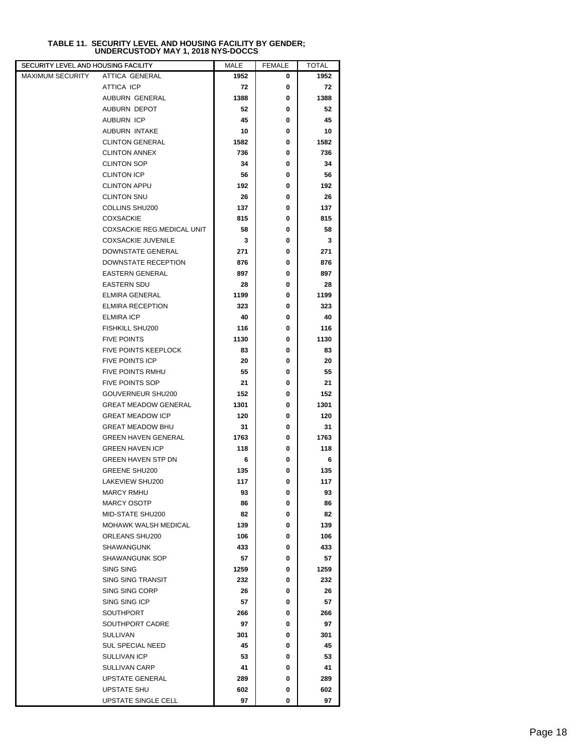**TABLE 11. SECURITY LEVEL AND HOUSING FACILITY BY GENDER; UNDERCUSTODY MAY 1, 2018 NYS-DOCCS**

| SECURITY LEVEL AND HOUSING FACILITY | | MALE | FEMALE | TOTAL |
|---|---|---|---|---|
| MAXIMUM SECURITY | ATTICA GENERAL | 1952 | 0 | 1952 |
| | ATTICA ICP | 72 | 0 | 72 |
| | AUBURN GENERAL | 1388 | 0 | 1388 |
| | AUBURN DEPOT | 52 | 0 | 52 |
| | AUBURN ICP | 45 | 0 | 45 |
| | AUBURN INTAKE | 10 | 0 | 10 |
| | CLINTON GENERAL | 1582 | 0 | 1582 |
| | CLINTON ANNEX | 736 | 0 | 736 |
| | CLINTON SOP | 34 | 0 | 34 |
| | CLINTON ICP | 56 | 0 | 56 |
| | CLINTON APPU | 192 | 0 | 192 |
| | CLINTON SNU | 26 | 0 | 26 |
| | COLLINS SHU200 | 137 | 0 | 137 |
| | COXSACKIE | 815 | 0 | 815 |
| | COXSACKIE REG.MEDICAL UNIT | 58 | 0 | 58 |
| | COXSACKIE JUVENILE | 3 | 0 | 3 |
| | DOWNSTATE GENERAL | 271 | 0 | 271 |
| | DOWNSTATE RECEPTION | 876 | 0 | 876 |
| | EASTERN GENERAL | 897 | 0 | 897 |
| | EASTERN SDU | 28 | 0 | 28 |
| | ELMIRA GENERAL | 1199 | 0 | 1199 |
| | ELMIRA RECEPTION | 323 | 0 | 323 |
| | ELMIRA ICP | 40 | 0 | 40 |
| | FISHKILL SHU200 | 116 | 0 | 116 |
| | FIVE POINTS | 1130 | 0 | 1130 |
| | FIVE POINTS KEEPLOCK | 83 | 0 | 83 |
| | FIVE POINTS ICP | 20 | 0 | 20 |
| | FIVE POINTS RMHU | 55 | 0 | 55 |
| | FIVE POINTS SOP | 21 | 0 | 21 |
| | GOUVERNEUR SHU200 | 152 | 0 | 152 |
| | GREAT MEADOW GENERAL | 1301 | 0 | 1301 |
| | GREAT MEADOW ICP | 120 | 0 | 120 |
| | GREAT MEADOW BHU | 31 | 0 | 31 |
| | GREEN HAVEN GENERAL | 1763 | 0 | 1763 |
| | GREEN HAVEN ICP | 118 | 0 | 118 |
| | GREEN HAVEN STP DN | 6 | 0 | 6 |
| | GREENE SHU200 | 135 | 0 | 135 |
| | LAKEVIEW SHU200 | 117 | 0 | 117 |
| | MARCY RMHU | 93 | 0 | 93 |
| | MARCY OSOTP | 86 | 0 | 86 |
| | MID-STATE SHU200 | 82 | 0 | 82 |
| | MOHAWK WALSH MEDICAL | 139 | 0 | 139 |
| | ORLEANS SHU200 | 106 | 0 | 106 |
| | SHAWANGUNK | 433 | 0 | 433 |
| | SHAWANGUNK SOP | 57 | 0 | 57 |
| | SING SING | 1259 | 0 | 1259 |
| | SING SING TRANSIT | 232 | 0 | 232 |
| | SING SING CORP | 26 | 0 | 26 |
| | SING SING ICP | 57 | 0 | 57 |
| | SOUTHPORT | 266 | 0 | 266 |
| | SOUTHPORT CADRE | 97 | 0 | 97 |
| | SULLIVAN | 301 | 0 | 301 |
| | SUL SPECIAL NEED | 45 | 0 | 45 |
| | SULLIVAN ICP | 53 | 0 | 53 |
| | SULLIVAN CARP | 41 | 0 | 41 |
| | UPSTATE GENERAL | 289 | 0 | 289 |
| | UPSTATE SHU | 602 | 0 | 602 |
| | UPSTATE SINGLE CELL | 97 | 0 | 97 |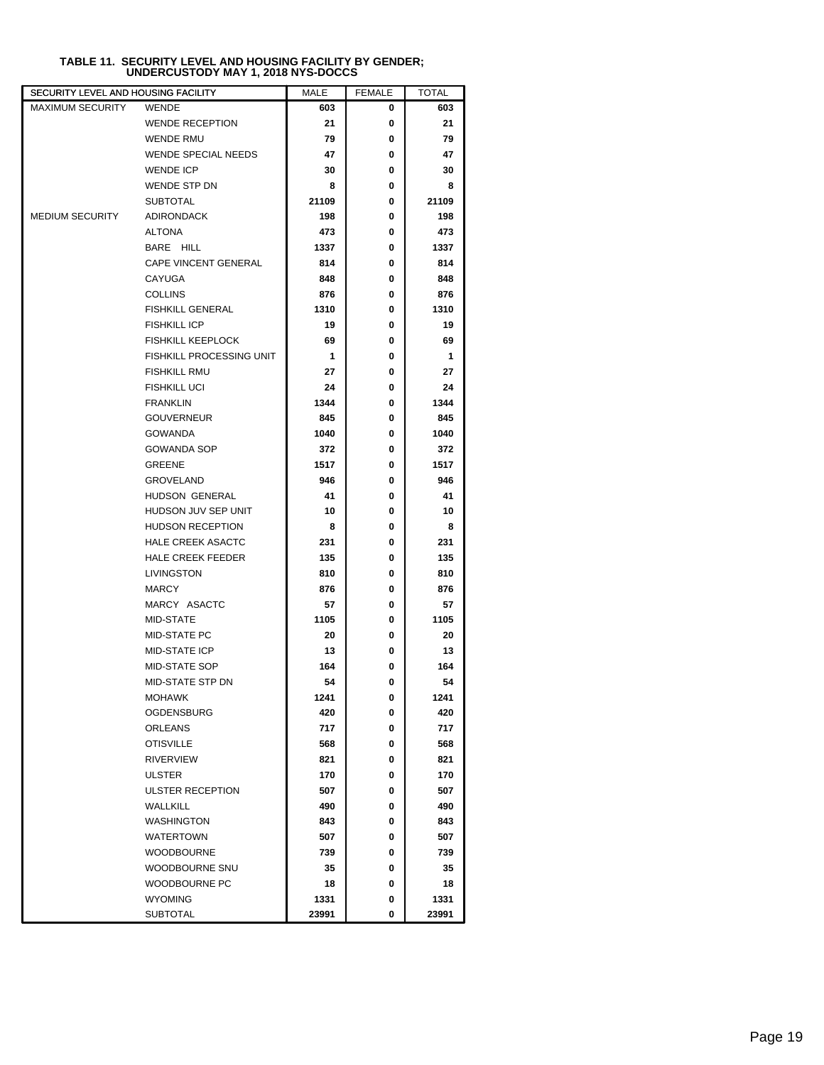# TABLE 11. SECURITY LEVEL AND HOUSING FACILITY BY GENDER; UNDERCUSTODY MAY 1, 2018 NYS-DOCCS

| SECURITY LEVEL AND HOUSING FACILITY | | MALE | FEMALE | TOTAL |
|---|---|---|---|---|
| MAXIMUM SECURITY | WENDE | 603 | 0 | 603 |
| | WENDE RECEPTION | 21 | 0 | 21 |
| | WENDE RMU | 79 | 0 | 79 |
| | WENDE SPECIAL NEEDS | 47 | 0 | 47 |
| | WENDE ICP | 30 | 0 | 30 |
| | WENDE STP DN | 8 | 0 | 8 |
| | SUBTOTAL | 21109 | 0 | 21109 |
| MEDIUM SECURITY | ADIRONDACK | 198 | 0 | 198 |
| | ALTONA | 473 | 0 | 473 |
| | BARE HILL | 1337 | 0 | 1337 |
| | CAPE VINCENT GENERAL | 814 | 0 | 814 |
| | CAYUGA | 848 | 0 | 848 |
| | COLLINS | 876 | 0 | 876 |
| | FISHKILL GENERAL | 1310 | 0 | 1310 |
| | FISHKILL ICP | 19 | 0 | 19 |
| | FISHKILL KEEPLOCK | 69 | 0 | 69 |
| | FISHKILL PROCESSING UNIT | 1 | 0 | 1 |
| | FISHKILL RMU | 27 | 0 | 27 |
| | FISHKILL UCI | 24 | 0 | 24 |
| | FRANKLIN | 1344 | 0 | 1344 |
| | GOUVERNEUR | 845 | 0 | 845 |
| | GOWANDA | 1040 | 0 | 1040 |
| | GOWANDA SOP | 372 | 0 | 372 |
| | GREENE | 1517 | 0 | 1517 |
| | GROVELAND | 946 | 0 | 946 |
| | HUDSON GENERAL | 41 | 0 | 41 |
| | HUDSON JUV SEP UNIT | 10 | 0 | 10 |
| | HUDSON RECEPTION | 8 | 0 | 8 |
| | HALE CREEK ASACTC | 231 | 0 | 231 |
| | HALE CREEK FEEDER | 135 | 0 | 135 |
| | LIVINGSTON | 810 | 0 | 810 |
| | MARCY | 876 | 0 | 876 |
| | MARCY ASACTC | 57 | 0 | 57 |
| | MID-STATE | 1105 | 0 | 1105 |
| | MID-STATE PC | 20 | 0 | 20 |
| | MID-STATE ICP | 13 | 0 | 13 |
| | MID-STATE SOP | 164 | 0 | 164 |
| | MID-STATE STP DN | 54 | 0 | 54 |
| | MOHAWK | 1241 | 0 | 1241 |
| | OGDENSBURG | 420 | 0 | 420 |
| | ORLEANS | 717 | 0 | 717 |
| | OTISVILLE | 568 | 0 | 568 |
| | RIVERVIEW | 821 | 0 | 821 |
| | ULSTER | 170 | 0 | 170 |
| | ULSTER RECEPTION | 507 | 0 | 507 |
| | WALLKILL | 490 | 0 | 490 |
| | WASHINGTON | 843 | 0 | 843 |
| | WATERTOWN | 507 | 0 | 507 |
| | WOODBOURNE | 739 | 0 | 739 |
| | WOODBOURNE SNU | 35 | 0 | 35 |
| | WOODBOURNE PC | 18 | 0 | 18 |
| | WYOMING | 1331 | 0 | 1331 |
| | SUBTOTAL | 23991 | 0 | 23991 |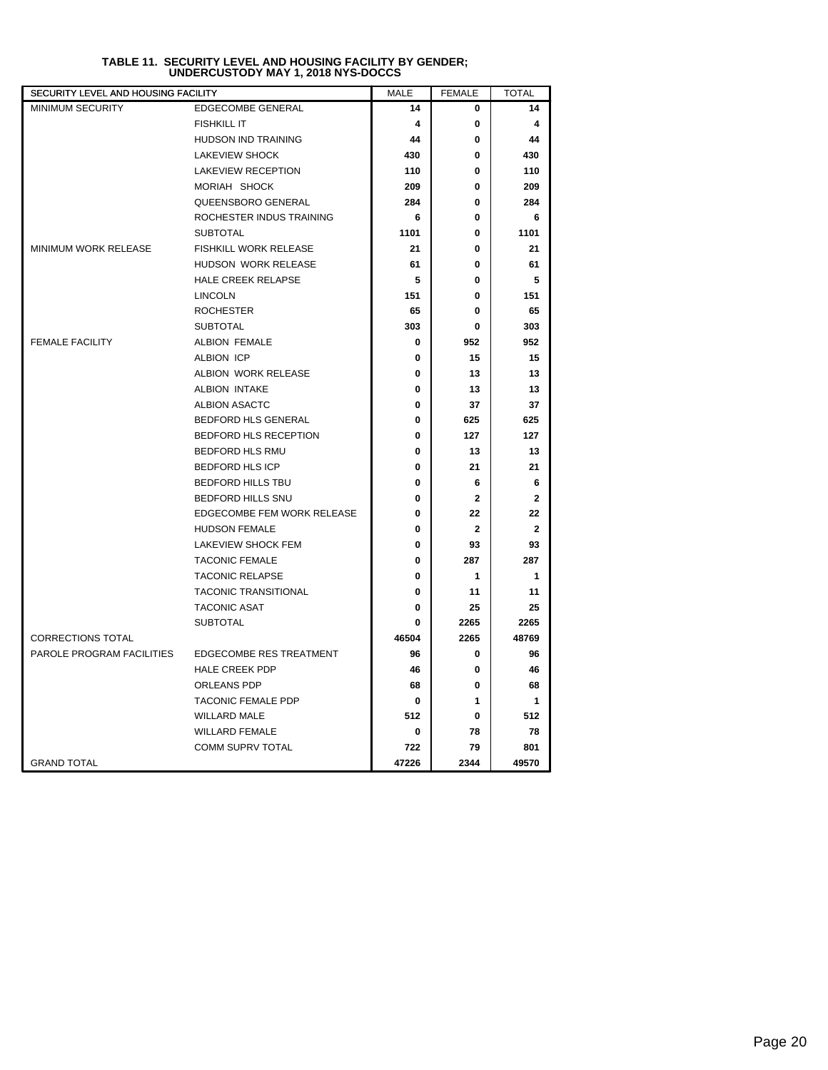**TABLE 11. SECURITY LEVEL AND HOUSING FACILITY BY GENDER; UNDERCUSTODY MAY 1, 2018 NYS-DOCCS**

| SECURITY LEVEL AND HOUSING FACILITY | | MALE | FEMALE | TOTAL |
|---|---|---|---|---|
| MINIMUM SECURITY | EDGECOMBE GENERAL | 14 | 0 | 14 |
| | FISHKILL IT | 4 | 0 | 4 |
| | HUDSON IND TRAINING | 44 | 0 | 44 |
| | LAKEVIEW SHOCK | 430 | 0 | 430 |
| | LAKEVIEW RECEPTION | 110 | 0 | 110 |
| | MORIAH SHOCK | 209 | 0 | 209 |
| | QUEENSBORO GENERAL | 284 | 0 | 284 |
| | ROCHESTER INDUS TRAINING | 6 | 0 | 6 |
| | SUBTOTAL | 1101 | 0 | 1101 |
| MINIMUM WORK RELEASE | FISHKILL WORK RELEASE | 21 | 0 | 21 |
| | HUDSON WORK RELEASE | 61 | 0 | 61 |
| | HALE CREEK RELAPSE | 5 | 0 | 5 |
| | LINCOLN | 151 | 0 | 151 |
| | ROCHESTER | 65 | 0 | 65 |
| | SUBTOTAL | 303 | 0 | 303 |
| FEMALE FACILITY | ALBION FEMALE | 0 | 952 | 952 |
| | ALBION ICP | 0 | 15 | 15 |
| | ALBION WORK RELEASE | 0 | 13 | 13 |
| | ALBION INTAKE | 0 | 13 | 13 |
| | ALBION ASACTC | 0 | 37 | 37 |
| | BEDFORD HLS GENERAL | 0 | 625 | 625 |
| | BEDFORD HLS RECEPTION | 0 | 127 | 127 |
| | BEDFORD HLS RMU | 0 | 13 | 13 |
| | BEDFORD HLS ICP | 0 | 21 | 21 |
| | BEDFORD HILLS TBU | 0 | 6 | 6 |
| | BEDFORD HILLS SNU | 0 | 2 | 2 |
| | EDGECOMBE FEM WORK RELEASE | 0 | 22 | 22 |
| | HUDSON FEMALE | 0 | 2 | 2 |
| | LAKEVIEW SHOCK FEM | 0 | 93 | 93 |
| | TACONIC FEMALE | 0 | 287 | 287 |
| | TACONIC RELAPSE | 0 | 1 | 1 |
| | TACONIC TRANSITIONAL | 0 | 11 | 11 |
| | TACONIC ASAT | 0 | 25 | 25 |
| | SUBTOTAL | 0 | 2265 | 2265 |
| CORRECTIONS TOTAL | | 46504 | 2265 | 48769 |
| PAROLE PROGRAM FACILITIES | EDGECOMBE RES TREATMENT | 96 | 0 | 96 |
| | HALE CREEK PDP | 46 | 0 | 46 |
| | ORLEANS PDP | 68 | 0 | 68 |
| | TACONIC FEMALE PDP | 0 | 1 | 1 |
| | WILLARD MALE | 512 | 0 | 512 |
| | WILLARD FEMALE | 0 | 78 | 78 |
| | COMM SUPRV TOTAL | 722 | 79 | 801 |
| GRAND TOTAL | | 47226 | 2344 | 49570 |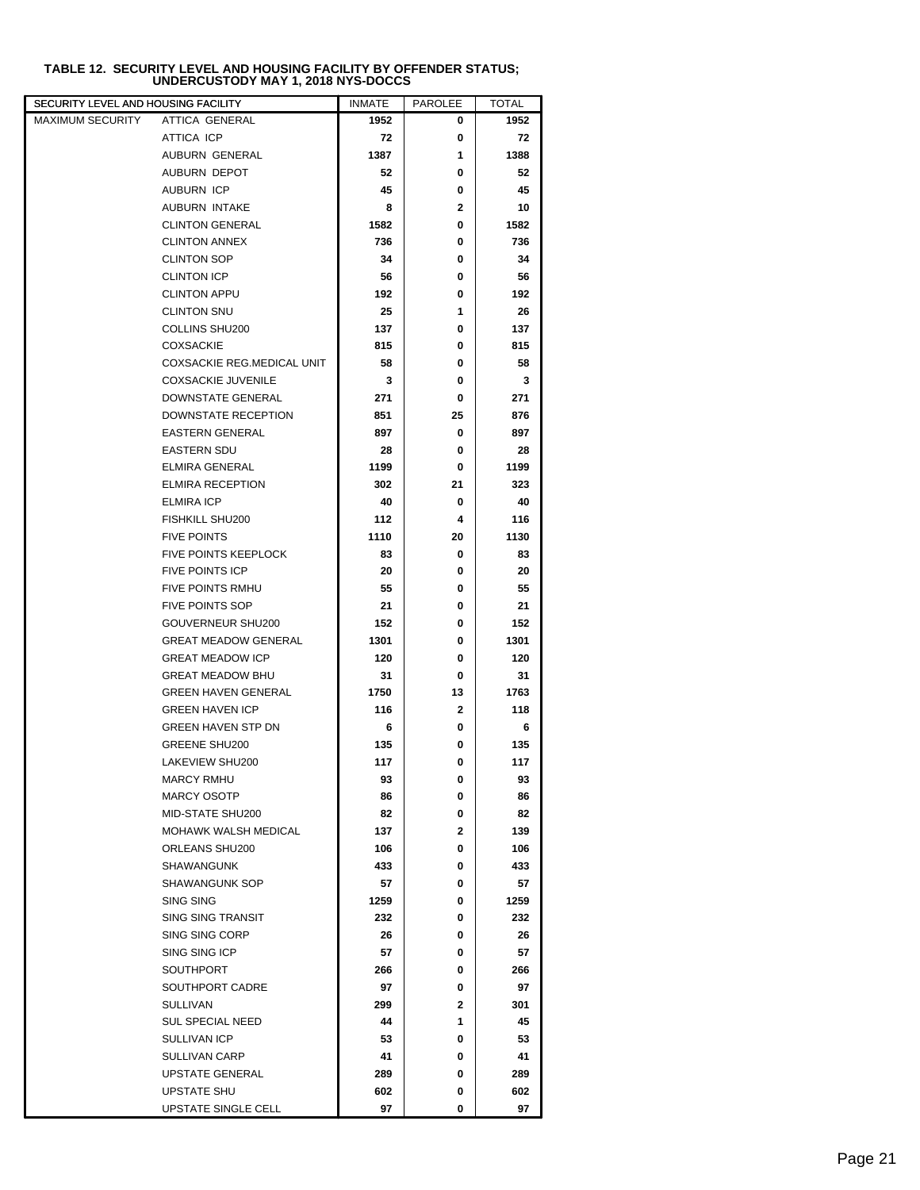**TABLE 12. SECURITY LEVEL AND HOUSING FACILITY BY OFFENDER STATUS; UNDERCUSTODY MAY 1, 2018 NYS-DOCCS**

| SECURITY LEVEL AND HOUSING FACILITY | | INMATE | PAROLEE | TOTAL |
|---|---|---|---|---|
| MAXIMUM SECURITY | ATTICA GENERAL | 1952 | 0 | 1952 |
| | ATTICA ICP | 72 | 0 | 72 |
| | AUBURN GENERAL | 1387 | 1 | 1388 |
| | AUBURN DEPOT | 52 | 0 | 52 |
| | AUBURN ICP | 45 | 0 | 45 |
| | AUBURN INTAKE | 8 | 2 | 10 |
| | CLINTON GENERAL | 1582 | 0 | 1582 |
| | CLINTON ANNEX | 736 | 0 | 736 |
| | CLINTON SOP | 34 | 0 | 34 |
| | CLINTON ICP | 56 | 0 | 56 |
| | CLINTON APPU | 192 | 0 | 192 |
| | CLINTON SNU | 25 | 1 | 26 |
| | COLLINS SHU200 | 137 | 0 | 137 |
| | COXSACKIE | 815 | 0 | 815 |
| | COXSACKIE REG.MEDICAL UNIT | 58 | 0 | 58 |
| | COXSACKIE JUVENILE | 3 | 0 | 3 |
| | DOWNSTATE GENERAL | 271 | 0 | 271 |
| | DOWNSTATE RECEPTION | 851 | 25 | 876 |
| | EASTERN GENERAL | 897 | 0 | 897 |
| | EASTERN SDU | 28 | 0 | 28 |
| | ELMIRA GENERAL | 1199 | 0 | 1199 |
| | ELMIRA RECEPTION | 302 | 21 | 323 |
| | ELMIRA ICP | 40 | 0 | 40 |
| | FISHKILL SHU200 | 112 | 4 | 116 |
| | FIVE POINTS | 1110 | 20 | 1130 |
| | FIVE POINTS KEEPLOCK | 83 | 0 | 83 |
| | FIVE POINTS ICP | 20 | 0 | 20 |
| | FIVE POINTS RMHU | 55 | 0 | 55 |
| | FIVE POINTS SOP | 21 | 0 | 21 |
| | GOUVERNEUR SHU200 | 152 | 0 | 152 |
| | GREAT MEADOW GENERAL | 1301 | 0 | 1301 |
| | GREAT MEADOW ICP | 120 | 0 | 120 |
| | GREAT MEADOW BHU | 31 | 0 | 31 |
| | GREEN HAVEN GENERAL | 1750 | 13 | 1763 |
| | GREEN HAVEN ICP | 116 | 2 | 118 |
| | GREEN HAVEN STP DN | 6 | 0 | 6 |
| | GREENE SHU200 | 135 | 0 | 135 |
| | LAKEVIEW SHU200 | 117 | 0 | 117 |
| | MARCY RMHU | 93 | 0 | 93 |
| | MARCY OSOTP | 86 | 0 | 86 |
| | MID-STATE SHU200 | 82 | 0 | 82 |
| | MOHAWK WALSH MEDICAL | 137 | 2 | 139 |
| | ORLEANS SHU200 | 106 | 0 | 106 |
| | SHAWANGUNK | 433 | 0 | 433 |
| | SHAWANGUNK SOP | 57 | 0 | 57 |
| | SING SING | 1259 | 0 | 1259 |
| | SING SING TRANSIT | 232 | 0 | 232 |
| | SING SING CORP | 26 | 0 | 26 |
| | SING SING ICP | 57 | 0 | 57 |
| | SOUTHPORT | 266 | 0 | 266 |
| | SOUTHPORT CADRE | 97 | 0 | 97 |
| | SULLIVAN | 299 | 2 | 301 |
| | SUL SPECIAL NEED | 44 | 1 | 45 |
| | SULLIVAN ICP | 53 | 0 | 53 |
| | SULLIVAN CARP | 41 | 0 | 41 |
| | UPSTATE GENERAL | 289 | 0 | 289 |
| | UPSTATE SHU | 602 | 0 | 602 |
| | UPSTATE SINGLE CELL | 97 | 0 | 97 |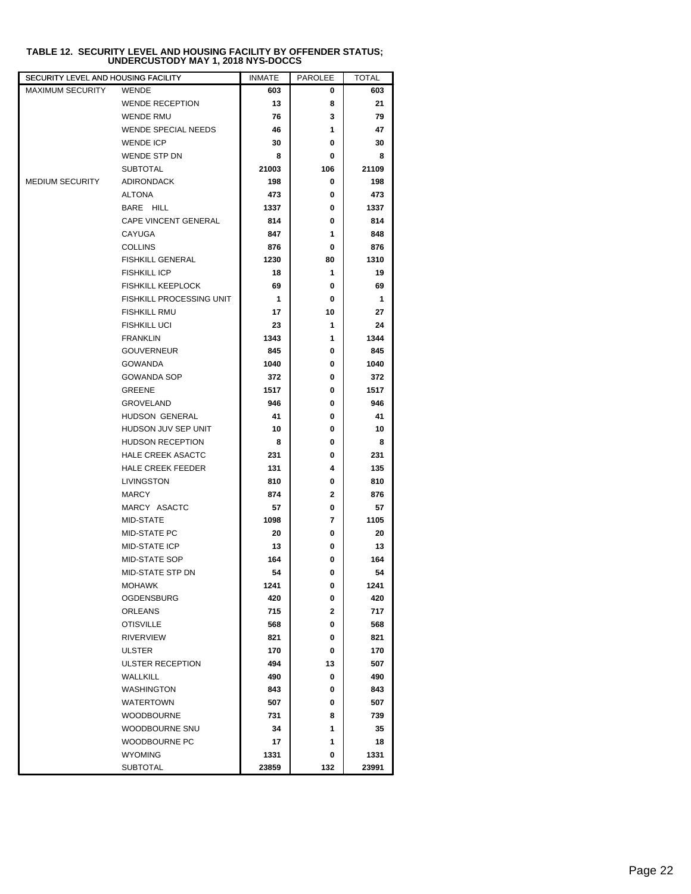**TABLE 12. SECURITY LEVEL AND HOUSING FACILITY BY OFFENDER STATUS; UNDERCUSTODY MAY 1, 2018 NYS-DOCCS**

| SECURITY LEVEL AND HOUSING FACILITY | | INMATE | PAROLEE | TOTAL |
|---|---|---|---|---|
| MAXIMUM SECURITY | WENDE | 603 | 0 | 603 |
| | WENDE RECEPTION | 13 | 8 | 21 |
| | WENDE RMU | 76 | 3 | 79 |
| | WENDE SPECIAL NEEDS | 46 | 1 | 47 |
| | WENDE ICP | 30 | 0 | 30 |
| | WENDE STP DN | 8 | 0 | 8 |
| | SUBTOTAL | 21003 | 106 | 21109 |
| MEDIUM SECURITY | ADIRONDACK | 198 | 0 | 198 |
| | ALTONA | 473 | 0 | 473 |
| | BARE HILL | 1337 | 0 | 1337 |
| | CAPE VINCENT GENERAL | 814 | 0 | 814 |
| | CAYUGA | 847 | 1 | 848 |
| | COLLINS | 876 | 0 | 876 |
| | FISHKILL GENERAL | 1230 | 80 | 1310 |
| | FISHKILL ICP | 18 | 1 | 19 |
| | FISHKILL KEEPLOCK | 69 | 0 | 69 |
| | FISHKILL PROCESSING UNIT | 1 | 0 | 1 |
| | FISHKILL RMU | 17 | 10 | 27 |
| | FISHKILL UCI | 23 | 1 | 24 |
| | FRANKLIN | 1343 | 1 | 1344 |
| | GOUVERNEUR | 845 | 0 | 845 |
| | GOWANDA | 1040 | 0 | 1040 |
| | GOWANDA SOP | 372 | 0 | 372 |
| | GREENE | 1517 | 0 | 1517 |
| | GROVELAND | 946 | 0 | 946 |
| | HUDSON GENERAL | 41 | 0 | 41 |
| | HUDSON JUV SEP UNIT | 10 | 0 | 10 |
| | HUDSON RECEPTION | 8 | 0 | 8 |
| | HALE CREEK ASACTC | 231 | 0 | 231 |
| | HALE CREEK FEEDER | 131 | 4 | 135 |
| | LIVINGSTON | 810 | 0 | 810 |
| | MARCY | 874 | 2 | 876 |
| | MARCY ASACTC | 57 | 0 | 57 |
| | MID-STATE | 1098 | 7 | 1105 |
| | MID-STATE PC | 20 | 0 | 20 |
| | MID-STATE ICP | 13 | 0 | 13 |
| | MID-STATE SOP | 164 | 0 | 164 |
| | MID-STATE STP DN | 54 | 0 | 54 |
| | MOHAWK | 1241 | 0 | 1241 |
| | OGDENSBURG | 420 | 0 | 420 |
| | ORLEANS | 715 | 2 | 717 |
| | OTISVILLE | 568 | 0 | 568 |
| | RIVERVIEW | 821 | 0 | 821 |
| | ULSTER | 170 | 0 | 170 |
| | ULSTER RECEPTION | 494 | 13 | 507 |
| | WALLKILL | 490 | 0 | 490 |
| | WASHINGTON | 843 | 0 | 843 |
| | WATERTOWN | 507 | 0 | 507 |
| | WOODBOURNE | 731 | 8 | 739 |
| | WOODBOURNE SNU | 34 | 1 | 35 |
| | WOODBOURNE PC | 17 | 1 | 18 |
| | WYOMING | 1331 | 0 | 1331 |
| | SUBTOTAL | 23859 | 132 | 23991 |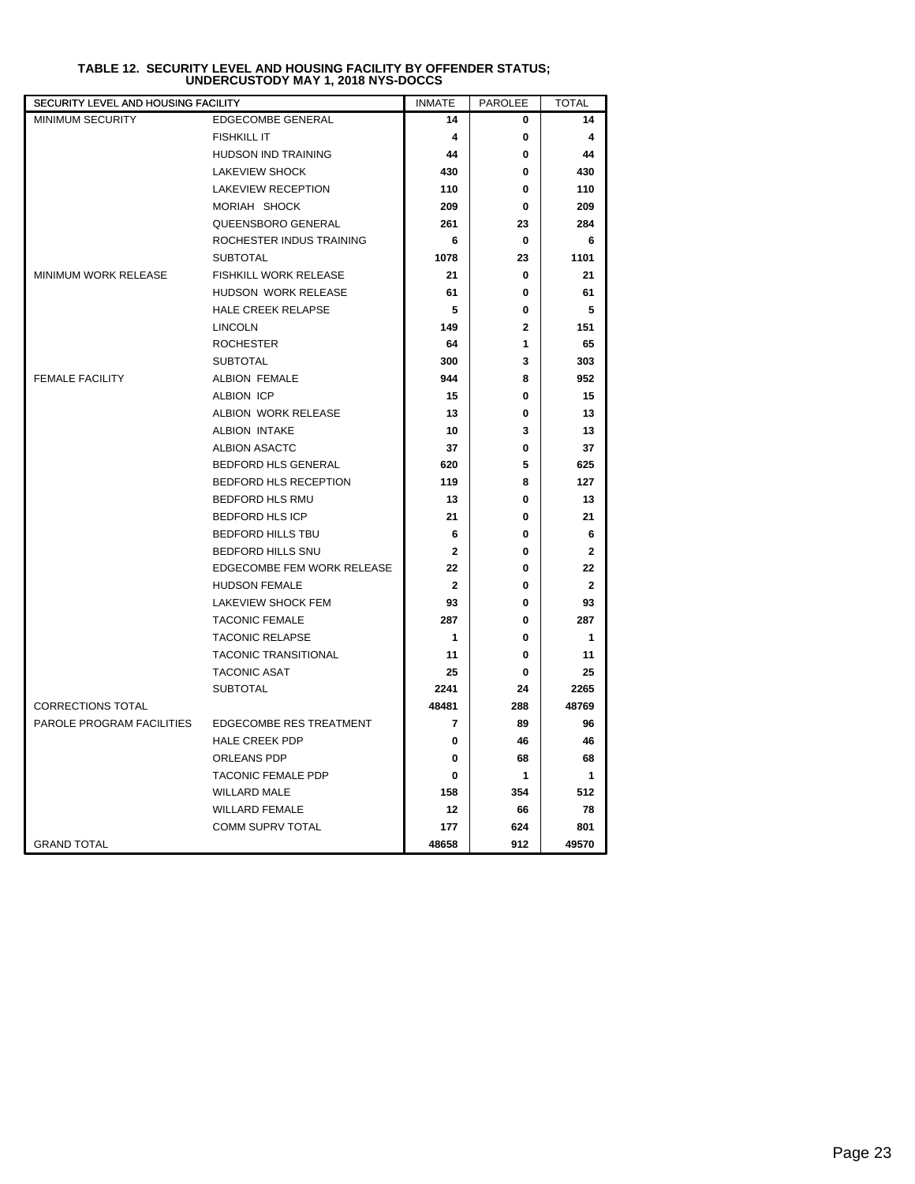# TABLE 12. SECURITY LEVEL AND HOUSING FACILITY BY OFFENDER STATUS; UNDERCUSTODY MAY 1, 2018 NYS-DOCCS

| SECURITY LEVEL AND HOUSING FACILITY | | INMATE | PAROLEE | TOTAL |
|---|---|---|---|---|
| MINIMUM SECURITY | EDGECOMBE GENERAL | **14** | **0** | **14** |
| | FISHKILL IT | **4** | **0** | **4** |
| | HUDSON IND TRAINING | **44** | **0** | **44** |
| | LAKEVIEW SHOCK | **430** | **0** | **430** |
| | LAKEVIEW RECEPTION | **110** | **0** | **110** |
| | MORIAH SHOCK | **209** | **0** | **209** |
| | QUEENSBORO GENERAL | **261** | **23** | **284** |
| | ROCHESTER INDUS TRAINING | **6** | **0** | **6** |
| | SUBTOTAL | **1078** | **23** | **1101** |
| MINIMUM WORK RELEASE | FISHKILL WORK RELEASE | **21** | **0** | **21** |
| | HUDSON WORK RELEASE | **61** | **0** | **61** |
| | HALE CREEK RELAPSE | **5** | **0** | **5** |
| | LINCOLN | **149** | **2** | **151** |
| | ROCHESTER | **64** | **1** | **65** |
| | SUBTOTAL | **300** | **3** | **303** |
| FEMALE FACILITY | ALBION FEMALE | **944** | **8** | **952** |
| | ALBION ICP | **15** | **0** | **15** |
| | ALBION WORK RELEASE | **13** | **0** | **13** |
| | ALBION INTAKE | **10** | **3** | **13** |
| | ALBION ASACTC | **37** | **0** | **37** |
| | BEDFORD HLS GENERAL | **620** | **5** | **625** |
| | BEDFORD HLS RECEPTION | **119** | **8** | **127** |
| | BEDFORD HLS RMU | **13** | **0** | **13** |
| | BEDFORD HLS ICP | **21** | **0** | **21** |
| | BEDFORD HILLS TBU | **6** | **0** | **6** |
| | BEDFORD HILLS SNU | **2** | **0** | **2** |
| | EDGECOMBE FEM WORK RELEASE | **22** | **0** | **22** |
| | HUDSON FEMALE | **2** | **0** | **2** |
| | LAKEVIEW SHOCK FEM | **93** | **0** | **93** |
| | TACONIC FEMALE | **287** | **0** | **287** |
| | TACONIC RELAPSE | **1** | **0** | **1** |
| | TACONIC TRANSITIONAL | **11** | **0** | **11** |
| | TACONIC ASAT | **25** | **0** | **25** |
| | SUBTOTAL | **2241** | **24** | **2265** |
| CORRECTIONS TOTAL | | **48481** | **288** | **48769** |
| PAROLE PROGRAM FACILITIES | EDGECOMBE RES TREATMENT | **7** | **89** | **96** |
| | HALE CREEK PDP | **0** | **46** | **46** |
| | ORLEANS PDP | **0** | **68** | **68** |
| | TACONIC FEMALE PDP | **0** | **1** | **1** |
| | WILLARD MALE | **158** | **354** | **512** |
| | WILLARD FEMALE | **12** | **66** | **78** |
| | COMM SUPRV TOTAL | **177** | **624** | **801** |
| GRAND TOTAL | | **48658** | **912** | **49570** |